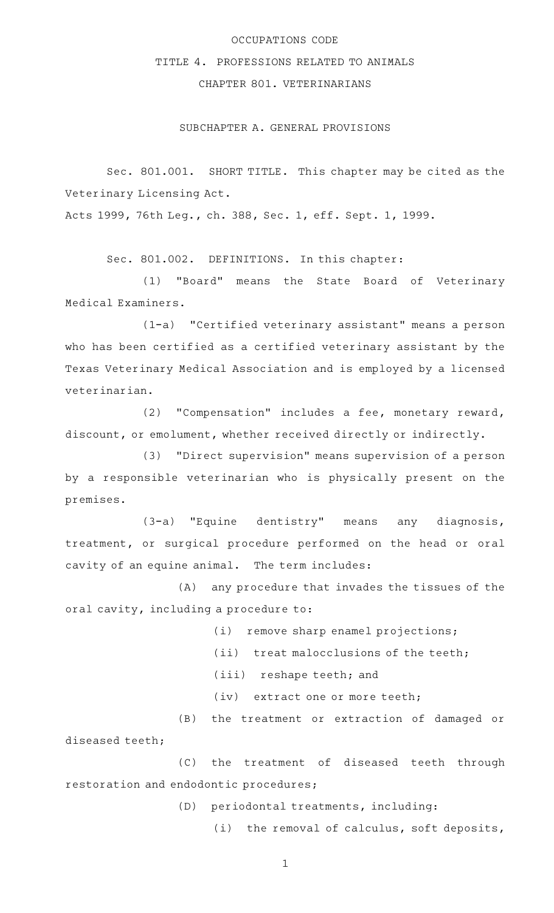# OCCUPATIONS CODE

## TITLE 4. PROFESSIONS RELATED TO ANIMALS

## CHAPTER 801. VETERINARIANS

### SUBCHAPTER A. GENERAL PROVISIONS

Sec. 801.001. SHORT TITLE. This chapter may be cited as the Veterinary Licensing Act.

Acts 1999, 76th Leg., ch. 388, Sec. 1, eff. Sept. 1, 1999.

Sec. 801.002. DEFINITIONS. In this chapter:

(1) "Board" means the State Board of Veterinary Medical Examiners.

(1-a) "Certified veterinary assistant" means a person who has been certified as a certified veterinary assistant by the Texas Veterinary Medical Association and is employed by a licensed veterinarian.

(2) "Compensation" includes a fee, monetary reward, discount, or emolument, whether received directly or indirectly.

(3) "Direct supervision" means supervision of a person by a responsible veterinarian who is physically present on the premises.

(3-a) "Equine dentistry" means any diagnosis, treatment, or surgical procedure performed on the head or oral cavity of an equine animal. The term includes:

(A) any procedure that invades the tissues of the oral cavity, including a procedure to:

(i) remove sharp enamel projections;

(ii) treat malocclusions of the teeth;

(iii) reshape teeth; and

(iv) extract one or more teeth;

(B) the treatment or extraction of damaged or diseased teeth;

(C) the treatment of diseased teeth through restoration and endodontic procedures;

(D) periodontal treatments, including:

(i) the removal of calculus, soft deposits,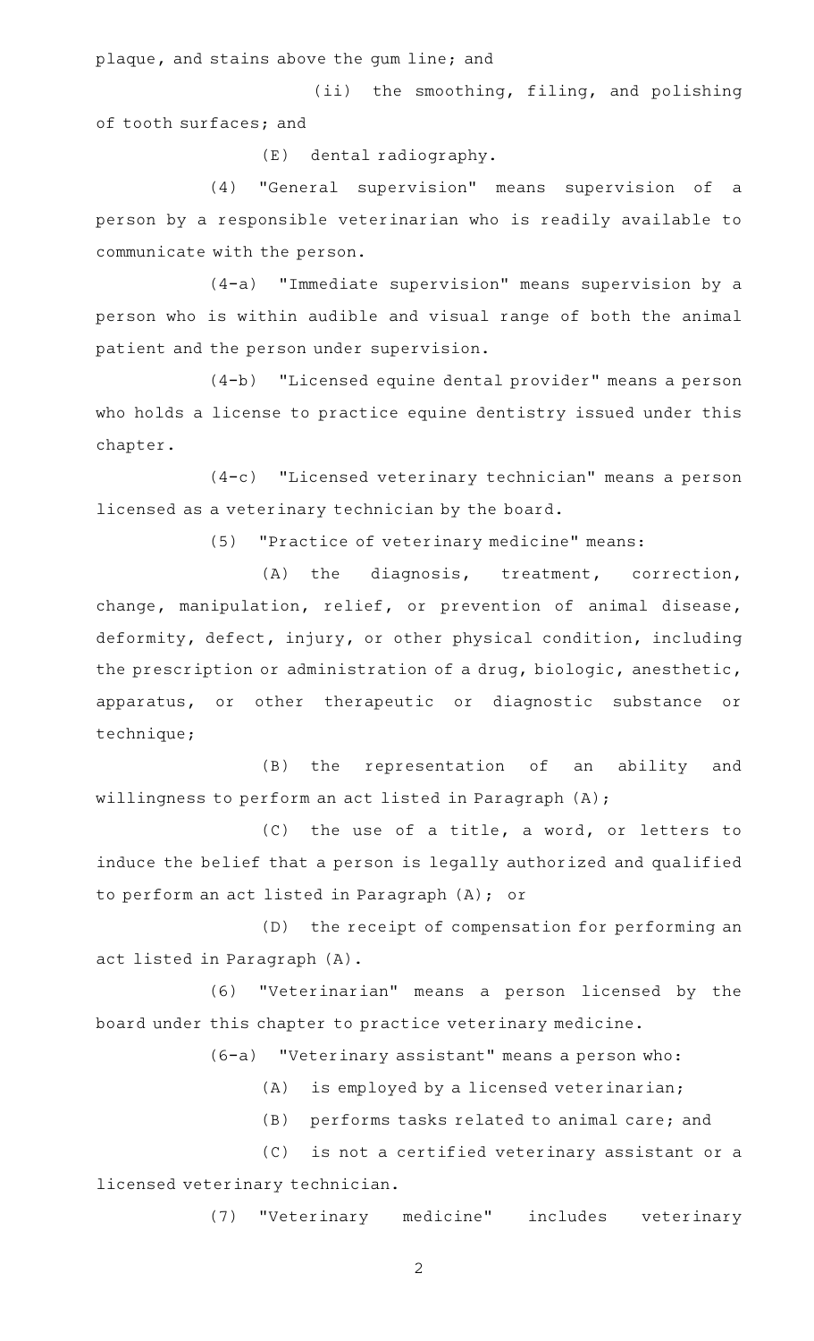plaque, and stains above the gum line; and

(ii) the smoothing, filing, and polishing of tooth surfaces; and

(E) dental radiography.

(4) "General supervision" means supervision of a person by a responsible veterinarian who is readily available to communicate with the person.

(4-a) "Immediate supervision" means supervision by a person who is within audible and visual range of both the animal patient and the person under supervision.

(4-b) "Licensed equine dental provider" means a person who holds a license to practice equine dentistry issued under this chapter.

(4-c) "Licensed veterinary technician" means a person licensed as a veterinary technician by the board.

(5) "Practice of veterinary medicine" means:

(A) the diagnosis, treatment, correction, change, manipulation, relief, or prevention of animal disease, deformity, defect, injury, or other physical condition, including the prescription or administration of a drug, biologic, anesthetic, apparatus, or other therapeutic or diagnostic substance or technique;

(B) the representation of an ability and willingness to perform an act listed in Paragraph (A);

(C) the use of a title, a word, or letters to induce the belief that a person is legally authorized and qualified to perform an act listed in Paragraph (A); or

(D) the receipt of compensation for performing an act listed in Paragraph (A).

(6) "Veterinarian" means a person licensed by the board under this chapter to practice veterinary medicine.

(6-a) "Veterinary assistant" means a person who:

(A) is employed by a licensed veterinarian;

(B) performs tasks related to animal care; and

(C) is not a certified veterinary assistant or a licensed veterinary technician.

(7) "Veterinary medicine" includes veterinary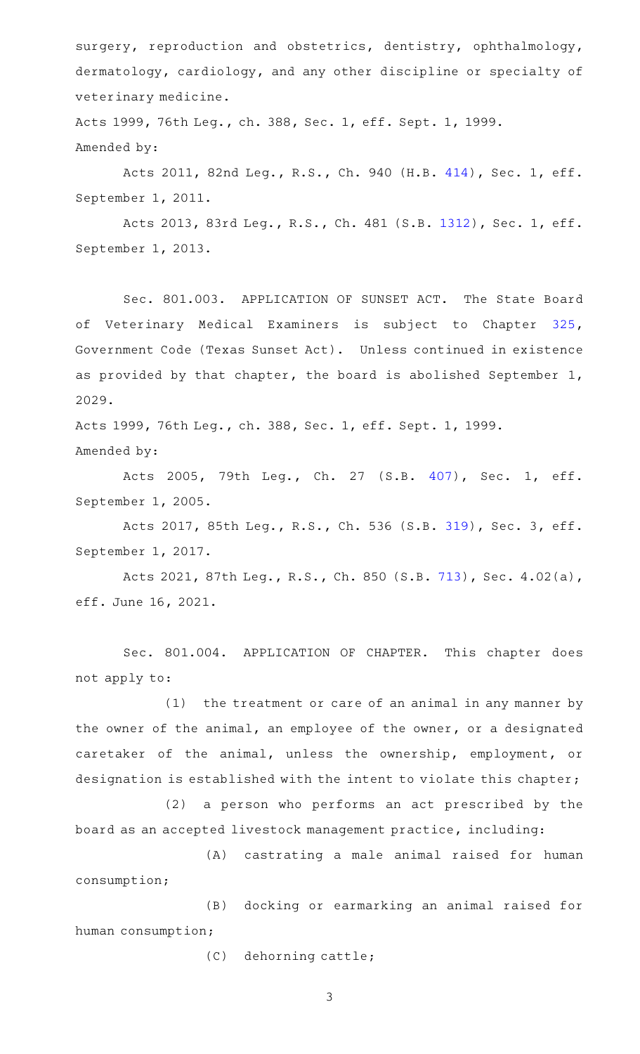surgery, reproduction and obstetrics, dentistry, ophthalmology, dermatology, cardiology, and any other discipline or specialty of veterinary medicine.

Acts 1999, 76th Leg., ch. 388, Sec. 1, eff. Sept. 1, 1999.

Amended by:

Acts 2011, 82nd Leg., R.S., Ch. 940 (H.B. 414), Sec. 1, eff. September 1, 2011.

Acts 2013, 83rd Leg., R.S., Ch. 481 (S.B. 1312), Sec. 1, eff. September 1, 2013.

Sec. 801.003. APPLICATION OF SUNSET ACT. The State Board of Veterinary Medical Examiners is subject to Chapter 325, Government Code (Texas Sunset Act). Unless continued in existence as provided by that chapter, the board is abolished September 1, 2029.

Acts 1999, 76th Leg., ch. 388, Sec. 1, eff. Sept. 1, 1999.

Amended by:

Acts 2005, 79th Leg., Ch. 27 (S.B. 407), Sec. 1, eff. September 1, 2005.

Acts 2017, 85th Leg., R.S., Ch. 536 (S.B. 319), Sec. 3, eff. September 1, 2017.

Acts 2021, 87th Leg., R.S., Ch. 850 (S.B. 713), Sec. 4.02(a), eff. June 16, 2021.

Sec. 801.004. APPLICATION OF CHAPTER. This chapter does not apply to:

(1) the treatment or care of an animal in any manner by the owner of the animal, an employee of the owner, or a designated caretaker of the animal, unless the ownership, employment, or designation is established with the intent to violate this chapter;

(2) a person who performs an act prescribed by the board as an accepted livestock management practice, including:

(A) castrating a male animal raised for human consumption;

(B) docking or earmarking an animal raised for human consumption;

(C) dehorning cattle;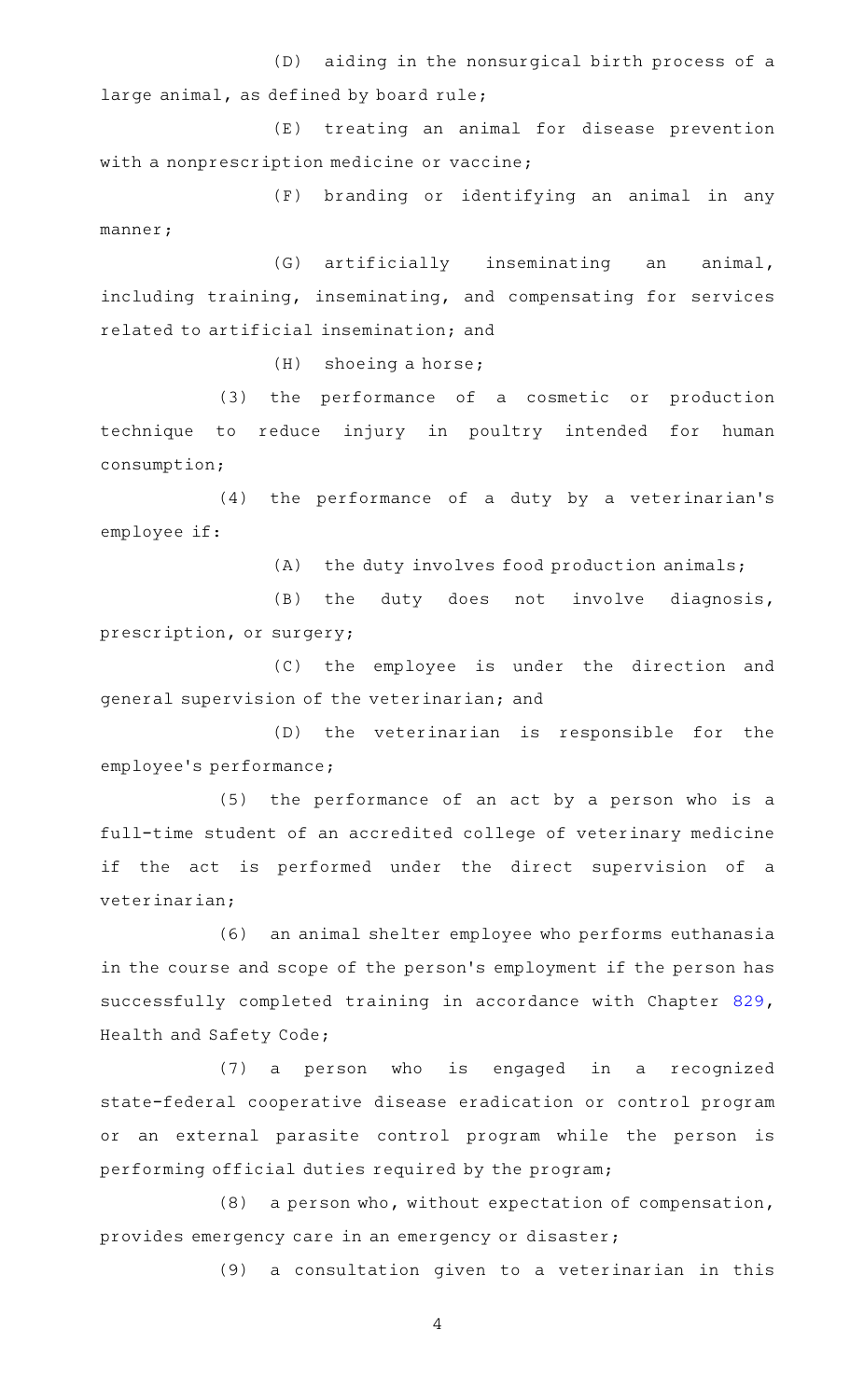(D) aiding in the nonsurgical birth process of a large animal, as defined by board rule;

(E) treating an animal for disease prevention with a nonprescription medicine or vaccine;

(F) branding or identifying an animal in any manner;

(G) artificially inseminating an animal, including training, inseminating, and compensating for services related to artificial insemination; and

(H) shoeing a horse;

(3) the performance of a cosmetic or production technique to reduce injury in poultry intended for human consumption;

(4) the performance of a duty by a veterinarian's employee if:

(A) the duty involves food production animals;

(B) the duty does not involve diagnosis, prescription, or surgery;

(C) the employee is under the direction and general supervision of the veterinarian; and

(D) the veterinarian is responsible for the employee's performance;

(5) the performance of an act by a person who is a full-time student of an accredited college of veterinary medicine if the act is performed under the direct supervision of a veterinarian;

(6) an animal shelter employee who performs euthanasia in the course and scope of the person's employment if the person has successfully completed training in accordance with Chapter 829, Health and Safety Code;

(7) a person who is engaged in a recognized state-federal cooperative disease eradication or control program or an external parasite control program while the person is performing official duties required by the program;

(8) a person who, without expectation of compensation, provides emergency care in an emergency or disaster;

(9) a consultation given to a veterinarian in this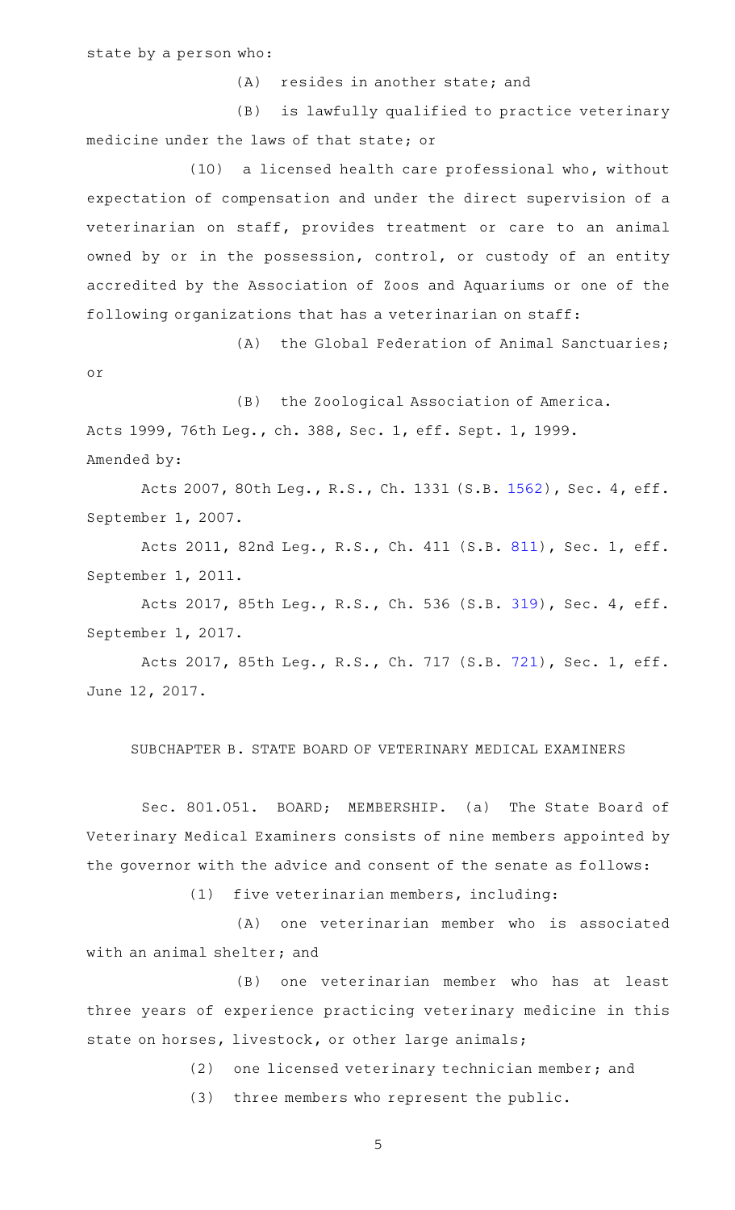state by a person who:

(A) resides in another state; and

(B) is lawfully qualified to practice veterinary medicine under the laws of that state; or

(10) a licensed health care professional who, without expectation of compensation and under the direct supervision of a veterinarian on staff, provides treatment or care to an animal owned by or in the possession, control, or custody of an entity accredited by the Association of Zoos and Aquariums or one of the following organizations that has a veterinarian on staff:

(A) the Global Federation of Animal Sanctuaries; or

(B) the Zoological Association of America.

Acts 1999, 76th Leg., ch. 388, Sec. 1, eff. Sept. 1, 1999.

Amended by:

Acts 2007, 80th Leg., R.S., Ch. 1331 (S.B. 1562), Sec. 4, eff. September 1, 2007.

Acts 2011, 82nd Leg., R.S., Ch. 411 (S.B. 811), Sec. 1, eff. September 1, 2011.

Acts 2017, 85th Leg., R.S., Ch. 536 (S.B. 319), Sec. 4, eff. September 1, 2017.

Acts 2017, 85th Leg., R.S., Ch. 717 (S.B. 721), Sec. 1, eff. June 12, 2017.

## SUBCHAPTER B. STATE BOARD OF VETERINARY MEDICAL EXAMINERS

Sec. 801.051. BOARD; MEMBERSHIP. (a) The State Board of Veterinary Medical Examiners consists of nine members appointed by the governor with the advice and consent of the senate as follows:

(1) five veterinarian members, including:

(A) one veterinarian member who is associated with an animal shelter; and

(B) one veterinarian member who has at least three years of experience practicing veterinary medicine in this state on horses, livestock, or other large animals;

(2) one licensed veterinary technician member; and

(3) three members who represent the public.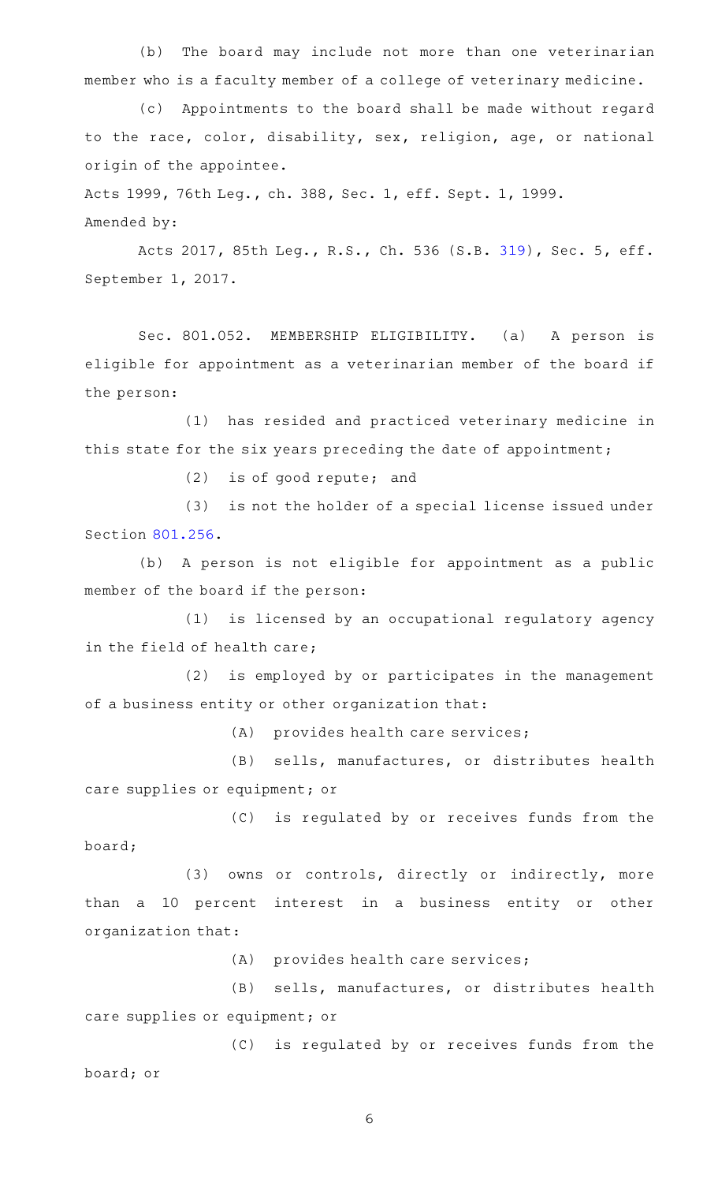(b) The board may include not more than one veterinarian member who is a faculty member of a college of veterinary medicine.

(c) Appointments to the board shall be made without regard to the race, color, disability, sex, religion, age, or national origin of the appointee.

Acts 1999, 76th Leg., ch. 388, Sec. 1, eff. Sept. 1, 1999.

Amended by:

Acts 2017, 85th Leg., R.S., Ch. 536 (S.B. 319), Sec. 5, eff. September 1, 2017.

Sec. 801.052. MEMBERSHIP ELIGIBILITY. (a) A person is eligible for appointment as a veterinarian member of the board if the person:

(1) has resided and practiced veterinary medicine in this state for the six years preceding the date of appointment;

(2) is of good repute; and

(3) is not the holder of a special license issued under Section 801.256.

(b) A person is not eligible for appointment as a public member of the board if the person:

(1) is licensed by an occupational regulatory agency in the field of health care;

(2) is employed by or participates in the management of a business entity or other organization that:

(A) provides health care services;

(B) sells, manufactures, or distributes health care supplies or equipment; or

(C) is regulated by or receives funds from the board;

(3) owns or controls, directly or indirectly, more than a 10 percent interest in a business entity or other organization that:

(A) provides health care services;

(B) sells, manufactures, or distributes health care supplies or equipment; or

(C) is regulated by or receives funds from the board; or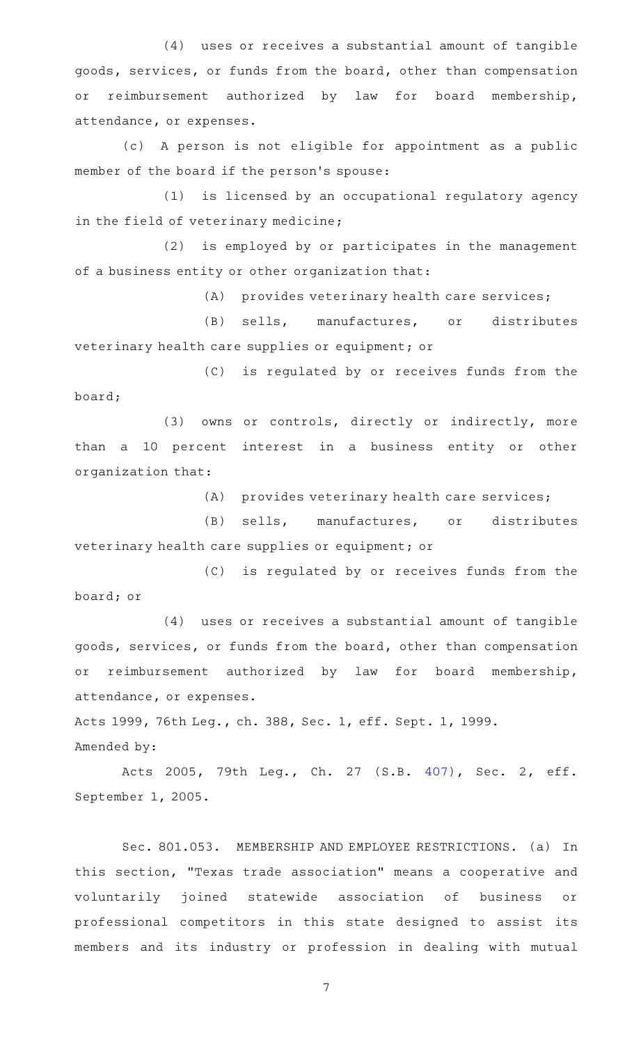(4) uses or receives a substantial amount of tangible goods, services, or funds from the board, other than compensation or reimbursement authorized by law for board membership, attendance, or expenses.

(c) A person is not eligible for appointment as a public member of the board if the person's spouse:

(1) is licensed by an occupational regulatory agency in the field of veterinary medicine;

(2) is employed by or participates in the management of a business entity or other organization that:

(A) provides veterinary health care services;

(B) sells, manufactures, or distributes veterinary health care supplies or equipment; or

(C) is regulated by or receives funds from the board;

(3) owns or controls, directly or indirectly, more than a 10 percent interest in a business entity or other organization that:

(A) provides veterinary health care services;

(B) sells, manufactures, or distributes veterinary health care supplies or equipment; or

(C) is regulated by or receives funds from the board; or

(4) uses or receives a substantial amount of tangible goods, services, or funds from the board, other than compensation or reimbursement authorized by law for board membership, attendance, or expenses.

Acts 1999, 76th Leg., ch. 388, Sec. 1, eff. Sept. 1, 1999.
Amended by:

Acts 2005, 79th Leg., Ch. 27 (S.B. 407), Sec. 2, eff. September 1, 2005.

Sec. 801.053. MEMBERSHIP AND EMPLOYEE RESTRICTIONS. (a) In this section, "Texas trade association" means a cooperative and voluntarily joined statewide association of business or professional competitors in this state designed to assist its members and its industry or profession in dealing with mutual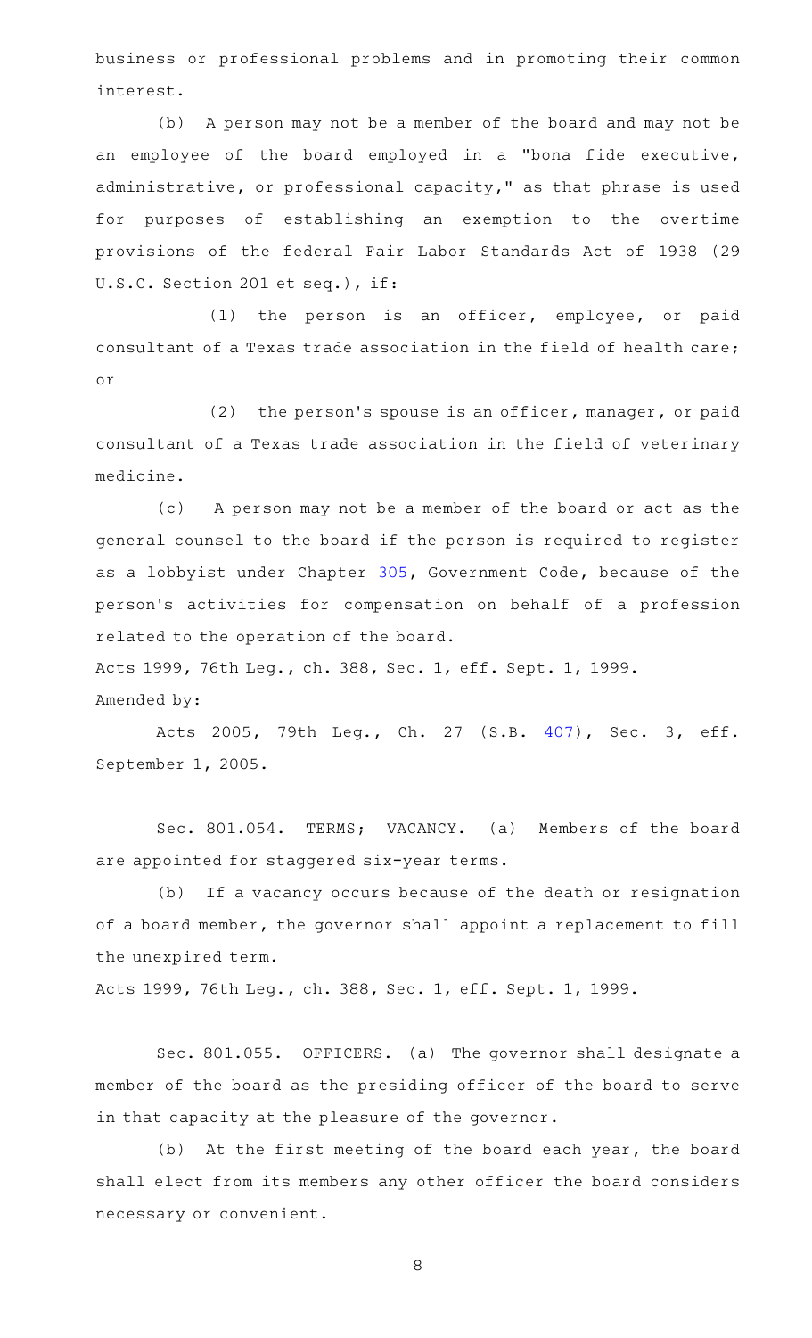business or professional problems and in promoting their common interest.

(b) A person may not be a member of the board and may not be an employee of the board employed in a "bona fide executive, administrative, or professional capacity," as that phrase is used for purposes of establishing an exemption to the overtime provisions of the federal Fair Labor Standards Act of 1938 (29 U.S.C. Section 201 et seq.), if:

(1) the person is an officer, employee, or paid consultant of a Texas trade association in the field of health care; or

(2) the person's spouse is an officer, manager, or paid consultant of a Texas trade association in the field of veterinary medicine.

(c) A person may not be a member of the board or act as the general counsel to the board if the person is required to register as a lobbyist under Chapter 305, Government Code, because of the person's activities for compensation on behalf of a profession related to the operation of the board.

Acts 1999, 76th Leg., ch. 388, Sec. 1, eff. Sept. 1, 1999.

Amended by:

Acts 2005, 79th Leg., Ch. 27 (S.B. 407), Sec. 3, eff. September 1, 2005.

Sec. 801.054. TERMS; VACANCY. (a) Members of the board are appointed for staggered six-year terms.

(b) If a vacancy occurs because of the death or resignation of a board member, the governor shall appoint a replacement to fill the unexpired term.

Acts 1999, 76th Leg., ch. 388, Sec. 1, eff. Sept. 1, 1999.

Sec. 801.055. OFFICERS. (a) The governor shall designate a member of the board as the presiding officer of the board to serve in that capacity at the pleasure of the governor.

(b) At the first meeting of the board each year, the board shall elect from its members any other officer the board considers necessary or convenient.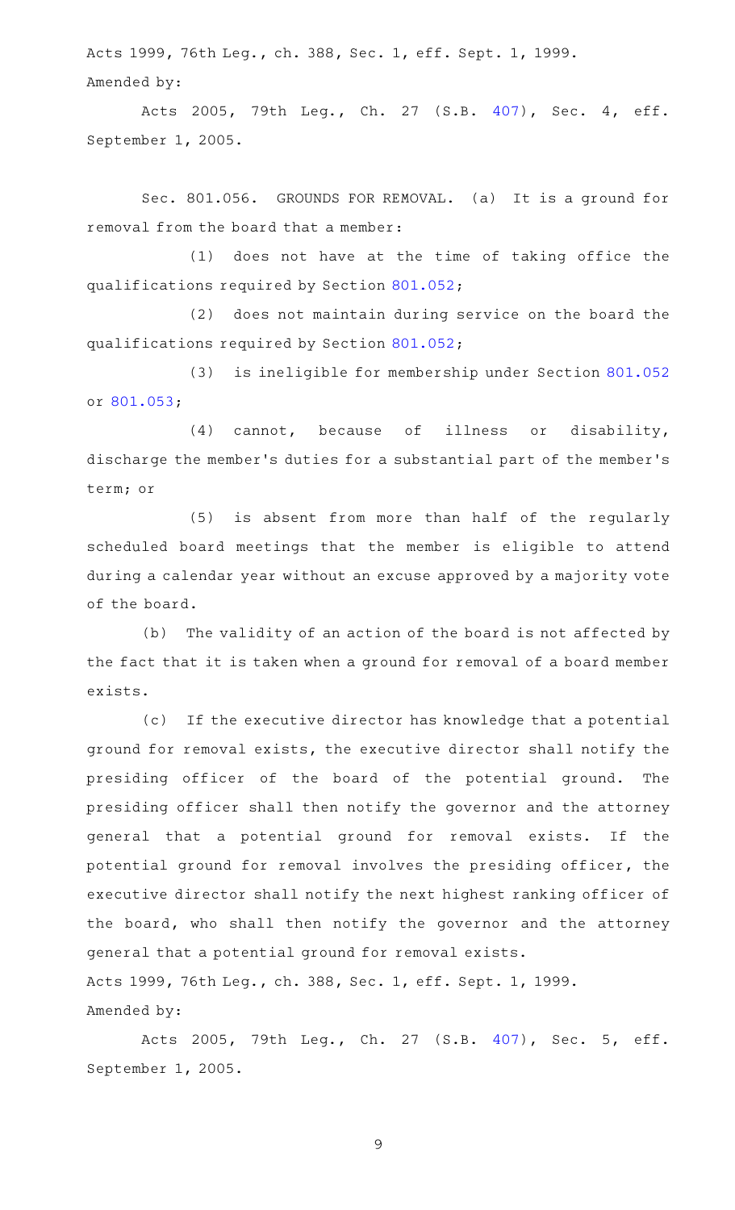Acts 1999, 76th Leg., ch. 388, Sec. 1, eff. Sept. 1, 1999.

Amended by:

Acts 2005, 79th Leg., Ch. 27 (S.B. 407), Sec. 4, eff. September 1, 2005.

Sec. 801.056. GROUNDS FOR REMOVAL. (a) It is a ground for removal from the board that a member:

(1) does not have at the time of taking office the qualifications required by Section 801.052;

(2) does not maintain during service on the board the qualifications required by Section 801.052;

(3) is ineligible for membership under Section 801.052 or 801.053;

(4) cannot, because of illness or disability, discharge the member's duties for a substantial part of the member's term; or

(5) is absent from more than half of the regularly scheduled board meetings that the member is eligible to attend during a calendar year without an excuse approved by a majority vote of the board.

(b) The validity of an action of the board is not affected by the fact that it is taken when a ground for removal of a board member exists.

(c) If the executive director has knowledge that a potential ground for removal exists, the executive director shall notify the presiding officer of the board of the potential ground. The presiding officer shall then notify the governor and the attorney general that a potential ground for removal exists. If the potential ground for removal involves the presiding officer, the executive director shall notify the next highest ranking officer of the board, who shall then notify the governor and the attorney general that a potential ground for removal exists.

Acts 1999, 76th Leg., ch. 388, Sec. 1, eff. Sept. 1, 1999.

Amended by:

Acts 2005, 79th Leg., Ch. 27 (S.B. 407), Sec. 5, eff. September 1, 2005.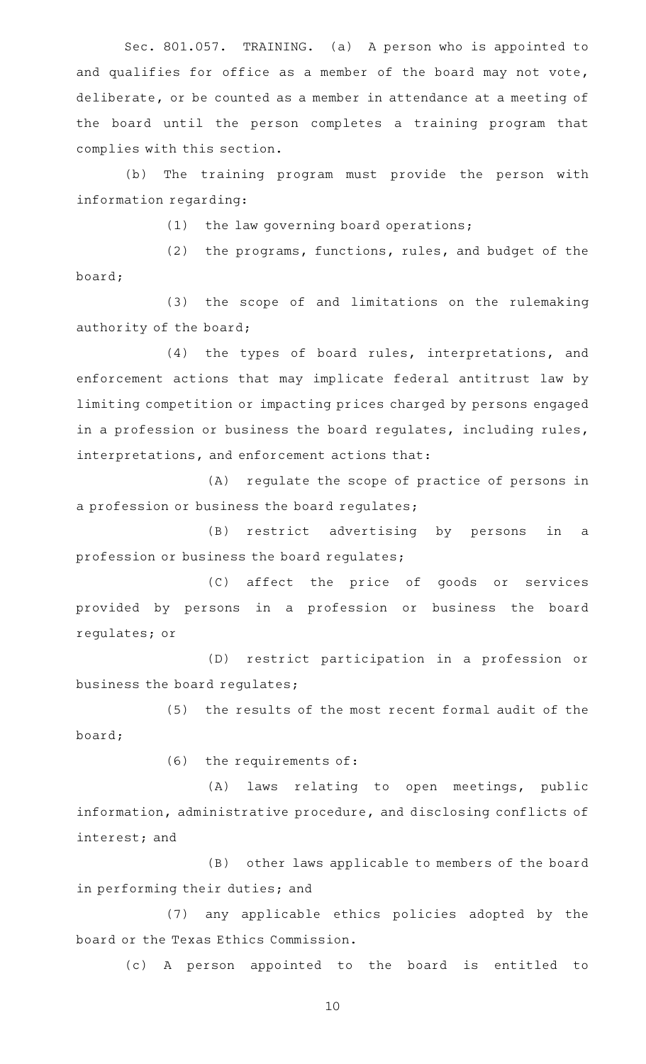Sec. 801.057. TRAINING. (a) A person who is appointed to and qualifies for office as a member of the board may not vote, deliberate, or be counted as a member in attendance at a meeting of the board until the person completes a training program that complies with this section.

(b) The training program must provide the person with information regarding:

(1) the law governing board operations;

(2) the programs, functions, rules, and budget of the board;

(3) the scope of and limitations on the rulemaking authority of the board;

(4) the types of board rules, interpretations, and enforcement actions that may implicate federal antitrust law by limiting competition or impacting prices charged by persons engaged in a profession or business the board regulates, including rules, interpretations, and enforcement actions that:

(A) regulate the scope of practice of persons in a profession or business the board regulates;

(B) restrict advertising by persons in a profession or business the board regulates;

(C) affect the price of goods or services provided by persons in a profession or business the board regulates; or

(D) restrict participation in a profession or business the board regulates;

(5) the results of the most recent formal audit of the board;

(6) the requirements of:

(A) laws relating to open meetings, public information, administrative procedure, and disclosing conflicts of interest; and

(B) other laws applicable to members of the board in performing their duties; and

(7) any applicable ethics policies adopted by the board or the Texas Ethics Commission.

(c) A person appointed to the board is entitled to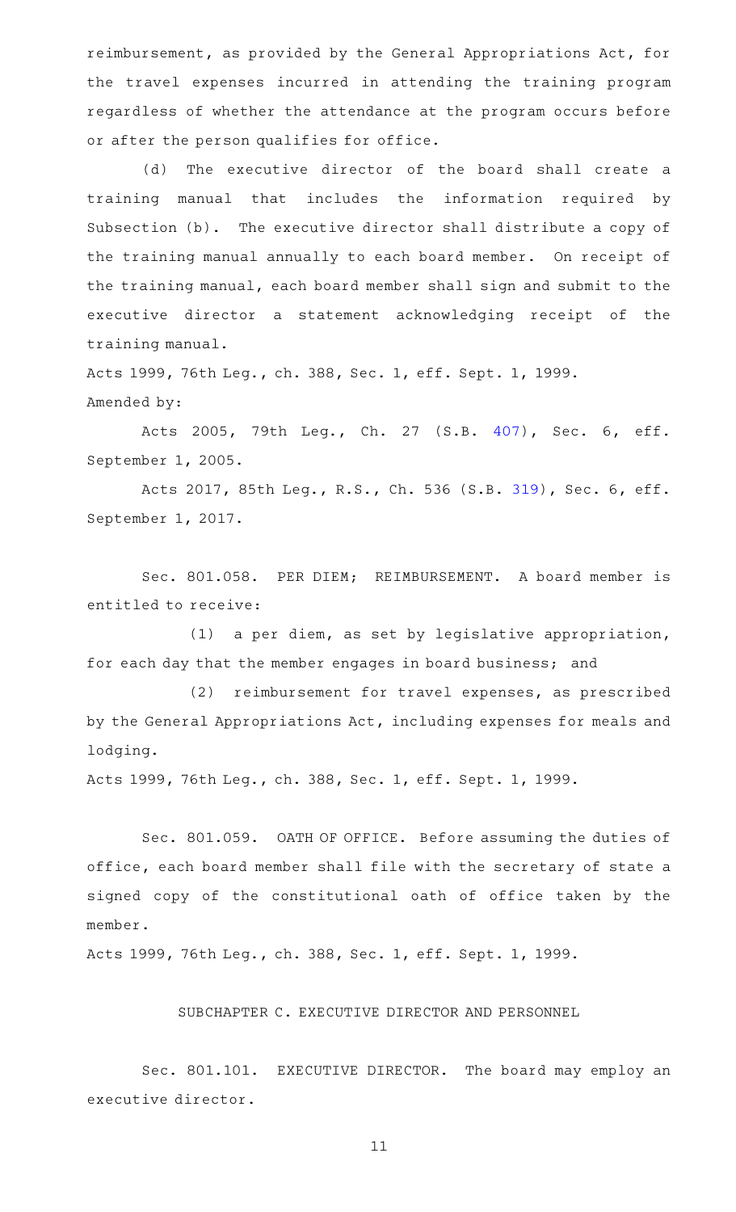reimbursement, as provided by the General Appropriations Act, for the travel expenses incurred in attending the training program regardless of whether the attendance at the program occurs before or after the person qualifies for office.

(d) The executive director of the board shall create a training manual that includes the information required by Subsection (b). The executive director shall distribute a copy of the training manual annually to each board member. On receipt of the training manual, each board member shall sign and submit to the executive director a statement acknowledging receipt of the training manual.

Acts 1999, 76th Leg., ch. 388, Sec. 1, eff. Sept. 1, 1999.

Amended by:

Acts 2005, 79th Leg., Ch. 27 (S.B. 407), Sec. 6, eff. September 1, 2005.

Acts 2017, 85th Leg., R.S., Ch. 536 (S.B. 319), Sec. 6, eff. September 1, 2017.

Sec. 801.058. PER DIEM; REIMBURSEMENT. A board member is entitled to receive:

(1) a per diem, as set by legislative appropriation, for each day that the member engages in board business; and

(2) reimbursement for travel expenses, as prescribed by the General Appropriations Act, including expenses for meals and lodging.

Acts 1999, 76th Leg., ch. 388, Sec. 1, eff. Sept. 1, 1999.

Sec. 801.059. OATH OF OFFICE. Before assuming the duties of office, each board member shall file with the secretary of state a signed copy of the constitutional oath of office taken by the member.

Acts 1999, 76th Leg., ch. 388, Sec. 1, eff. Sept. 1, 1999.

## SUBCHAPTER C. EXECUTIVE DIRECTOR AND PERSONNEL

Sec. 801.101. EXECUTIVE DIRECTOR. The board may employ an executive director.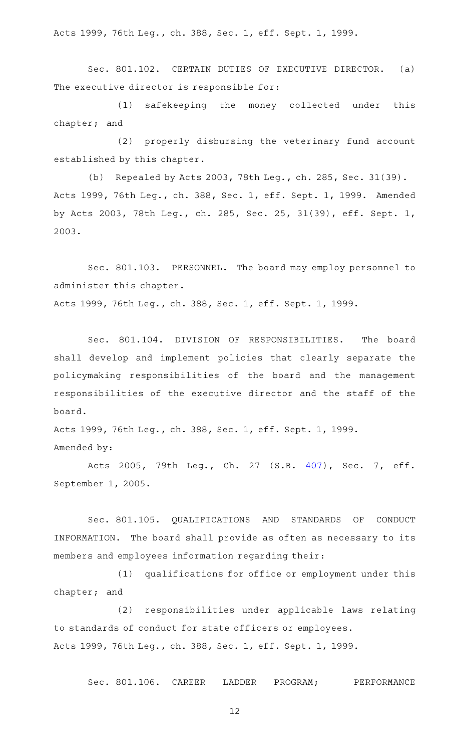Acts 1999, 76th Leg., ch. 388, Sec. 1, eff. Sept. 1, 1999.

Sec. 801.102. CERTAIN DUTIES OF EXECUTIVE DIRECTOR. (a) The executive director is responsible for:

(1) safekeeping the money collected under this chapter; and

(2) properly disbursing the veterinary fund account established by this chapter.

(b) Repealed by Acts 2003, 78th Leg., ch. 285, Sec. 31(39).
Acts 1999, 76th Leg., ch. 388, Sec. 1, eff. Sept. 1, 1999. Amended by Acts 2003, 78th Leg., ch. 285, Sec. 25, 31(39), eff. Sept. 1, 2003.

Sec. 801.103. PERSONNEL. The board may employ personnel to administer this chapter.
Acts 1999, 76th Leg., ch. 388, Sec. 1, eff. Sept. 1, 1999.

Sec. 801.104. DIVISION OF RESPONSIBILITIES. The board shall develop and implement policies that clearly separate the policymaking responsibilities of the board and the management responsibilities of the executive director and the staff of the board.
Acts 1999, 76th Leg., ch. 388, Sec. 1, eff. Sept. 1, 1999.
Amended by:

Acts 2005, 79th Leg., Ch. 27 (S.B. 407), Sec. 7, eff. September 1, 2005.

Sec. 801.105. QUALIFICATIONS AND STANDARDS OF CONDUCT INFORMATION. The board shall provide as often as necessary to its members and employees information regarding their:

(1) qualifications for office or employment under this chapter; and

(2) responsibilities under applicable laws relating to standards of conduct for state officers or employees.
Acts 1999, 76th Leg., ch. 388, Sec. 1, eff. Sept. 1, 1999.

Sec. 801.106. CAREER LADDER PROGRAM; PERFORMANCE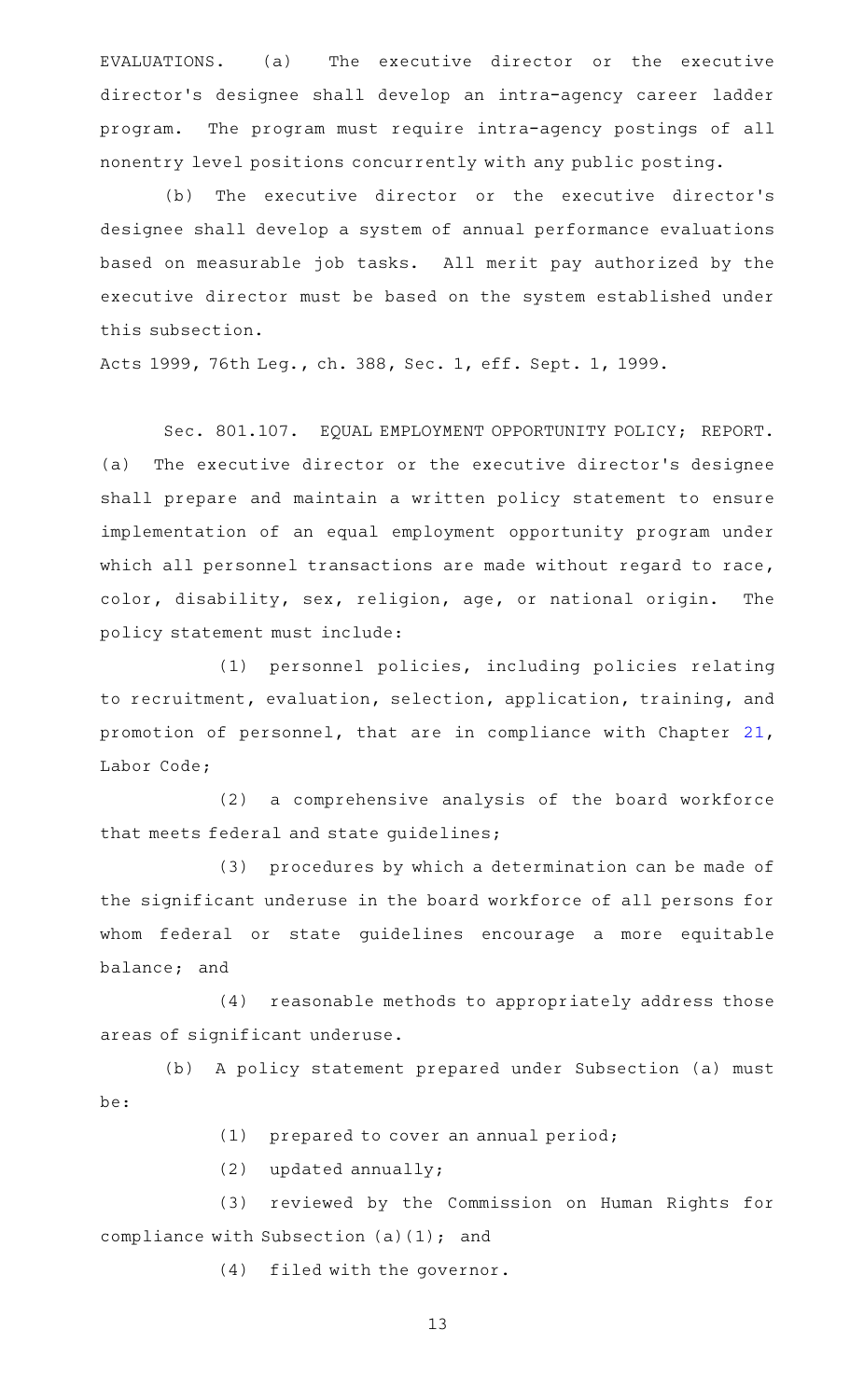EVALUATIONS. (a) The executive director or the executive director's designee shall develop an intra-agency career ladder program. The program must require intra-agency postings of all nonentry level positions concurrently with any public posting.

(b) The executive director or the executive director's designee shall develop a system of annual performance evaluations based on measurable job tasks. All merit pay authorized by the executive director must be based on the system established under this subsection.

Acts 1999, 76th Leg., ch. 388, Sec. 1, eff. Sept. 1, 1999.

Sec. 801.107. EQUAL EMPLOYMENT OPPORTUNITY POLICY; REPORT. (a) The executive director or the executive director's designee shall prepare and maintain a written policy statement to ensure implementation of an equal employment opportunity program under which all personnel transactions are made without regard to race, color, disability, sex, religion, age, or national origin. The policy statement must include:

(1) personnel policies, including policies relating to recruitment, evaluation, selection, application, training, and promotion of personnel, that are in compliance with Chapter 21, Labor Code;

(2) a comprehensive analysis of the board workforce that meets federal and state guidelines;

(3) procedures by which a determination can be made of the significant underuse in the board workforce of all persons for whom federal or state guidelines encourage a more equitable balance; and

(4) reasonable methods to appropriately address those areas of significant underuse.

(b) A policy statement prepared under Subsection (a) must be:

(1) prepared to cover an annual period;

(2) updated annually;

(3) reviewed by the Commission on Human Rights for compliance with Subsection (a)(1); and

(4) filed with the governor.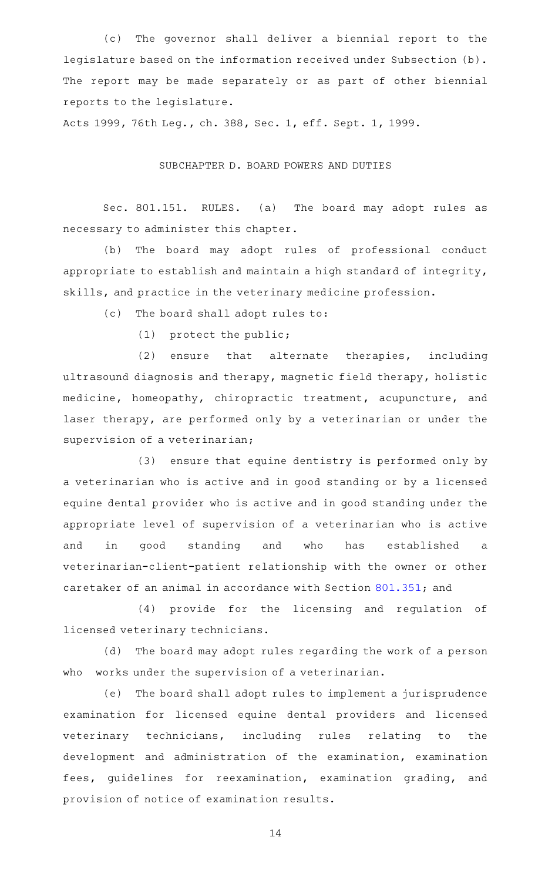(c) The governor shall deliver a biennial report to the legislature based on the information received under Subsection (b). The report may be made separately or as part of other biennial reports to the legislature.

Acts 1999, 76th Leg., ch. 388, Sec. 1, eff. Sept. 1, 1999.

## SUBCHAPTER D. BOARD POWERS AND DUTIES

Sec. 801.151. RULES. (a) The board may adopt rules as necessary to administer this chapter.

(b) The board may adopt rules of professional conduct appropriate to establish and maintain a high standard of integrity, skills, and practice in the veterinary medicine profession.

(c) The board shall adopt rules to:

(1) protect the public;

(2) ensure that alternate therapies, including ultrasound diagnosis and therapy, magnetic field therapy, holistic medicine, homeopathy, chiropractic treatment, acupuncture, and laser therapy, are performed only by a veterinarian or under the supervision of a veterinarian;

(3) ensure that equine dentistry is performed only by a veterinarian who is active and in good standing or by a licensed equine dental provider who is active and in good standing under the appropriate level of supervision of a veterinarian who is active and in good standing and who has established a veterinarian-client-patient relationship with the owner or other caretaker of an animal in accordance with Section 801.351; and

(4) provide for the licensing and regulation of licensed veterinary technicians.

(d) The board may adopt rules regarding the work of a person who works under the supervision of a veterinarian.

(e) The board shall adopt rules to implement a jurisprudence examination for licensed equine dental providers and licensed veterinary technicians, including rules relating to the development and administration of the examination, examination fees, guidelines for reexamination, examination grading, and provision of notice of examination results.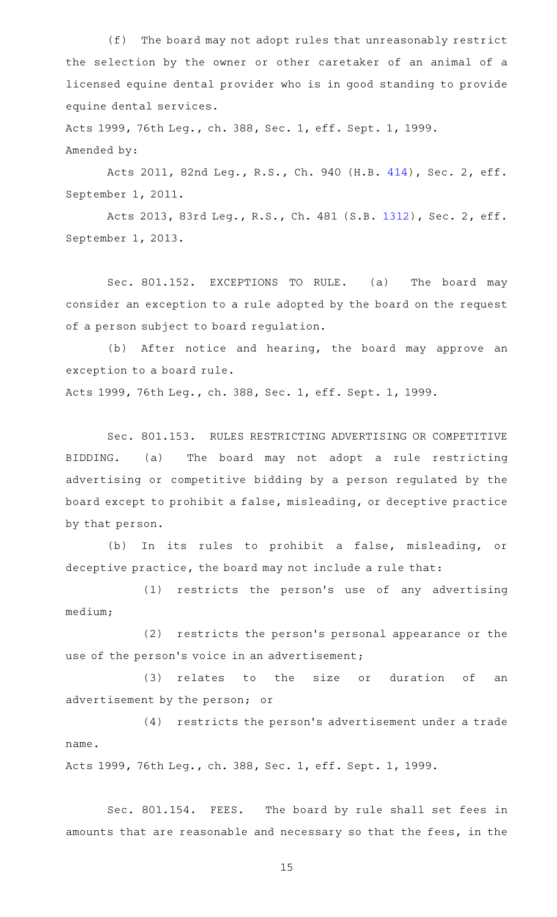(f) The board may not adopt rules that unreasonably restrict the selection by the owner or other caretaker of an animal of a licensed equine dental provider who is in good standing to provide equine dental services.

Acts 1999, 76th Leg., ch. 388, Sec. 1, eff. Sept. 1, 1999.
Amended by:

Acts 2011, 82nd Leg., R.S., Ch. 940 (H.B. 414), Sec. 2, eff. September 1, 2011.

Acts 2013, 83rd Leg., R.S., Ch. 481 (S.B. 1312), Sec. 2, eff. September 1, 2013.

Sec. 801.152. EXCEPTIONS TO RULE. (a) The board may consider an exception to a rule adopted by the board on the request of a person subject to board regulation.

(b) After notice and hearing, the board may approve an exception to a board rule.

Acts 1999, 76th Leg., ch. 388, Sec. 1, eff. Sept. 1, 1999.

Sec. 801.153. RULES RESTRICTING ADVERTISING OR COMPETITIVE BIDDING. (a) The board may not adopt a rule restricting advertising or competitive bidding by a person regulated by the board except to prohibit a false, misleading, or deceptive practice by that person.

(b) In its rules to prohibit a false, misleading, or deceptive practice, the board may not include a rule that:

(1) restricts the person's use of any advertising medium;

(2) restricts the person's personal appearance or the use of the person's voice in an advertisement;

(3) relates to the size or duration of an advertisement by the person; or

(4) restricts the person's advertisement under a trade name.

Acts 1999, 76th Leg., ch. 388, Sec. 1, eff. Sept. 1, 1999.

Sec. 801.154. FEES. The board by rule shall set fees in amounts that are reasonable and necessary so that the fees, in the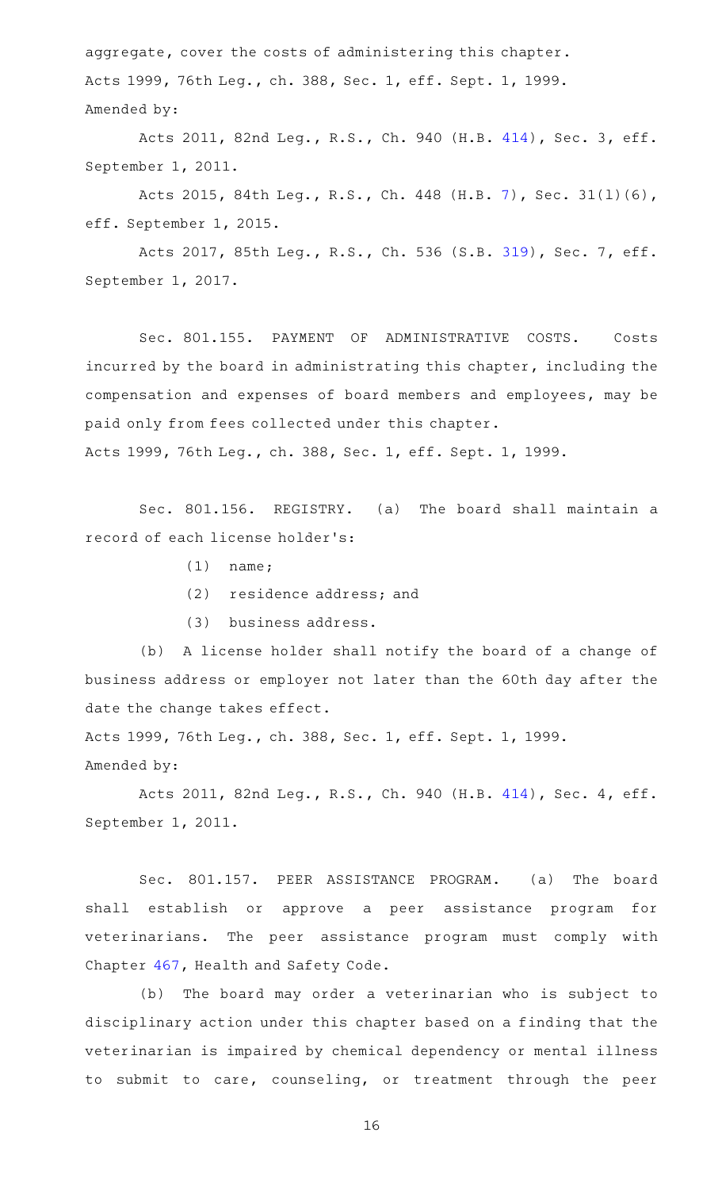aggregate, cover the costs of administering this chapter.

Acts 1999, 76th Leg., ch. 388, Sec. 1, eff. Sept. 1, 1999.

Amended by:

Acts 2011, 82nd Leg., R.S., Ch. 940 (H.B. 414), Sec. 3, eff. September 1, 2011.

Acts 2015, 84th Leg., R.S., Ch. 448 (H.B. 7), Sec. 31(l)(6), eff. September 1, 2015.

Acts 2017, 85th Leg., R.S., Ch. 536 (S.B. 319), Sec. 7, eff. September 1, 2017.

Sec. 801.155. PAYMENT OF ADMINISTRATIVE COSTS. Costs incurred by the board in administrating this chapter, including the compensation and expenses of board members and employees, may be paid only from fees collected under this chapter.

Acts 1999, 76th Leg., ch. 388, Sec. 1, eff. Sept. 1, 1999.

Sec. 801.156. REGISTRY. (a) The board shall maintain a record of each license holder's:

(1) name;

(2) residence address; and

(3) business address.

(b) A license holder shall notify the board of a change of business address or employer not later than the 60th day after the date the change takes effect.

Acts 1999, 76th Leg., ch. 388, Sec. 1, eff. Sept. 1, 1999.

Amended by:

Acts 2011, 82nd Leg., R.S., Ch. 940 (H.B. 414), Sec. 4, eff. September 1, 2011.

Sec. 801.157. PEER ASSISTANCE PROGRAM. (a) The board shall establish or approve a peer assistance program for veterinarians. The peer assistance program must comply with Chapter 467, Health and Safety Code.

(b) The board may order a veterinarian who is subject to disciplinary action under this chapter based on a finding that the veterinarian is impaired by chemical dependency or mental illness to submit to care, counseling, or treatment through the peer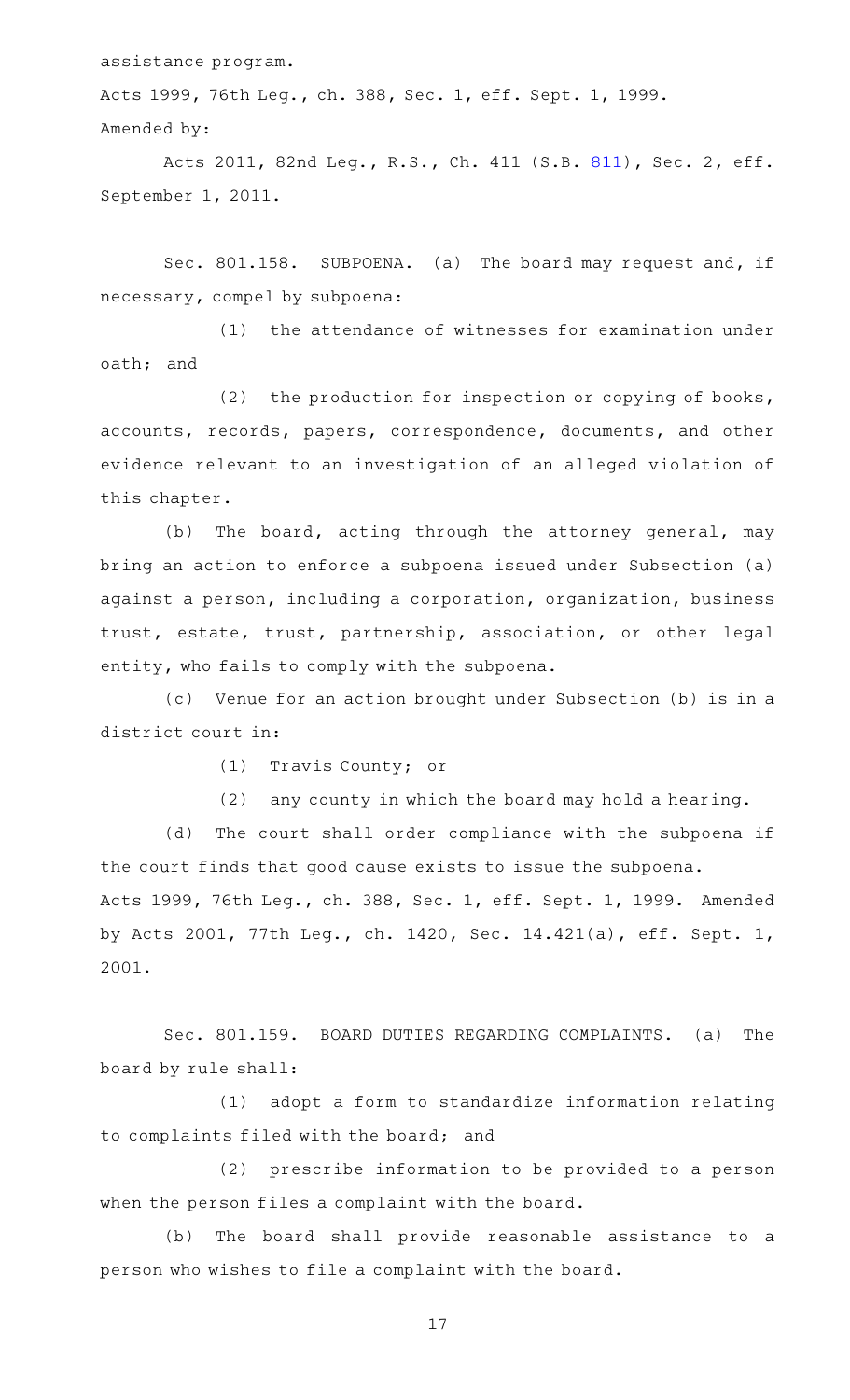assistance program.

Acts 1999, 76th Leg., ch. 388, Sec. 1, eff. Sept. 1, 1999.

Amended by:

Acts 2011, 82nd Leg., R.S., Ch. 411 (S.B. 811), Sec. 2, eff. September 1, 2011.

Sec. 801.158. SUBPOENA. (a) The board may request and, if necessary, compel by subpoena:

(1) the attendance of witnesses for examination under oath; and

(2) the production for inspection or copying of books, accounts, records, papers, correspondence, documents, and other evidence relevant to an investigation of an alleged violation of this chapter.

(b) The board, acting through the attorney general, may bring an action to enforce a subpoena issued under Subsection (a) against a person, including a corporation, organization, business trust, estate, trust, partnership, association, or other legal entity, who fails to comply with the subpoena.

(c) Venue for an action brought under Subsection (b) is in a district court in:

(1) Travis County; or

(2) any county in which the board may hold a hearing.

(d) The court shall order compliance with the subpoena if the court finds that good cause exists to issue the subpoena.

Acts 1999, 76th Leg., ch. 388, Sec. 1, eff. Sept. 1, 1999. Amended by Acts 2001, 77th Leg., ch. 1420, Sec. 14.421(a), eff. Sept. 1, 2001.

Sec. 801.159. BOARD DUTIES REGARDING COMPLAINTS. (a) The board by rule shall:

(1) adopt a form to standardize information relating to complaints filed with the board; and

(2) prescribe information to be provided to a person when the person files a complaint with the board.

(b) The board shall provide reasonable assistance to a person who wishes to file a complaint with the board.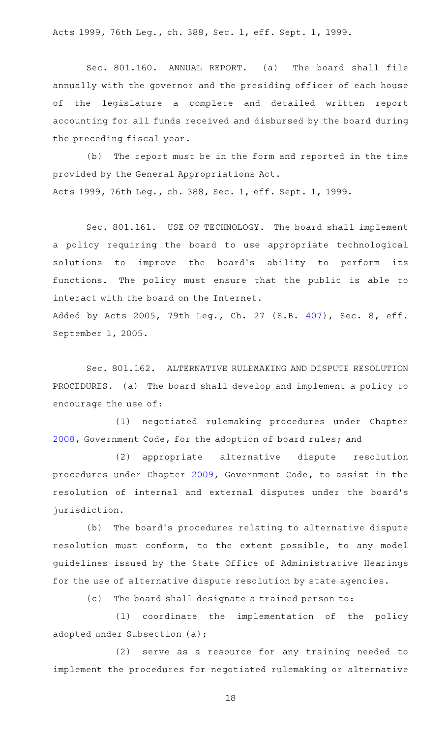Acts 1999, 76th Leg., ch. 388, Sec. 1, eff. Sept. 1, 1999.

Sec. 801.160. ANNUAL REPORT. (a) The board shall file annually with the governor and the presiding officer of each house of the legislature a complete and detailed written report accounting for all funds received and disbursed by the board during the preceding fiscal year.

(b) The report must be in the form and reported in the time provided by the General Appropriations Act.

Acts 1999, 76th Leg., ch. 388, Sec. 1, eff. Sept. 1, 1999.

Sec. 801.161. USE OF TECHNOLOGY. The board shall implement a policy requiring the board to use appropriate technological solutions to improve the board's ability to perform its functions. The policy must ensure that the public is able to interact with the board on the Internet.

Added by Acts 2005, 79th Leg., Ch. 27 (S.B. 407), Sec. 8, eff. September 1, 2005.

Sec. 801.162. ALTERNATIVE RULEMAKING AND DISPUTE RESOLUTION PROCEDURES. (a) The board shall develop and implement a policy to encourage the use of:

(1) negotiated rulemaking procedures under Chapter 2008, Government Code, for the adoption of board rules; and

(2) appropriate alternative dispute resolution procedures under Chapter 2009, Government Code, to assist in the resolution of internal and external disputes under the board's jurisdiction.

(b) The board's procedures relating to alternative dispute resolution must conform, to the extent possible, to any model guidelines issued by the State Office of Administrative Hearings for the use of alternative dispute resolution by state agencies.

(c) The board shall designate a trained person to:

(1) coordinate the implementation of the policy adopted under Subsection (a);

(2) serve as a resource for any training needed to implement the procedures for negotiated rulemaking or alternative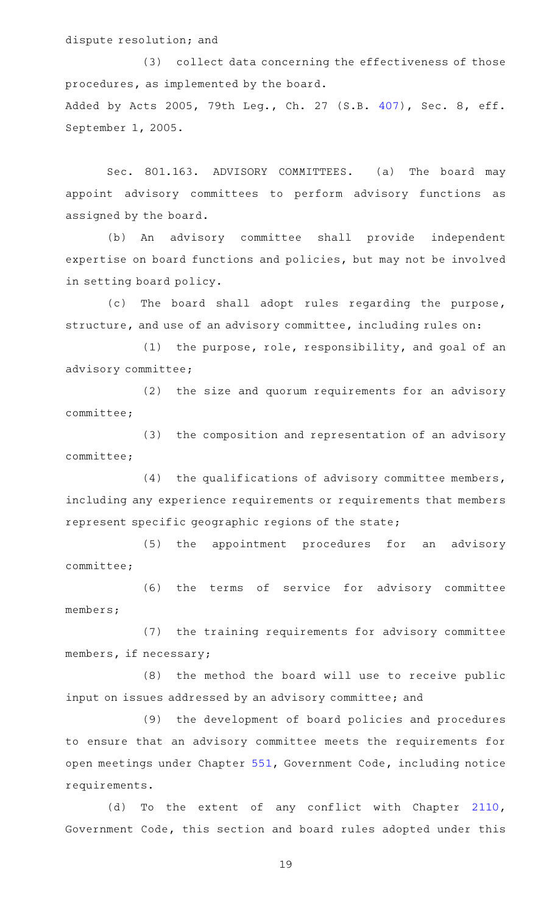dispute resolution; and

(3) collect data concerning the effectiveness of those procedures, as implemented by the board.

Added by Acts 2005, 79th Leg., Ch. 27 (S.B. 407), Sec. 8, eff. September 1, 2005.

Sec. 801.163. ADVISORY COMMITTEES. (a) The board may appoint advisory committees to perform advisory functions as assigned by the board.

(b) An advisory committee shall provide independent expertise on board functions and policies, but may not be involved in setting board policy.

(c) The board shall adopt rules regarding the purpose, structure, and use of an advisory committee, including rules on:

(1) the purpose, role, responsibility, and goal of an advisory committee;

(2) the size and quorum requirements for an advisory committee;

(3) the composition and representation of an advisory committee;

(4) the qualifications of advisory committee members, including any experience requirements or requirements that members represent specific geographic regions of the state;

(5) the appointment procedures for an advisory committee;

(6) the terms of service for advisory committee members;

(7) the training requirements for advisory committee members, if necessary;

(8) the method the board will use to receive public input on issues addressed by an advisory committee; and

(9) the development of board policies and procedures to ensure that an advisory committee meets the requirements for open meetings under Chapter 551, Government Code, including notice requirements.

(d) To the extent of any conflict with Chapter 2110, Government Code, this section and board rules adopted under this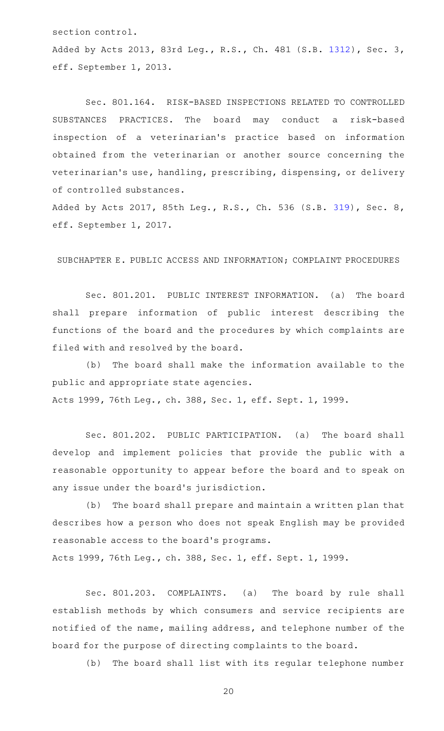section control.

Added by Acts 2013, 83rd Leg., R.S., Ch. 481 (S.B. 1312), Sec. 3, eff. September 1, 2013.

Sec. 801.164. RISK-BASED INSPECTIONS RELATED TO CONTROLLED SUBSTANCES PRACTICES. The board may conduct a risk-based inspection of a veterinarian's practice based on information obtained from the veterinarian or another source concerning the veterinarian's use, handling, prescribing, dispensing, or delivery of controlled substances.

Added by Acts 2017, 85th Leg., R.S., Ch. 536 (S.B. 319), Sec. 8, eff. September 1, 2017.

## SUBCHAPTER E. PUBLIC ACCESS AND INFORMATION; COMPLAINT PROCEDURES

Sec. 801.201. PUBLIC INTEREST INFORMATION. (a) The board shall prepare information of public interest describing the functions of the board and the procedures by which complaints are filed with and resolved by the board.

(b) The board shall make the information available to the public and appropriate state agencies.

Acts 1999, 76th Leg., ch. 388, Sec. 1, eff. Sept. 1, 1999.

Sec. 801.202. PUBLIC PARTICIPATION. (a) The board shall develop and implement policies that provide the public with a reasonable opportunity to appear before the board and to speak on any issue under the board's jurisdiction.

(b) The board shall prepare and maintain a written plan that describes how a person who does not speak English may be provided reasonable access to the board's programs.

Acts 1999, 76th Leg., ch. 388, Sec. 1, eff. Sept. 1, 1999.

Sec. 801.203. COMPLAINTS. (a) The board by rule shall establish methods by which consumers and service recipients are notified of the name, mailing address, and telephone number of the board for the purpose of directing complaints to the board.

(b) The board shall list with its regular telephone number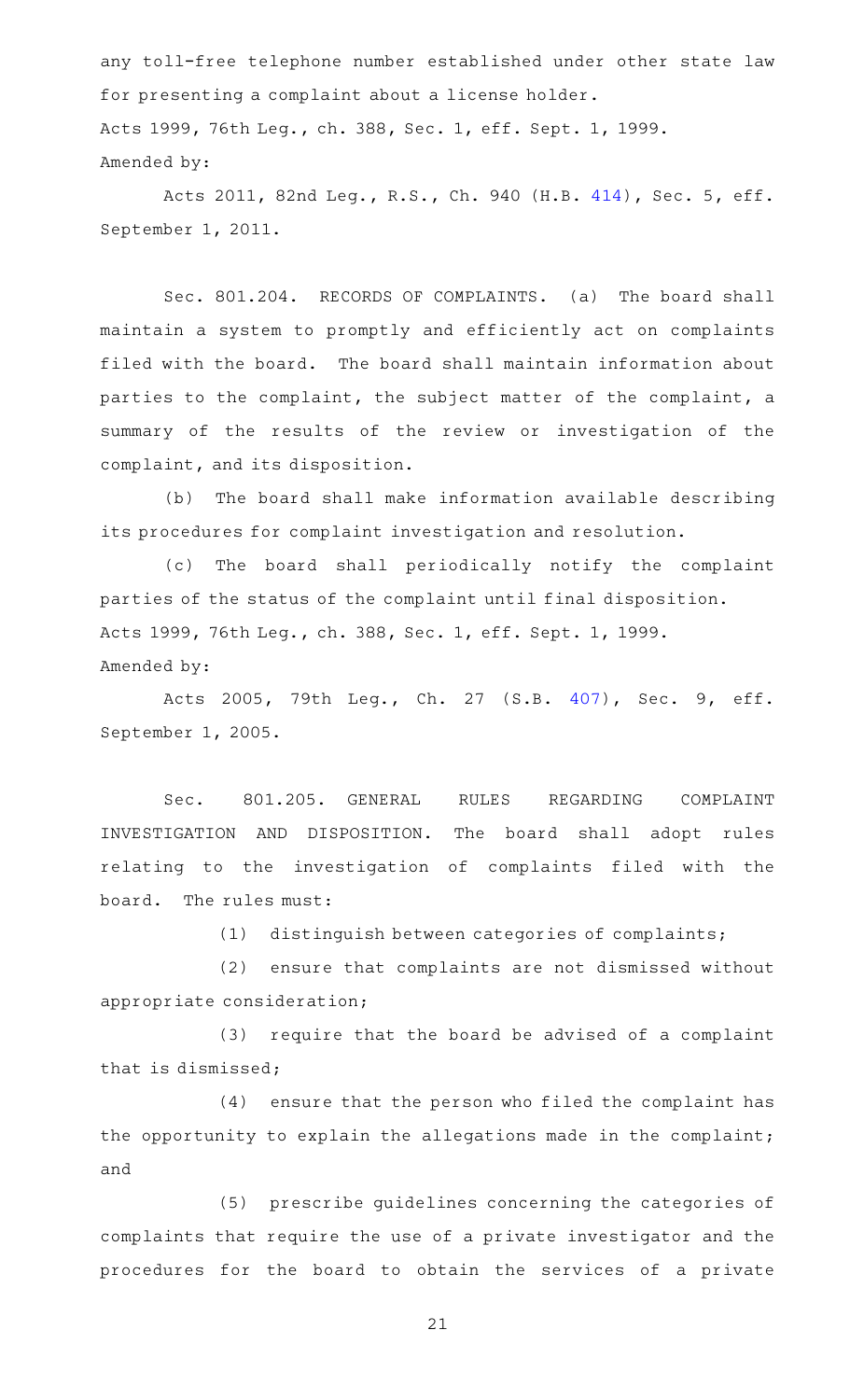any toll-free telephone number established under other state law for presenting a complaint about a license holder.

Acts 1999, 76th Leg., ch. 388, Sec. 1, eff. Sept. 1, 1999.

Amended by:

Acts 2011, 82nd Leg., R.S., Ch. 940 (H.B. 414), Sec. 5, eff. September 1, 2011.

Sec. 801.204. RECORDS OF COMPLAINTS. (a) The board shall maintain a system to promptly and efficiently act on complaints filed with the board. The board shall maintain information about parties to the complaint, the subject matter of the complaint, a summary of the results of the review or investigation of the complaint, and its disposition.

(b) The board shall make information available describing its procedures for complaint investigation and resolution.

(c) The board shall periodically notify the complaint parties of the status of the complaint until final disposition.

Acts 1999, 76th Leg., ch. 388, Sec. 1, eff. Sept. 1, 1999.

Amended by:

Acts 2005, 79th Leg., Ch. 27 (S.B. 407), Sec. 9, eff. September 1, 2005.

Sec. 801.205. GENERAL RULES REGARDING COMPLAINT INVESTIGATION AND DISPOSITION. The board shall adopt rules relating to the investigation of complaints filed with the board. The rules must:

(1) distinguish between categories of complaints;

(2) ensure that complaints are not dismissed without appropriate consideration;

(3) require that the board be advised of a complaint that is dismissed;

(4) ensure that the person who filed the complaint has the opportunity to explain the allegations made in the complaint; and

(5) prescribe guidelines concerning the categories of complaints that require the use of a private investigator and the procedures for the board to obtain the services of a private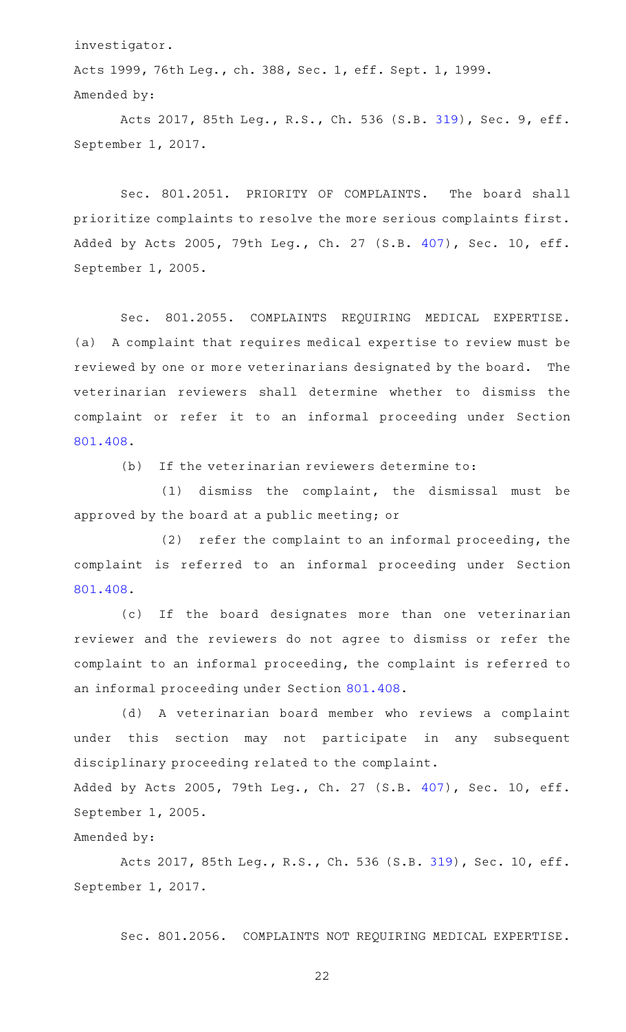investigator.

Acts 1999, 76th Leg., ch. 388, Sec. 1, eff. Sept. 1, 1999.

Amended by:

Acts 2017, 85th Leg., R.S., Ch. 536 (S.B. 319), Sec. 9, eff. September 1, 2017.

Sec. 801.2051. PRIORITY OF COMPLAINTS. The board shall prioritize complaints to resolve the more serious complaints first.

Added by Acts 2005, 79th Leg., Ch. 27 (S.B. 407), Sec. 10, eff. September 1, 2005.

Sec. 801.2055. COMPLAINTS REQUIRING MEDICAL EXPERTISE. (a) A complaint that requires medical expertise to review must be reviewed by one or more veterinarians designated by the board. The veterinarian reviewers shall determine whether to dismiss the complaint or refer it to an informal proceeding under Section 801.408.

(b) If the veterinarian reviewers determine to:

(1) dismiss the complaint, the dismissal must be approved by the board at a public meeting; or

(2) refer the complaint to an informal proceeding, the complaint is referred to an informal proceeding under Section 801.408.

(c) If the board designates more than one veterinarian reviewer and the reviewers do not agree to dismiss or refer the complaint to an informal proceeding, the complaint is referred to an informal proceeding under Section 801.408.

(d) A veterinarian board member who reviews a complaint under this section may not participate in any subsequent disciplinary proceeding related to the complaint.

Added by Acts 2005, 79th Leg., Ch. 27 (S.B. 407), Sec. 10, eff. September 1, 2005.

Amended by:

Acts 2017, 85th Leg., R.S., Ch. 536 (S.B. 319), Sec. 10, eff. September 1, 2017.

Sec. 801.2056. COMPLAINTS NOT REQUIRING MEDICAL EXPERTISE.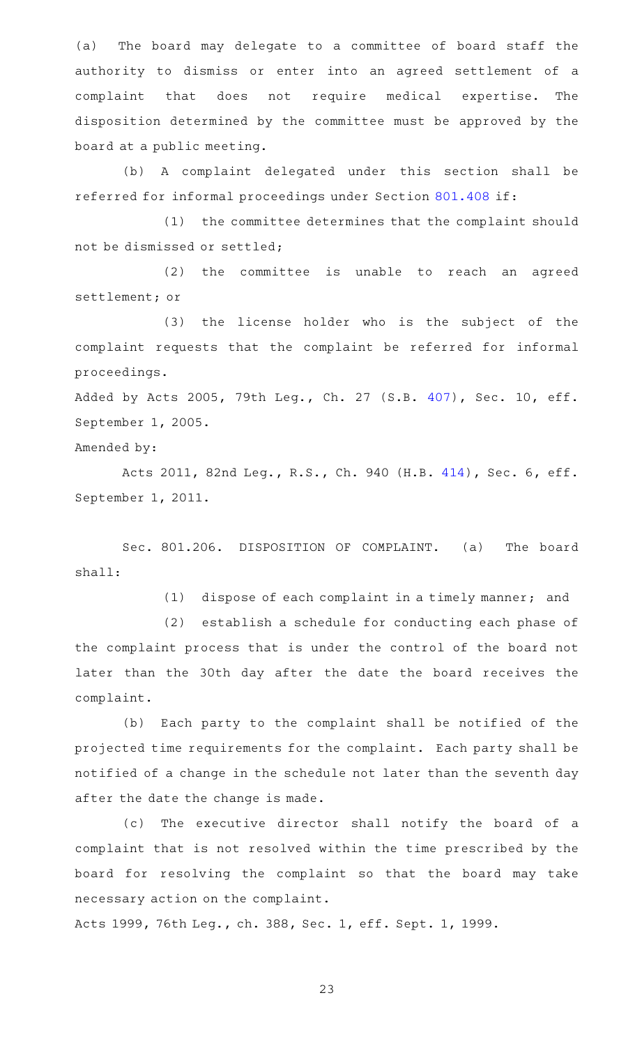(a) The board may delegate to a committee of board staff the authority to dismiss or enter into an agreed settlement of a complaint that does not require medical expertise. The disposition determined by the committee must be approved by the board at a public meeting.

(b) A complaint delegated under this section shall be referred for informal proceedings under Section 801.408 if:

(1) the committee determines that the complaint should not be dismissed or settled;

(2) the committee is unable to reach an agreed settlement; or

(3) the license holder who is the subject of the complaint requests that the complaint be referred for informal proceedings.

Added by Acts 2005, 79th Leg., Ch. 27 (S.B. 407), Sec. 10, eff. September 1, 2005.

Amended by:

Acts 2011, 82nd Leg., R.S., Ch. 940 (H.B. 414), Sec. 6, eff. September 1, 2011.

Sec. 801.206. DISPOSITION OF COMPLAINT. (a) The board shall:

(1) dispose of each complaint in a timely manner; and

(2) establish a schedule for conducting each phase of the complaint process that is under the control of the board not later than the 30th day after the date the board receives the complaint.

(b) Each party to the complaint shall be notified of the projected time requirements for the complaint. Each party shall be notified of a change in the schedule not later than the seventh day after the date the change is made.

(c) The executive director shall notify the board of a complaint that is not resolved within the time prescribed by the board for resolving the complaint so that the board may take necessary action on the complaint.

Acts 1999, 76th Leg., ch. 388, Sec. 1, eff. Sept. 1, 1999.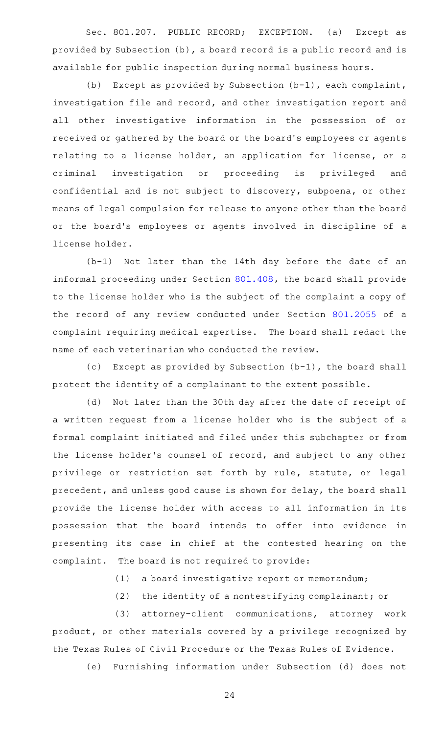Sec. 801.207. PUBLIC RECORD; EXCEPTION. (a) Except as provided by Subsection (b), a board record is a public record and is available for public inspection during normal business hours.

(b) Except as provided by Subsection (b-1), each complaint, investigation file and record, and other investigation report and all other investigative information in the possession of or received or gathered by the board or the board's employees or agents relating to a license holder, an application for license, or a criminal investigation or proceeding is privileged and confidential and is not subject to discovery, subpoena, or other means of legal compulsion for release to anyone other than the board or the board's employees or agents involved in discipline of a license holder.

(b-1) Not later than the 14th day before the date of an informal proceeding under Section 801.408, the board shall provide to the license holder who is the subject of the complaint a copy of the record of any review conducted under Section 801.2055 of a complaint requiring medical expertise. The board shall redact the name of each veterinarian who conducted the review.

(c) Except as provided by Subsection (b-1), the board shall protect the identity of a complainant to the extent possible.

(d) Not later than the 30th day after the date of receipt of a written request from a license holder who is the subject of a formal complaint initiated and filed under this subchapter or from the license holder's counsel of record, and subject to any other privilege or restriction set forth by rule, statute, or legal precedent, and unless good cause is shown for delay, the board shall provide the license holder with access to all information in its possession that the board intends to offer into evidence in presenting its case in chief at the contested hearing on the complaint. The board is not required to provide:

(1) a board investigative report or memorandum;

(2) the identity of a nontestifying complainant; or

(3) attorney-client communications, attorney work product, or other materials covered by a privilege recognized by the Texas Rules of Civil Procedure or the Texas Rules of Evidence.

(e) Furnishing information under Subsection (d) does not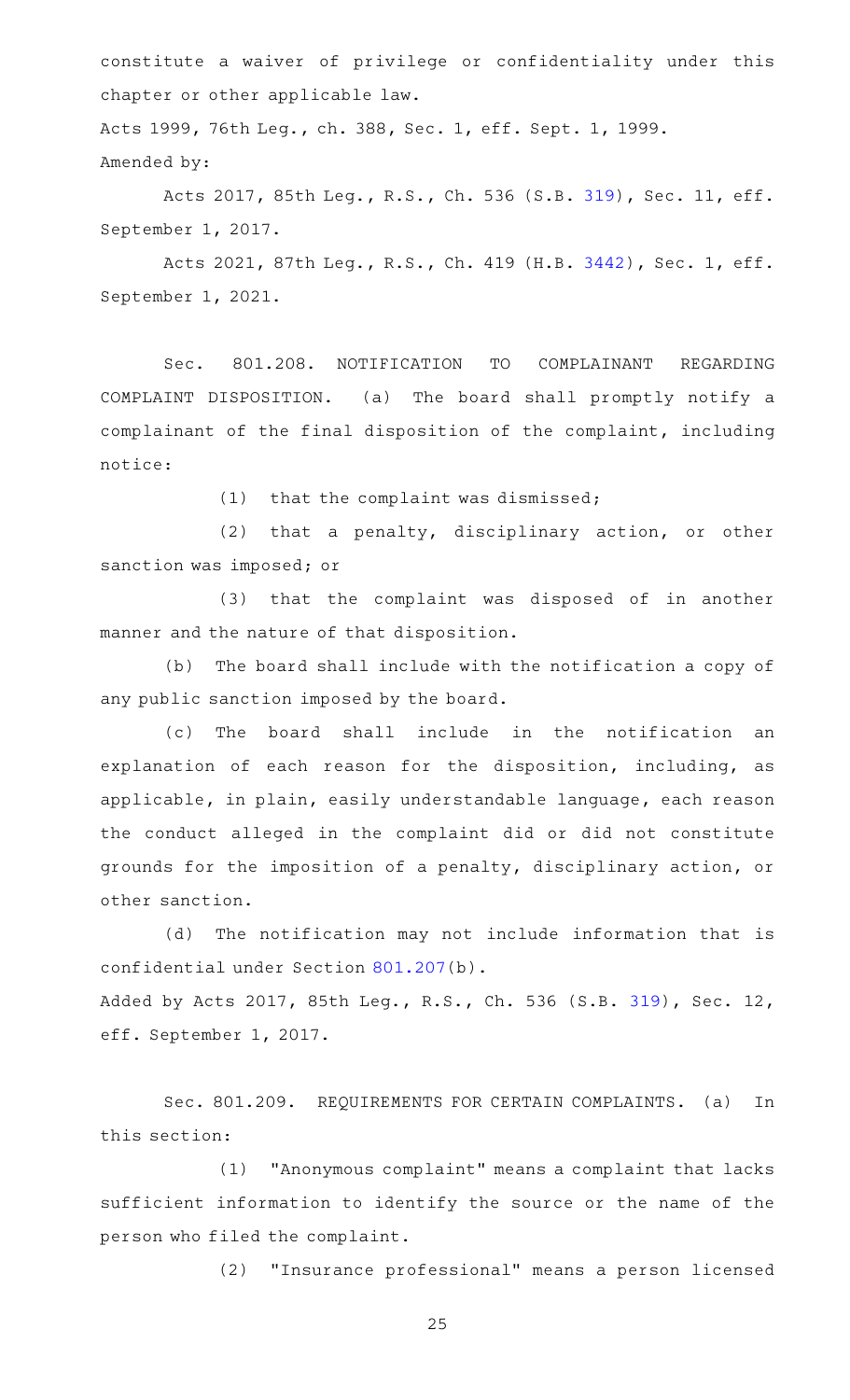constitute a waiver of privilege or confidentiality under this chapter or other applicable law.

Acts 1999, 76th Leg., ch. 388, Sec. 1, eff. Sept. 1, 1999.

Amended by:

Acts 2017, 85th Leg., R.S., Ch. 536 (S.B. 319), Sec. 11, eff. September 1, 2017.

Acts 2021, 87th Leg., R.S., Ch. 419 (H.B. 3442), Sec. 1, eff. September 1, 2021.

Sec. 801.208. NOTIFICATION TO COMPLAINANT REGARDING COMPLAINT DISPOSITION. (a) The board shall promptly notify a complainant of the final disposition of the complaint, including notice:

(1) that the complaint was dismissed;

(2) that a penalty, disciplinary action, or other sanction was imposed; or

(3) that the complaint was disposed of in another manner and the nature of that disposition.

(b) The board shall include with the notification a copy of any public sanction imposed by the board.

(c) The board shall include in the notification an explanation of each reason for the disposition, including, as applicable, in plain, easily understandable language, each reason the conduct alleged in the complaint did or did not constitute grounds for the imposition of a penalty, disciplinary action, or other sanction.

(d) The notification may not include information that is confidential under Section 801.207(b).

Added by Acts 2017, 85th Leg., R.S., Ch. 536 (S.B. 319), Sec. 12, eff. September 1, 2017.

Sec. 801.209. REQUIREMENTS FOR CERTAIN COMPLAINTS. (a) In this section:

(1) "Anonymous complaint" means a complaint that lacks sufficient information to identify the source or the name of the person who filed the complaint.

(2) "Insurance professional" means a person licensed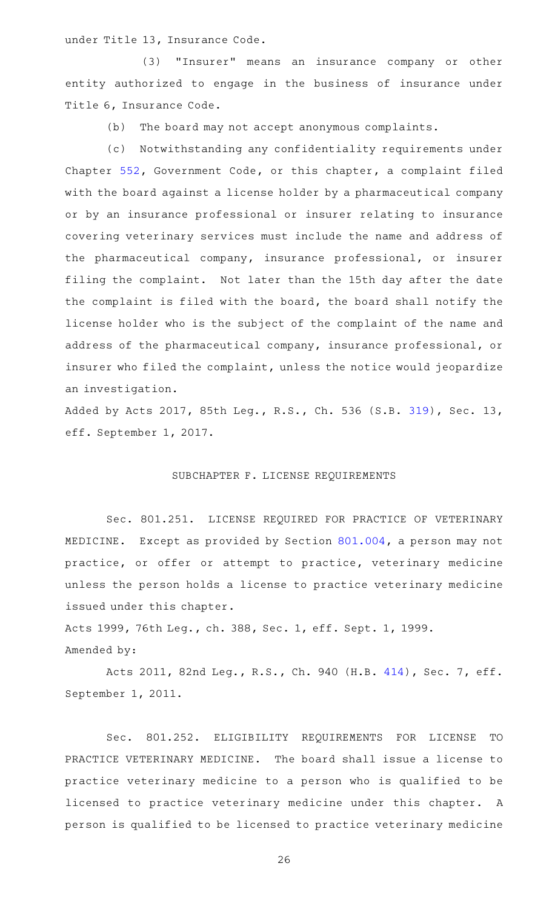under Title 13, Insurance Code.

(3) "Insurer" means an insurance company or other entity authorized to engage in the business of insurance under Title 6, Insurance Code.

(b) The board may not accept anonymous complaints.

(c) Notwithstanding any confidentiality requirements under Chapter 552, Government Code, or this chapter, a complaint filed with the board against a license holder by a pharmaceutical company or by an insurance professional or insurer relating to insurance covering veterinary services must include the name and address of the pharmaceutical company, insurance professional, or insurer filing the complaint. Not later than the 15th day after the date the complaint is filed with the board, the board shall notify the license holder who is the subject of the complaint of the name and address of the pharmaceutical company, insurance professional, or insurer who filed the complaint, unless the notice would jeopardize an investigation.

Added by Acts 2017, 85th Leg., R.S., Ch. 536 (S.B. 319), Sec. 13, eff. September 1, 2017.

## SUBCHAPTER F. LICENSE REQUIREMENTS

Sec. 801.251. LICENSE REQUIRED FOR PRACTICE OF VETERINARY MEDICINE. Except as provided by Section 801.004, a person may not practice, or offer or attempt to practice, veterinary medicine unless the person holds a license to practice veterinary medicine issued under this chapter.

Acts 1999, 76th Leg., ch. 388, Sec. 1, eff. Sept. 1, 1999.

Amended by:

Acts 2011, 82nd Leg., R.S., Ch. 940 (H.B. 414), Sec. 7, eff. September 1, 2011.

Sec. 801.252. ELIGIBILITY REQUIREMENTS FOR LICENSE TO PRACTICE VETERINARY MEDICINE. The board shall issue a license to practice veterinary medicine to a person who is qualified to be licensed to practice veterinary medicine under this chapter. A person is qualified to be licensed to practice veterinary medicine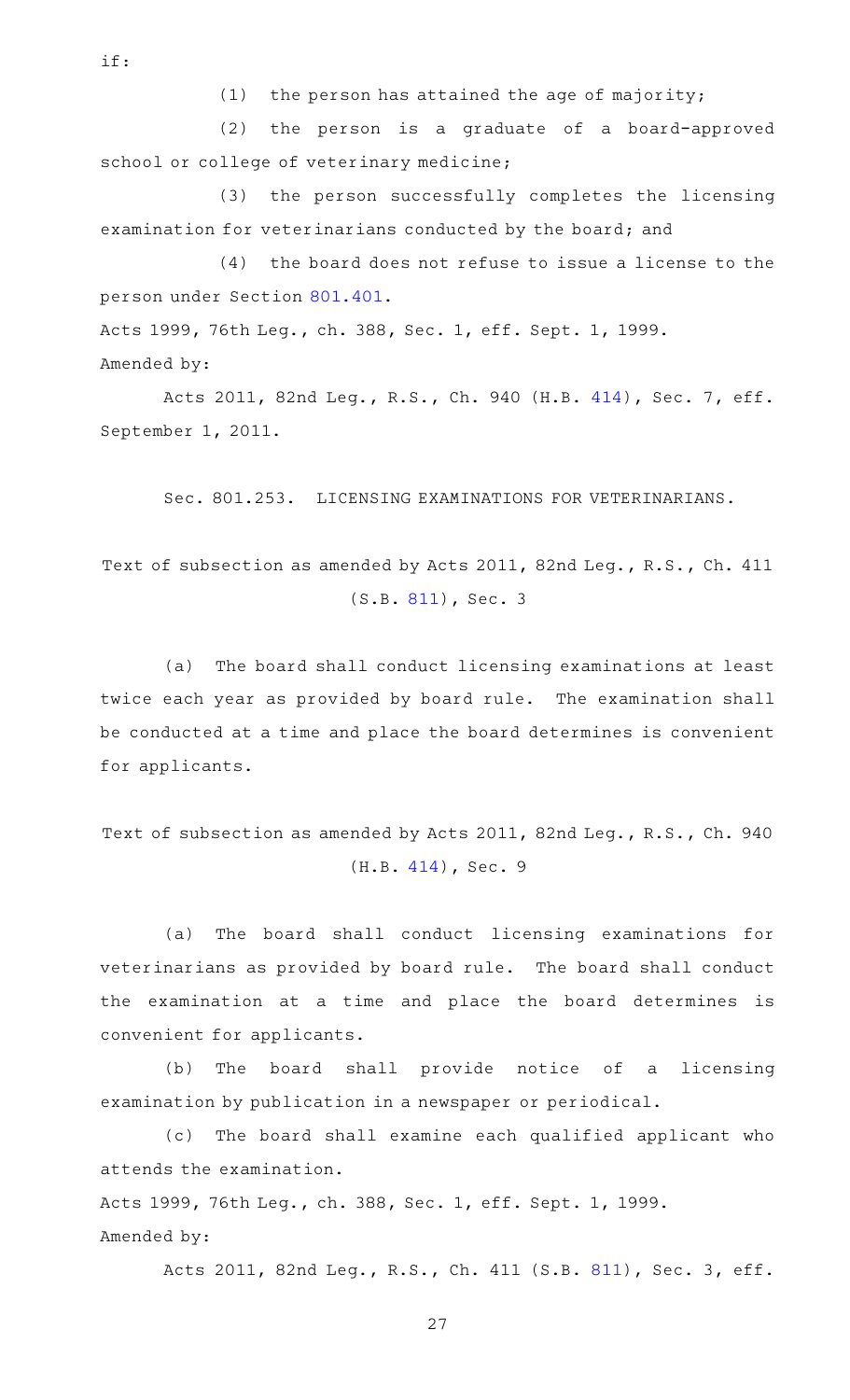if:

(1) the person has attained the age of majority;

(2) the person is a graduate of a board-approved school or college of veterinary medicine;

(3) the person successfully completes the licensing examination for veterinarians conducted by the board; and

(4) the board does not refuse to issue a license to the person under Section 801.401.

Acts 1999, 76th Leg., ch. 388, Sec. 1, eff. Sept. 1, 1999.
Amended by:

Acts 2011, 82nd Leg., R.S., Ch. 940 (H.B. 414), Sec. 7, eff. September 1, 2011.

Sec. 801.253. LICENSING EXAMINATIONS FOR VETERINARIANS.

Text of subsection as amended by Acts 2011, 82nd Leg., R.S., Ch. 411 (S.B. 811), Sec. 3

(a) The board shall conduct licensing examinations at least twice each year as provided by board rule. The examination shall be conducted at a time and place the board determines is convenient for applicants.

Text of subsection as amended by Acts 2011, 82nd Leg., R.S., Ch. 940 (H.B. 414), Sec. 9

(a) The board shall conduct licensing examinations for veterinarians as provided by board rule. The board shall conduct the examination at a time and place the board determines is convenient for applicants.

(b) The board shall provide notice of a licensing examination by publication in a newspaper or periodical.

(c) The board shall examine each qualified applicant who attends the examination.

Acts 1999, 76th Leg., ch. 388, Sec. 1, eff. Sept. 1, 1999.
Amended by:

Acts 2011, 82nd Leg., R.S., Ch. 411 (S.B. 811), Sec. 3, eff.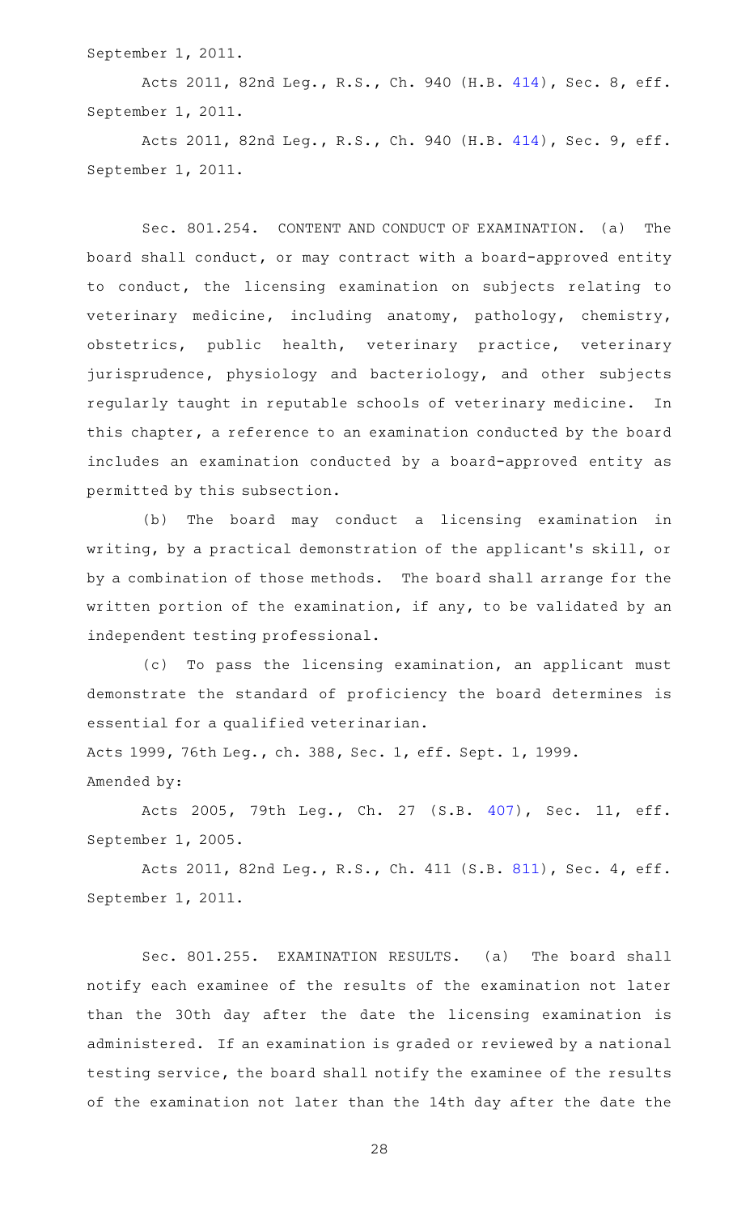September 1, 2011.

Acts 2011, 82nd Leg., R.S., Ch. 940 (H.B. 414), Sec. 8, eff. September 1, 2011.

Acts 2011, 82nd Leg., R.S., Ch. 940 (H.B. 414), Sec. 9, eff. September 1, 2011.

Sec. 801.254. CONTENT AND CONDUCT OF EXAMINATION. (a) The board shall conduct, or may contract with a board-approved entity to conduct, the licensing examination on subjects relating to veterinary medicine, including anatomy, pathology, chemistry, obstetrics, public health, veterinary practice, veterinary jurisprudence, physiology and bacteriology, and other subjects regularly taught in reputable schools of veterinary medicine. In this chapter, a reference to an examination conducted by the board includes an examination conducted by a board-approved entity as permitted by this subsection.

(b) The board may conduct a licensing examination in writing, by a practical demonstration of the applicant's skill, or by a combination of those methods. The board shall arrange for the written portion of the examination, if any, to be validated by an independent testing professional.

(c) To pass the licensing examination, an applicant must demonstrate the standard of proficiency the board determines is essential for a qualified veterinarian.

Acts 1999, 76th Leg., ch. 388, Sec. 1, eff. Sept. 1, 1999.

Amended by:

Acts 2005, 79th Leg., Ch. 27 (S.B. 407), Sec. 11, eff. September 1, 2005.

Acts 2011, 82nd Leg., R.S., Ch. 411 (S.B. 811), Sec. 4, eff. September 1, 2011.

Sec. 801.255. EXAMINATION RESULTS. (a) The board shall notify each examinee of the results of the examination not later than the 30th day after the date the licensing examination is administered. If an examination is graded or reviewed by a national testing service, the board shall notify the examinee of the results of the examination not later than the 14th day after the date the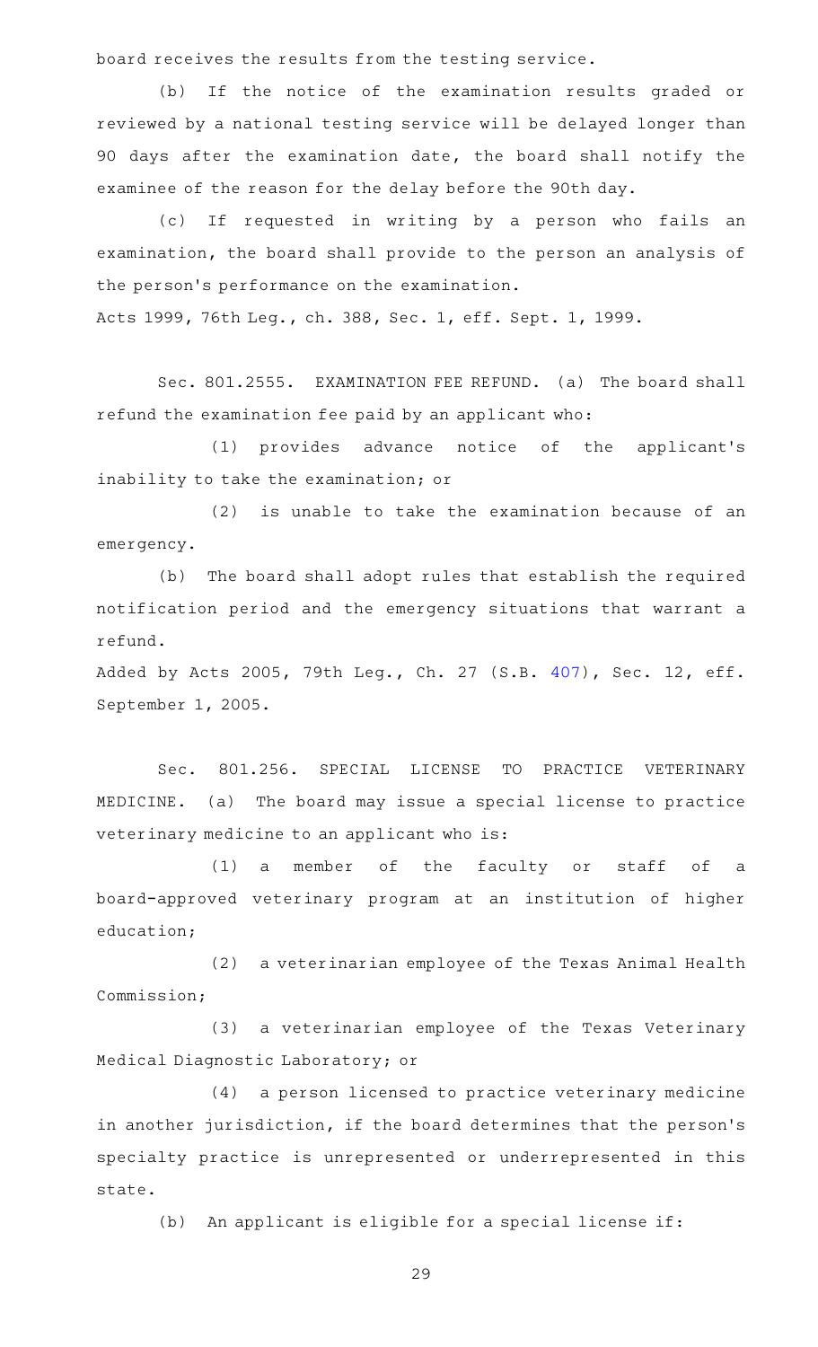board receives the results from the testing service.

(b) If the notice of the examination results graded or reviewed by a national testing service will be delayed longer than 90 days after the examination date, the board shall notify the examinee of the reason for the delay before the 90th day.

(c) If requested in writing by a person who fails an examination, the board shall provide to the person an analysis of the person's performance on the examination.

Acts 1999, 76th Leg., ch. 388, Sec. 1, eff. Sept. 1, 1999.

Sec. 801.2555. EXAMINATION FEE REFUND. (a) The board shall refund the examination fee paid by an applicant who:

(1) provides advance notice of the applicant's inability to take the examination; or

(2) is unable to take the examination because of an emergency.

(b) The board shall adopt rules that establish the required notification period and the emergency situations that warrant a refund.

Added by Acts 2005, 79th Leg., Ch. 27 (S.B. 407), Sec. 12, eff. September 1, 2005.

Sec. 801.256. SPECIAL LICENSE TO PRACTICE VETERINARY MEDICINE. (a) The board may issue a special license to practice veterinary medicine to an applicant who is:

(1) a member of the faculty or staff of a board-approved veterinary program at an institution of higher education;

(2) a veterinarian employee of the Texas Animal Health Commission;

(3) a veterinarian employee of the Texas Veterinary Medical Diagnostic Laboratory; or

(4) a person licensed to practice veterinary medicine in another jurisdiction, if the board determines that the person's specialty practice is unrepresented or underrepresented in this state.

(b) An applicant is eligible for a special license if: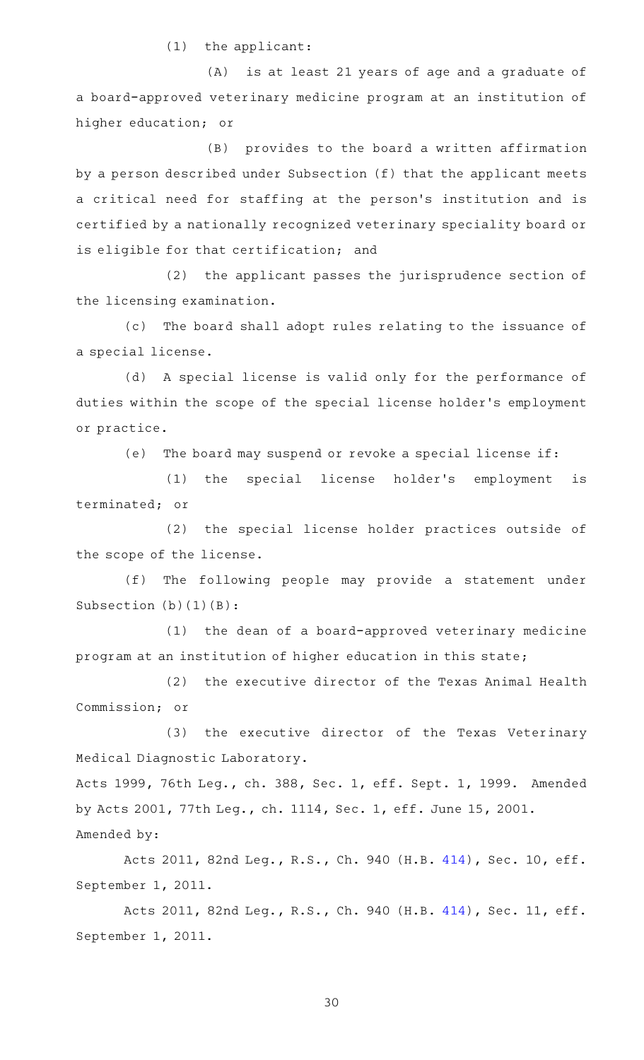(1) the applicant:

(A) is at least 21 years of age and a graduate of a board-approved veterinary medicine program at an institution of higher education; or

(B) provides to the board a written affirmation by a person described under Subsection (f) that the applicant meets a critical need for staffing at the person's institution and is certified by a nationally recognized veterinary speciality board or is eligible for that certification; and

(2) the applicant passes the jurisprudence section of the licensing examination.

(c) The board shall adopt rules relating to the issuance of a special license.

(d) A special license is valid only for the performance of duties within the scope of the special license holder's employment or practice.

(e) The board may suspend or revoke a special license if:

(1) the special license holder's employment is terminated; or

(2) the special license holder practices outside of the scope of the license.

(f) The following people may provide a statement under Subsection (b)(1)(B):

(1) the dean of a board-approved veterinary medicine program at an institution of higher education in this state;

(2) the executive director of the Texas Animal Health Commission; or

(3) the executive director of the Texas Veterinary Medical Diagnostic Laboratory.

Acts 1999, 76th Leg., ch. 388, Sec. 1, eff. Sept. 1, 1999. Amended by Acts 2001, 77th Leg., ch. 1114, Sec. 1, eff. June 15, 2001.

Amended by:

Acts 2011, 82nd Leg., R.S., Ch. 940 (H.B. 414), Sec. 10, eff. September 1, 2011.

Acts 2011, 82nd Leg., R.S., Ch. 940 (H.B. 414), Sec. 11, eff. September 1, 2011.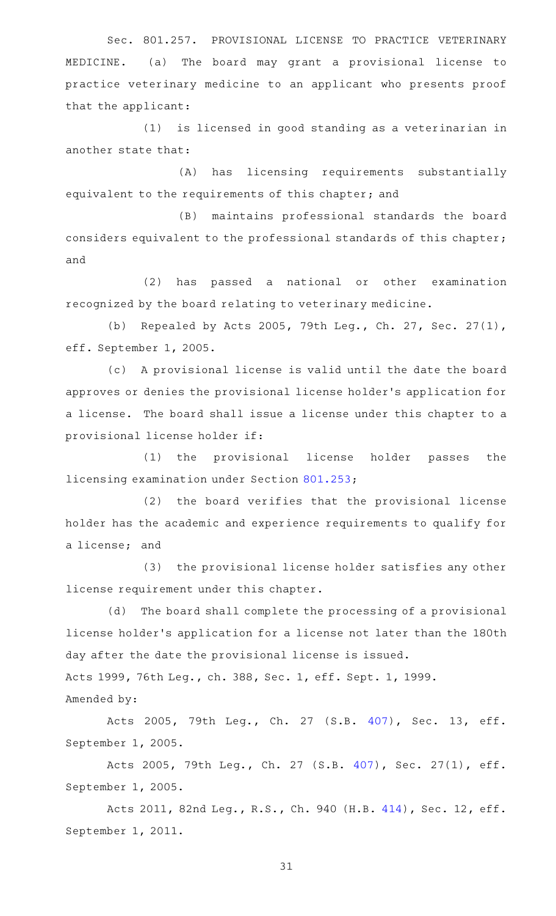Sec. 801.257. PROVISIONAL LICENSE TO PRACTICE VETERINARY MEDICINE. (a) The board may grant a provisional license to practice veterinary medicine to an applicant who presents proof that the applicant:

(1) is licensed in good standing as a veterinarian in another state that:

(A) has licensing requirements substantially equivalent to the requirements of this chapter; and

(B) maintains professional standards the board considers equivalent to the professional standards of this chapter; and

(2) has passed a national or other examination recognized by the board relating to veterinary medicine.

(b) Repealed by Acts 2005, 79th Leg., Ch. 27, Sec. 27(1), eff. September 1, 2005.

(c) A provisional license is valid until the date the board approves or denies the provisional license holder's application for a license. The board shall issue a license under this chapter to a provisional license holder if:

(1) the provisional license holder passes the licensing examination under Section 801.253;

(2) the board verifies that the provisional license holder has the academic and experience requirements to qualify for a license; and

(3) the provisional license holder satisfies any other license requirement under this chapter.

(d) The board shall complete the processing of a provisional license holder's application for a license not later than the 180th day after the date the provisional license is issued.

Acts 1999, 76th Leg., ch. 388, Sec. 1, eff. Sept. 1, 1999.

Amended by:

Acts 2005, 79th Leg., Ch. 27 (S.B. 407), Sec. 13, eff. September 1, 2005.

Acts 2005, 79th Leg., Ch. 27 (S.B. 407), Sec. 27(1), eff. September 1, 2005.

Acts 2011, 82nd Leg., R.S., Ch. 940 (H.B. 414), Sec. 12, eff. September 1, 2011.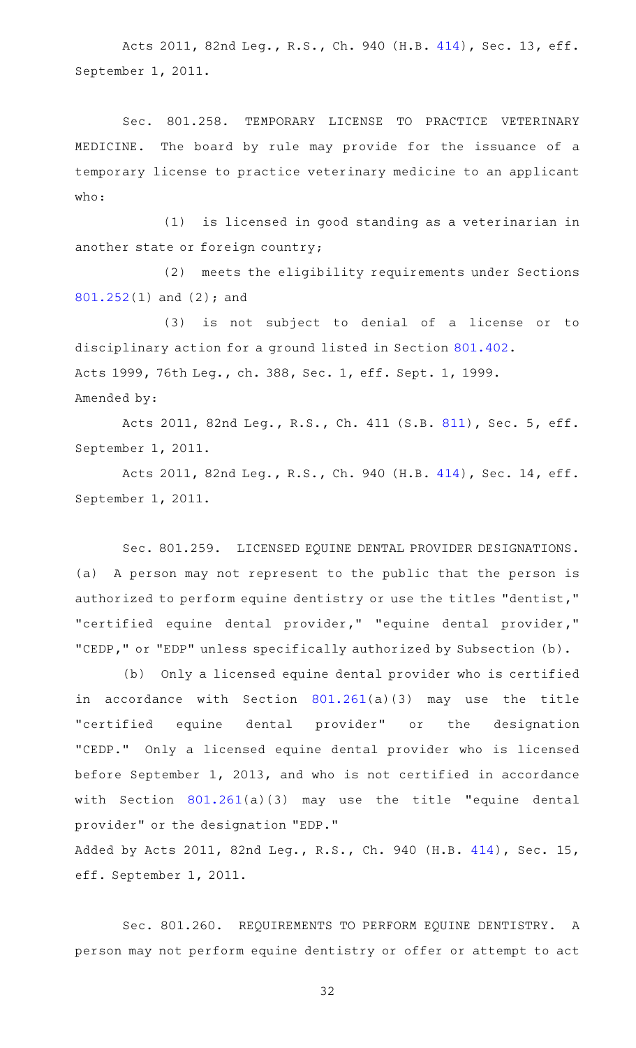Acts 2011, 82nd Leg., R.S., Ch. 940 (H.B. 414), Sec. 13, eff. September 1, 2011.

Sec. 801.258. TEMPORARY LICENSE TO PRACTICE VETERINARY MEDICINE. The board by rule may provide for the issuance of a temporary license to practice veterinary medicine to an applicant who:

(1) is licensed in good standing as a veterinarian in another state or foreign country;

(2) meets the eligibility requirements under Sections 801.252(1) and (2); and

(3) is not subject to denial of a license or to disciplinary action for a ground listed in Section 801.402.

Acts 1999, 76th Leg., ch. 388, Sec. 1, eff. Sept. 1, 1999.

Amended by:

Acts 2011, 82nd Leg., R.S., Ch. 411 (S.B. 811), Sec. 5, eff. September 1, 2011.

Acts 2011, 82nd Leg., R.S., Ch. 940 (H.B. 414), Sec. 14, eff. September 1, 2011.

Sec. 801.259. LICENSED EQUINE DENTAL PROVIDER DESIGNATIONS. (a) A person may not represent to the public that the person is authorized to perform equine dentistry or use the titles "dentist," "certified equine dental provider," "equine dental provider," "CEDP," or "EDP" unless specifically authorized by Subsection (b).

(b) Only a licensed equine dental provider who is certified in accordance with Section 801.261(a)(3) may use the title "certified equine dental provider" or the designation "CEDP." Only a licensed equine dental provider who is licensed before September 1, 2013, and who is not certified in accordance with Section 801.261(a)(3) may use the title "equine dental provider" or the designation "EDP."

Added by Acts 2011, 82nd Leg., R.S., Ch. 940 (H.B. 414), Sec. 15, eff. September 1, 2011.

Sec. 801.260. REQUIREMENTS TO PERFORM EQUINE DENTISTRY. A person may not perform equine dentistry or offer or attempt to act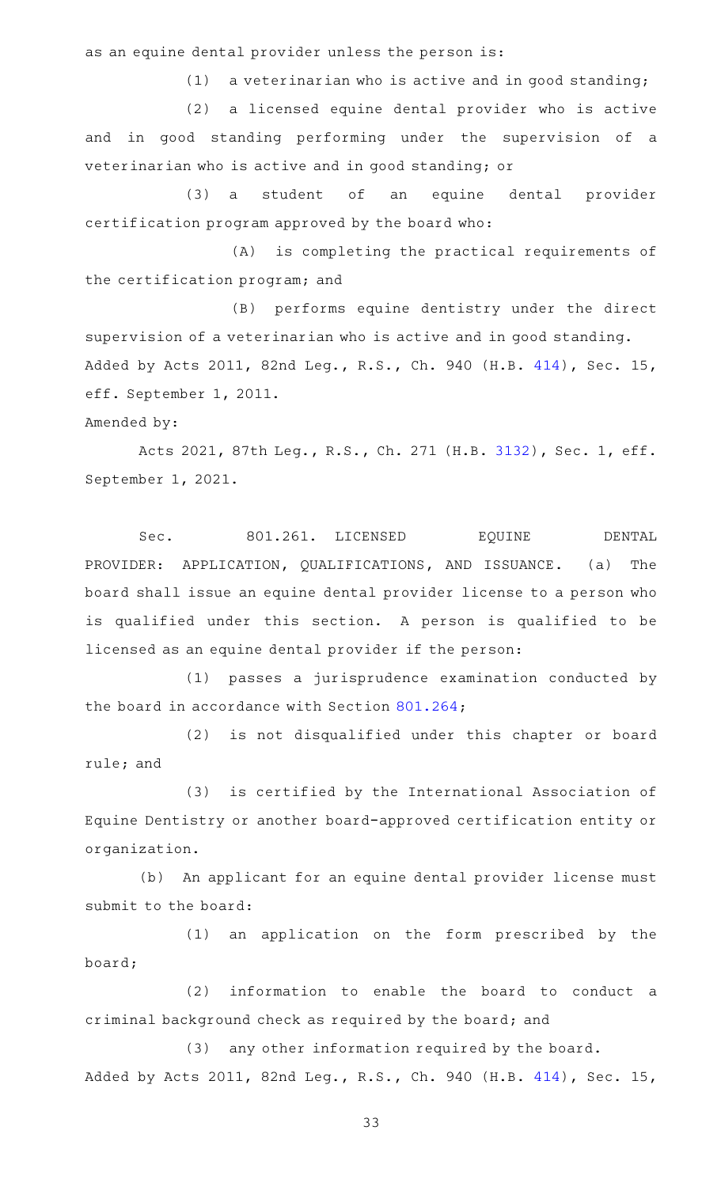as an equine dental provider unless the person is:

(1) a veterinarian who is active and in good standing;

(2) a licensed equine dental provider who is active and in good standing performing under the supervision of a veterinarian who is active and in good standing; or

(3) a student of an equine dental provider certification program approved by the board who:

(A) is completing the practical requirements of the certification program; and

(B) performs equine dentistry under the direct supervision of a veterinarian who is active and in good standing.

Added by Acts 2011, 82nd Leg., R.S., Ch. 940 (H.B. 414), Sec. 15, eff. September 1, 2011.

Amended by:

Acts 2021, 87th Leg., R.S., Ch. 271 (H.B. 3132), Sec. 1, eff. September 1, 2021.

Sec. 801.261. LICENSED EQUINE DENTAL PROVIDER: APPLICATION, QUALIFICATIONS, AND ISSUANCE. (a) The board shall issue an equine dental provider license to a person who is qualified under this section. A person is qualified to be licensed as an equine dental provider if the person:

(1) passes a jurisprudence examination conducted by the board in accordance with Section 801.264;

(2) is not disqualified under this chapter or board rule; and

(3) is certified by the International Association of Equine Dentistry or another board-approved certification entity or organization.

(b) An applicant for an equine dental provider license must submit to the board:

(1) an application on the form prescribed by the board;

(2) information to enable the board to conduct a criminal background check as required by the board; and

(3) any other information required by the board.

Added by Acts 2011, 82nd Leg., R.S., Ch. 940 (H.B. 414), Sec. 15,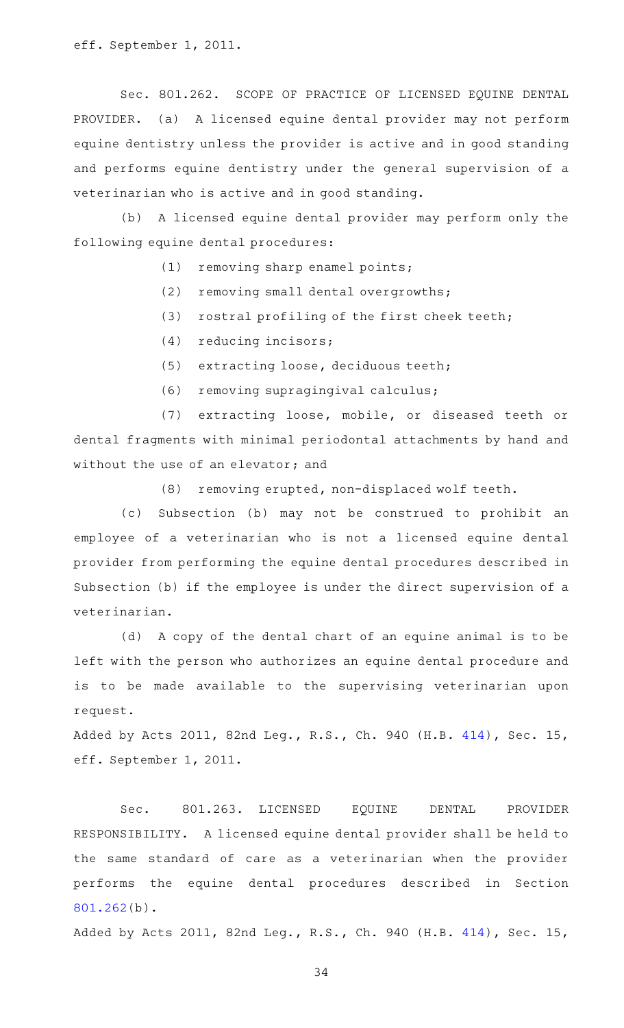eff. September 1, 2011.

Sec. 801.262. SCOPE OF PRACTICE OF LICENSED EQUINE DENTAL PROVIDER. (a) A licensed equine dental provider may not perform equine dentistry unless the provider is active and in good standing and performs equine dentistry under the general supervision of a veterinarian who is active and in good standing.

(b) A licensed equine dental provider may perform only the following equine dental procedures:

(1) removing sharp enamel points;

(2) removing small dental overgrowths;

(3) rostral profiling of the first cheek teeth;

(4) reducing incisors;

(5) extracting loose, deciduous teeth;

(6) removing supragingival calculus;

(7) extracting loose, mobile, or diseased teeth or dental fragments with minimal periodontal attachments by hand and without the use of an elevator; and

(8) removing erupted, non-displaced wolf teeth.

(c) Subsection (b) may not be construed to prohibit an employee of a veterinarian who is not a licensed equine dental provider from performing the equine dental procedures described in Subsection (b) if the employee is under the direct supervision of a veterinarian.

(d) A copy of the dental chart of an equine animal is to be left with the person who authorizes an equine dental procedure and is to be made available to the supervising veterinarian upon request.

Added by Acts 2011, 82nd Leg., R.S., Ch. 940 (H.B. 414), Sec. 15, eff. September 1, 2011.

Sec. 801.263. LICENSED EQUINE DENTAL PROVIDER RESPONSIBILITY. A licensed equine dental provider shall be held to the same standard of care as a veterinarian when the provider performs the equine dental procedures described in Section 801.262(b).

Added by Acts 2011, 82nd Leg., R.S., Ch. 940 (H.B. 414), Sec. 15,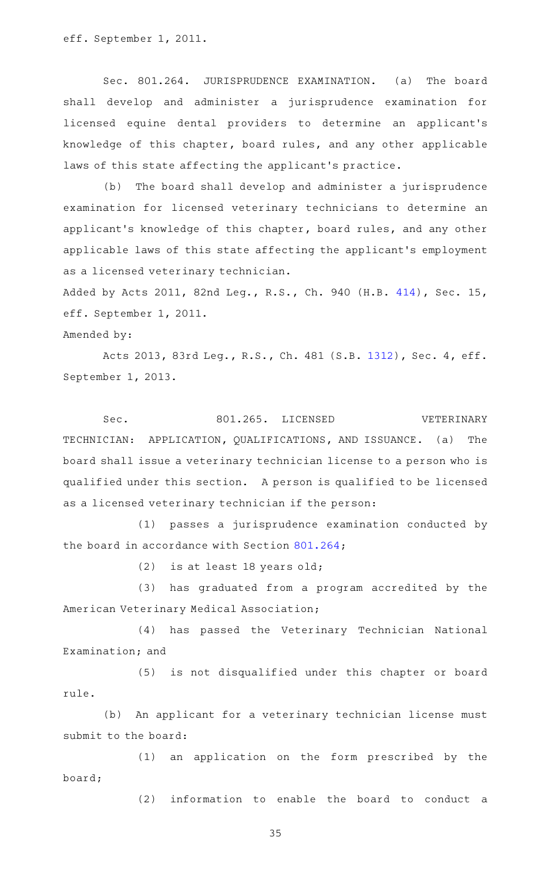eff. September 1, 2011.

Sec. 801.264. JURISPRUDENCE EXAMINATION. (a) The board shall develop and administer a jurisprudence examination for licensed equine dental providers to determine an applicant's knowledge of this chapter, board rules, and any other applicable laws of this state affecting the applicant's practice.

(b) The board shall develop and administer a jurisprudence examination for licensed veterinary technicians to determine an applicant's knowledge of this chapter, board rules, and any other applicable laws of this state affecting the applicant's employment as a licensed veterinary technician.

Added by Acts 2011, 82nd Leg., R.S., Ch. 940 (H.B. 414), Sec. 15, eff. September 1, 2011.

Amended by:

Acts 2013, 83rd Leg., R.S., Ch. 481 (S.B. 1312), Sec. 4, eff. September 1, 2013.

Sec. 801.265. LICENSED VETERINARY TECHNICIAN: APPLICATION, QUALIFICATIONS, AND ISSUANCE. (a) The board shall issue a veterinary technician license to a person who is qualified under this section. A person is qualified to be licensed as a licensed veterinary technician if the person:

(1) passes a jurisprudence examination conducted by the board in accordance with Section 801.264;

(2) is at least 18 years old;

(3) has graduated from a program accredited by the American Veterinary Medical Association;

(4) has passed the Veterinary Technician National Examination; and

(5) is not disqualified under this chapter or board rule.

(b) An applicant for a veterinary technician license must submit to the board:

(1) an application on the form prescribed by the board;

(2) information to enable the board to conduct a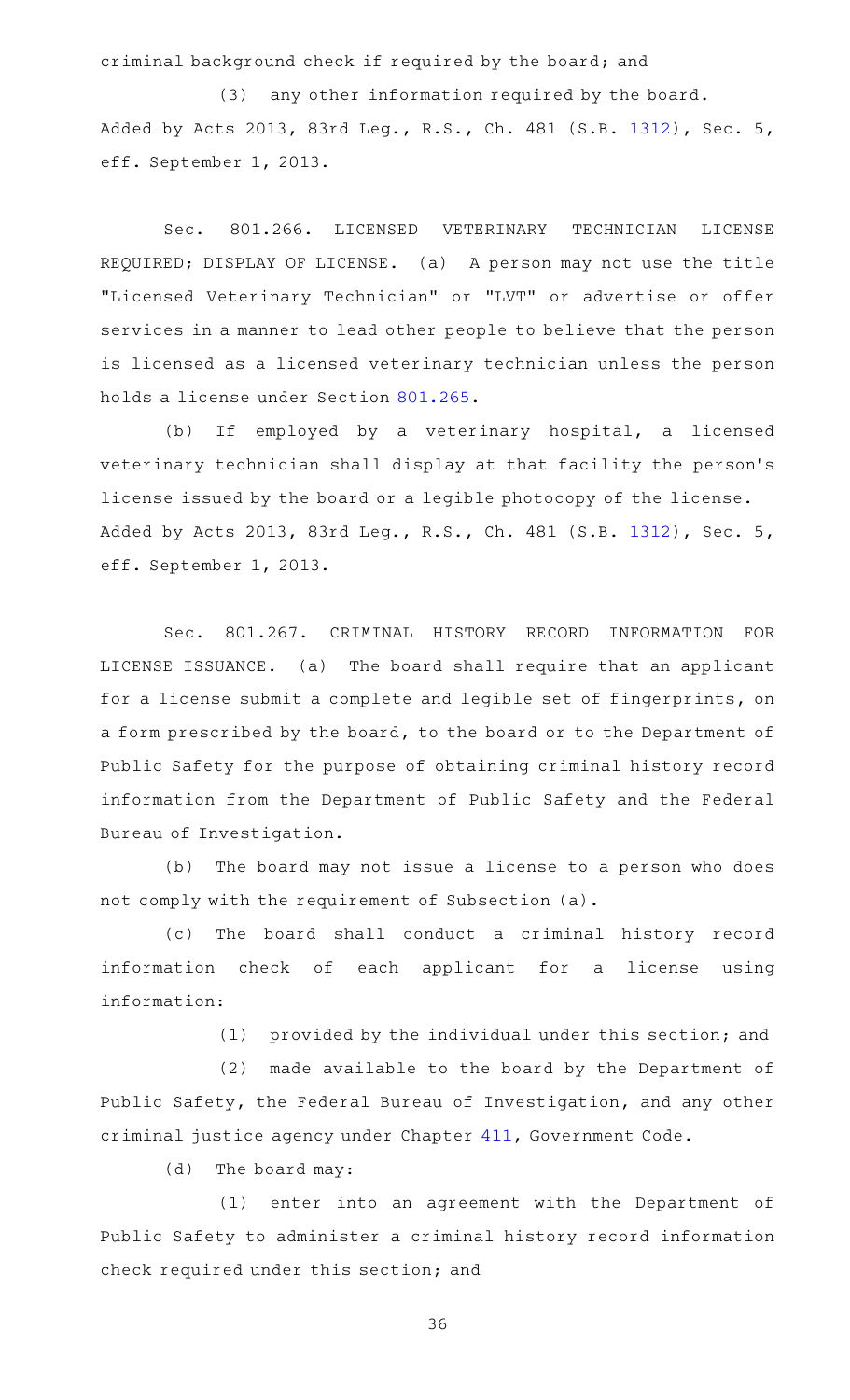criminal background check if required by the board; and

(3) any other information required by the board.

Added by Acts 2013, 83rd Leg., R.S., Ch. 481 (S.B. 1312), Sec. 5, eff. September 1, 2013.

Sec. 801.266. LICENSED VETERINARY TECHNICIAN LICENSE REQUIRED; DISPLAY OF LICENSE. (a) A person may not use the title "Licensed Veterinary Technician" or "LVT" or advertise or offer services in a manner to lead other people to believe that the person is licensed as a licensed veterinary technician unless the person holds a license under Section 801.265.

(b) If employed by a veterinary hospital, a licensed veterinary technician shall display at that facility the person's license issued by the board or a legible photocopy of the license.

Added by Acts 2013, 83rd Leg., R.S., Ch. 481 (S.B. 1312), Sec. 5, eff. September 1, 2013.

Sec. 801.267. CRIMINAL HISTORY RECORD INFORMATION FOR LICENSE ISSUANCE. (a) The board shall require that an applicant for a license submit a complete and legible set of fingerprints, on a form prescribed by the board, to the board or to the Department of Public Safety for the purpose of obtaining criminal history record information from the Department of Public Safety and the Federal Bureau of Investigation.

(b) The board may not issue a license to a person who does not comply with the requirement of Subsection (a).

(c) The board shall conduct a criminal history record information check of each applicant for a license using information:

(1) provided by the individual under this section; and

(2) made available to the board by the Department of Public Safety, the Federal Bureau of Investigation, and any other criminal justice agency under Chapter 411, Government Code.

(d) The board may:

(1) enter into an agreement with the Department of Public Safety to administer a criminal history record information check required under this section; and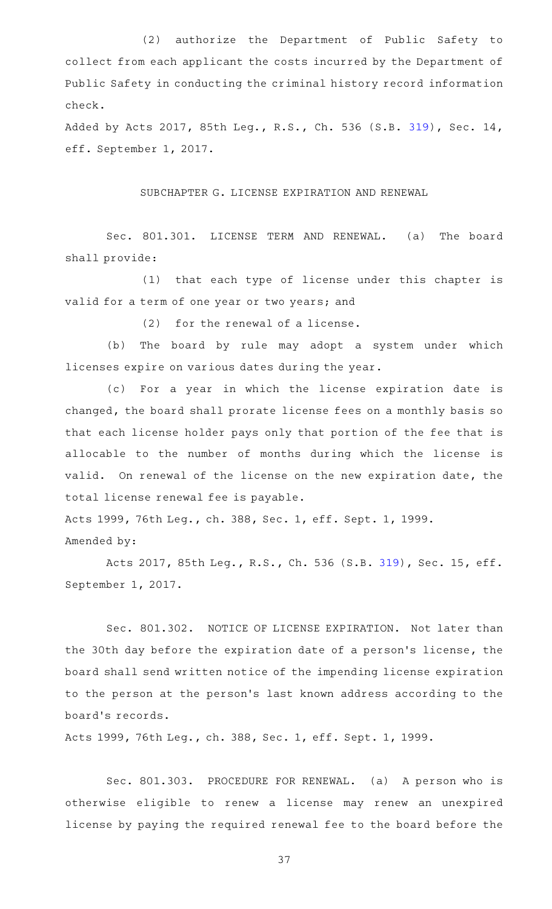(2) authorize the Department of Public Safety to collect from each applicant the costs incurred by the Department of Public Safety in conducting the criminal history record information check.

Added by Acts 2017, 85th Leg., R.S., Ch. 536 (S.B. 319), Sec. 14, eff. September 1, 2017.

## SUBCHAPTER G. LICENSE EXPIRATION AND RENEWAL

Sec. 801.301. LICENSE TERM AND RENEWAL. (a) The board shall provide:

(1) that each type of license under this chapter is valid for a term of one year or two years; and

(2) for the renewal of a license.

(b) The board by rule may adopt a system under which licenses expire on various dates during the year.

(c) For a year in which the license expiration date is changed, the board shall prorate license fees on a monthly basis so that each license holder pays only that portion of the fee that is allocable to the number of months during which the license is valid. On renewal of the license on the new expiration date, the total license renewal fee is payable.

Acts 1999, 76th Leg., ch. 388, Sec. 1, eff. Sept. 1, 1999.

Amended by:

Acts 2017, 85th Leg., R.S., Ch. 536 (S.B. 319), Sec. 15, eff. September 1, 2017.

Sec. 801.302. NOTICE OF LICENSE EXPIRATION. Not later than the 30th day before the expiration date of a person's license, the board shall send written notice of the impending license expiration to the person at the person's last known address according to the board's records.

Acts 1999, 76th Leg., ch. 388, Sec. 1, eff. Sept. 1, 1999.

Sec. 801.303. PROCEDURE FOR RENEWAL. (a) A person who is otherwise eligible to renew a license may renew an unexpired license by paying the required renewal fee to the board before the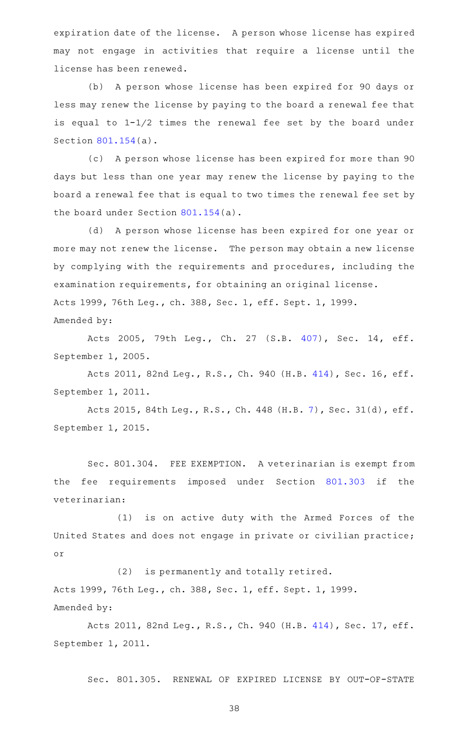expiration date of the license. A person whose license has expired may not engage in activities that require a license until the license has been renewed.

(b) A person whose license has been expired for 90 days or less may renew the license by paying to the board a renewal fee that is equal to 1-1/2 times the renewal fee set by the board under Section 801.154(a).

(c) A person whose license has been expired for more than 90 days but less than one year may renew the license by paying to the board a renewal fee that is equal to two times the renewal fee set by the board under Section 801.154(a).

(d) A person whose license has been expired for one year or more may not renew the license. The person may obtain a new license by complying with the requirements and procedures, including the examination requirements, for obtaining an original license.

Acts 1999, 76th Leg., ch. 388, Sec. 1, eff. Sept. 1, 1999.

Amended by:

Acts 2005, 79th Leg., Ch. 27 (S.B. 407), Sec. 14, eff. September 1, 2005.

Acts 2011, 82nd Leg., R.S., Ch. 940 (H.B. 414), Sec. 16, eff. September 1, 2011.

Acts 2015, 84th Leg., R.S., Ch. 448 (H.B. 7), Sec. 31(d), eff. September 1, 2015.

Sec. 801.304. FEE EXEMPTION. A veterinarian is exempt from the fee requirements imposed under Section 801.303 if the veterinarian:

(1) is on active duty with the Armed Forces of the United States and does not engage in private or civilian practice; or

(2) is permanently and totally retired.

Acts 1999, 76th Leg., ch. 388, Sec. 1, eff. Sept. 1, 1999.

Amended by:

Acts 2011, 82nd Leg., R.S., Ch. 940 (H.B. 414), Sec. 17, eff. September 1, 2011.

Sec. 801.305. RENEWAL OF EXPIRED LICENSE BY OUT-OF-STATE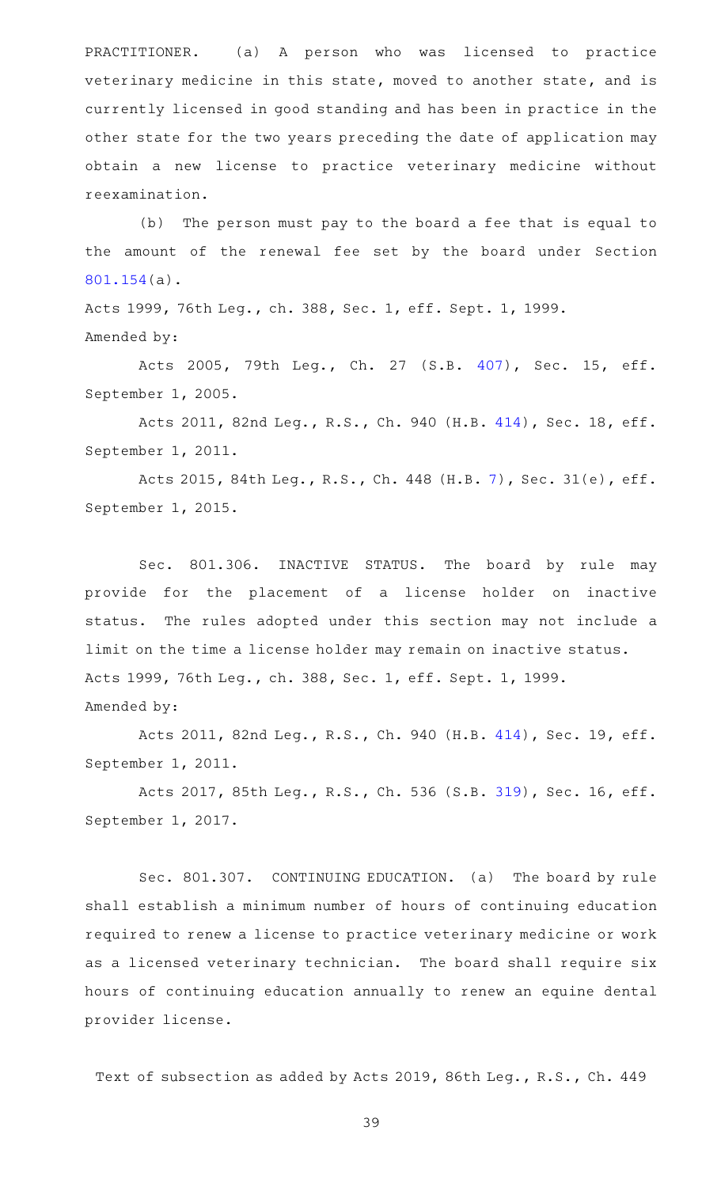PRACTITIONER. (a) A person who was licensed to practice veterinary medicine in this state, moved to another state, and is currently licensed in good standing and has been in practice in the other state for the two years preceding the date of application may obtain a new license to practice veterinary medicine without reexamination.

(b) The person must pay to the board a fee that is equal to the amount of the renewal fee set by the board under Section 801.154(a).

Acts 1999, 76th Leg., ch. 388, Sec. 1, eff. Sept. 1, 1999.
Amended by:

Acts 2005, 79th Leg., Ch. 27 (S.B. 407), Sec. 15, eff. September 1, 2005.

Acts 2011, 82nd Leg., R.S., Ch. 940 (H.B. 414), Sec. 18, eff. September 1, 2011.

Acts 2015, 84th Leg., R.S., Ch. 448 (H.B. 7), Sec. 31(e), eff. September 1, 2015.

Sec. 801.306. INACTIVE STATUS. The board by rule may provide for the placement of a license holder on inactive status. The rules adopted under this section may not include a limit on the time a license holder may remain on inactive status.
Acts 1999, 76th Leg., ch. 388, Sec. 1, eff. Sept. 1, 1999.
Amended by:

Acts 2011, 82nd Leg., R.S., Ch. 940 (H.B. 414), Sec. 19, eff. September 1, 2011.

Acts 2017, 85th Leg., R.S., Ch. 536 (S.B. 319), Sec. 16, eff. September 1, 2017.

Sec. 801.307. CONTINUING EDUCATION. (a) The board by rule shall establish a minimum number of hours of continuing education required to renew a license to practice veterinary medicine or work as a licensed veterinary technician. The board shall require six hours of continuing education annually to renew an equine dental provider license.

Text of subsection as added by Acts 2019, 86th Leg., R.S., Ch. 449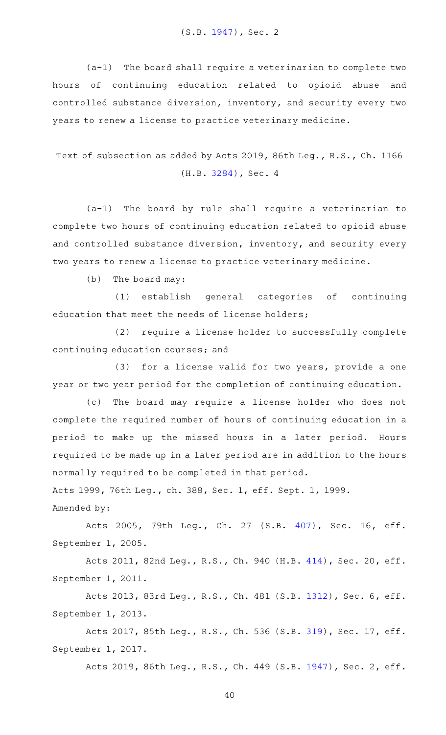(S.B. 1947), Sec. 2

(a-1) The board shall require a veterinarian to complete two hours of continuing education related to opioid abuse and controlled substance diversion, inventory, and security every two years to renew a license to practice veterinary medicine.

Text of subsection as added by Acts 2019, 86th Leg., R.S., Ch. 1166 (H.B. 3284), Sec. 4

(a-1) The board by rule shall require a veterinarian to complete two hours of continuing education related to opioid abuse and controlled substance diversion, inventory, and security every two years to renew a license to practice veterinary medicine.

(b) The board may:

(1) establish general categories of continuing education that meet the needs of license holders;

(2) require a license holder to successfully complete continuing education courses; and

(3) for a license valid for two years, provide a one year or two year period for the completion of continuing education.

(c) The board may require a license holder who does not complete the required number of hours of continuing education in a period to make up the missed hours in a later period. Hours required to be made up in a later period are in addition to the hours normally required to be completed in that period.

Acts 1999, 76th Leg., ch. 388, Sec. 1, eff. Sept. 1, 1999.

Amended by:

Acts 2005, 79th Leg., Ch. 27 (S.B. 407), Sec. 16, eff. September 1, 2005.

Acts 2011, 82nd Leg., R.S., Ch. 940 (H.B. 414), Sec. 20, eff. September 1, 2011.

Acts 2013, 83rd Leg., R.S., Ch. 481 (S.B. 1312), Sec. 6, eff. September 1, 2013.

Acts 2017, 85th Leg., R.S., Ch. 536 (S.B. 319), Sec. 17, eff. September 1, 2017.

Acts 2019, 86th Leg., R.S., Ch. 449 (S.B. 1947), Sec. 2, eff.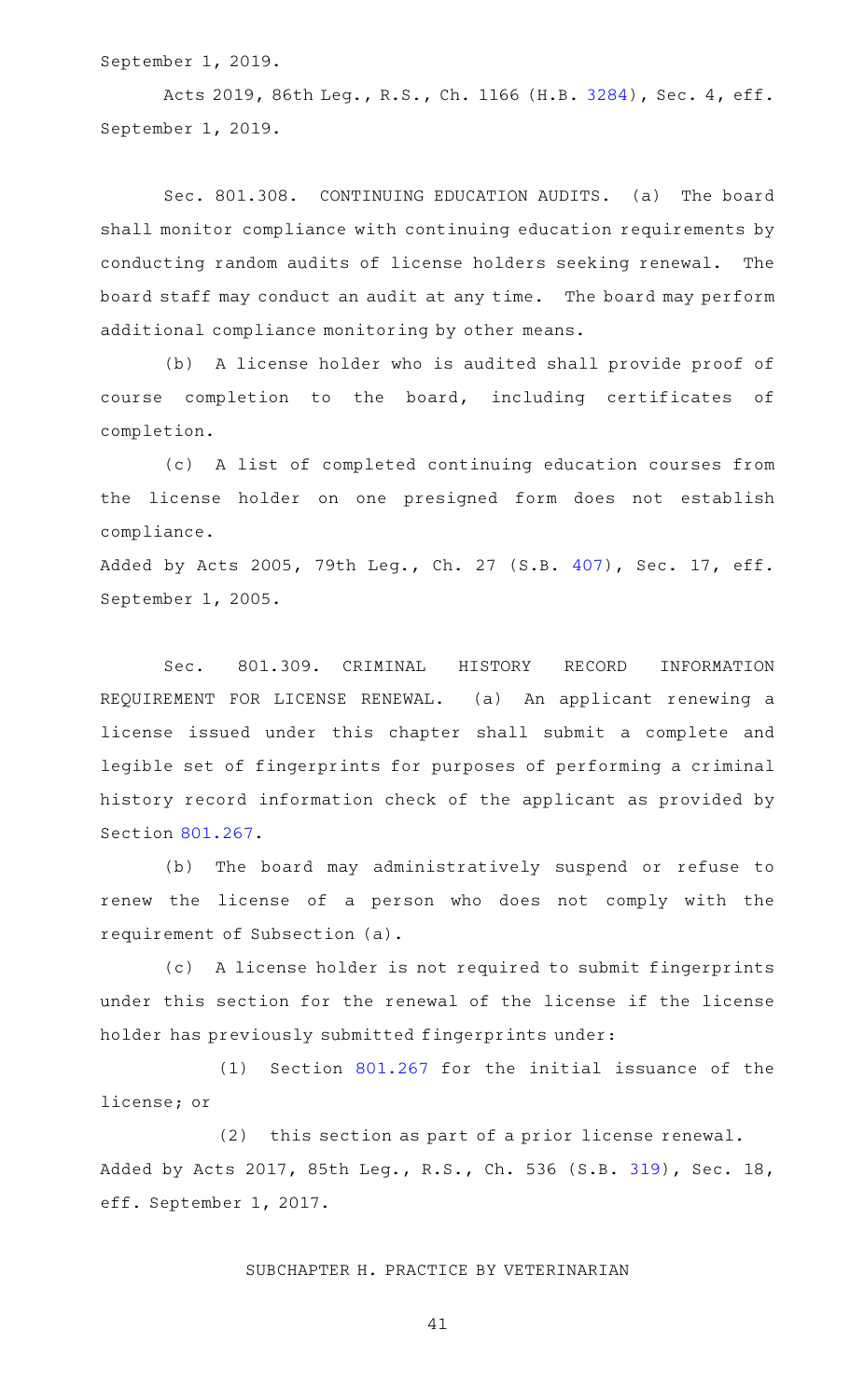September 1, 2019.

Acts 2019, 86th Leg., R.S., Ch. 1166 (H.B. 3284), Sec. 4, eff. September 1, 2019.

Sec. 801.308. CONTINUING EDUCATION AUDITS. (a) The board shall monitor compliance with continuing education requirements by conducting random audits of license holders seeking renewal. The board staff may conduct an audit at any time. The board may perform additional compliance monitoring by other means.

(b) A license holder who is audited shall provide proof of course completion to the board, including certificates of completion.

(c) A list of completed continuing education courses from the license holder on one presigned form does not establish compliance.

Added by Acts 2005, 79th Leg., Ch. 27 (S.B. 407), Sec. 17, eff. September 1, 2005.

Sec. 801.309. CRIMINAL HISTORY RECORD INFORMATION REQUIREMENT FOR LICENSE RENEWAL. (a) An applicant renewing a license issued under this chapter shall submit a complete and legible set of fingerprints for purposes of performing a criminal history record information check of the applicant as provided by Section 801.267.

(b) The board may administratively suspend or refuse to renew the license of a person who does not comply with the requirement of Subsection (a).

(c) A license holder is not required to submit fingerprints under this section for the renewal of the license if the license holder has previously submitted fingerprints under:

(1) Section 801.267 for the initial issuance of the license; or

(2) this section as part of a prior license renewal.

Added by Acts 2017, 85th Leg., R.S., Ch. 536 (S.B. 319), Sec. 18, eff. September 1, 2017.

SUBCHAPTER H. PRACTICE BY VETERINARIAN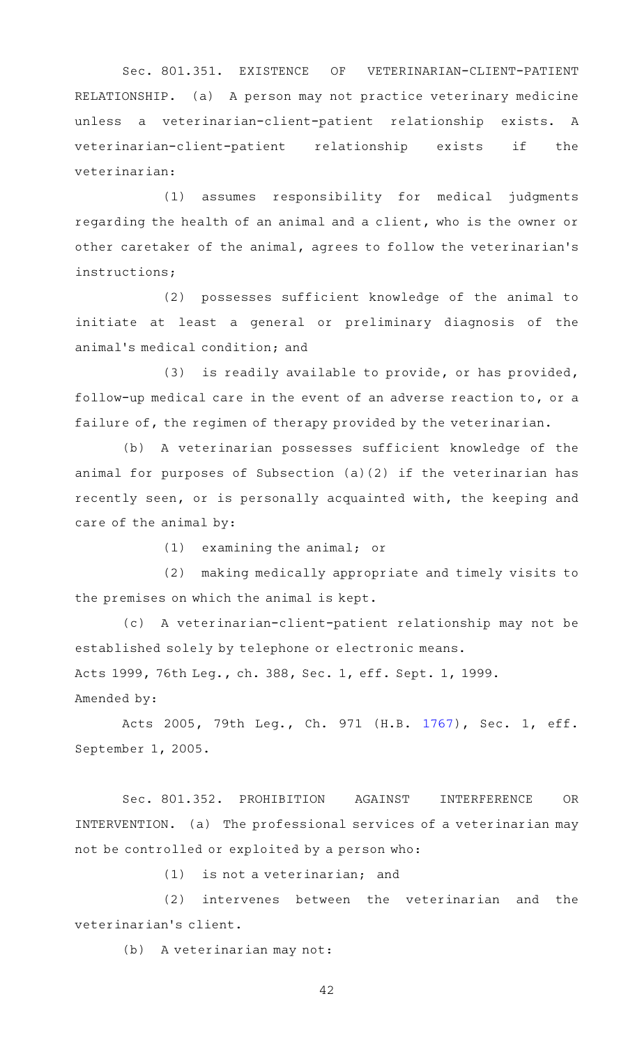Sec. 801.351. EXISTENCE OF VETERINARIAN-CLIENT-PATIENT RELATIONSHIP. (a) A person may not practice veterinary medicine unless a veterinarian-client-patient relationship exists. A veterinarian-client-patient relationship exists if the veterinarian:

(1) assumes responsibility for medical judgments regarding the health of an animal and a client, who is the owner or other caretaker of the animal, agrees to follow the veterinarian's instructions;

(2) possesses sufficient knowledge of the animal to initiate at least a general or preliminary diagnosis of the animal's medical condition; and

(3) is readily available to provide, or has provided, follow-up medical care in the event of an adverse reaction to, or a failure of, the regimen of therapy provided by the veterinarian.

(b) A veterinarian possesses sufficient knowledge of the animal for purposes of Subsection (a)(2) if the veterinarian has recently seen, or is personally acquainted with, the keeping and care of the animal by:

(1) examining the animal; or

(2) making medically appropriate and timely visits to the premises on which the animal is kept.

(c) A veterinarian-client-patient relationship may not be established solely by telephone or electronic means.

Acts 1999, 76th Leg., ch. 388, Sec. 1, eff. Sept. 1, 1999.

Amended by:

Acts 2005, 79th Leg., Ch. 971 (H.B. 1767), Sec. 1, eff. September 1, 2005.

Sec. 801.352. PROHIBITION AGAINST INTERFERENCE OR INTERVENTION. (a) The professional services of a veterinarian may not be controlled or exploited by a person who:

(1) is not a veterinarian; and

(2) intervenes between the veterinarian and the veterinarian's client.

(b) A veterinarian may not: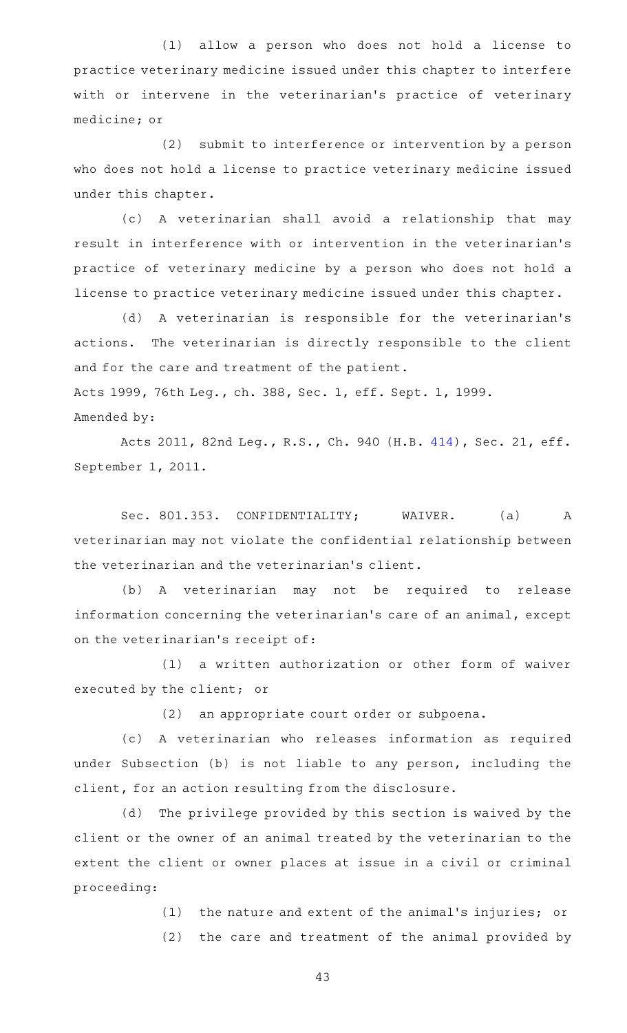(1) allow a person who does not hold a license to practice veterinary medicine issued under this chapter to interfere with or intervene in the veterinarian's practice of veterinary medicine; or

(2) submit to interference or intervention by a person who does not hold a license to practice veterinary medicine issued under this chapter.

(c) A veterinarian shall avoid a relationship that may result in interference with or intervention in the veterinarian's practice of veterinary medicine by a person who does not hold a license to practice veterinary medicine issued under this chapter.

(d) A veterinarian is responsible for the veterinarian's actions. The veterinarian is directly responsible to the client and for the care and treatment of the patient.

Acts 1999, 76th Leg., ch. 388, Sec. 1, eff. Sept. 1, 1999.

Amended by:

Acts 2011, 82nd Leg., R.S., Ch. 940 (H.B. 414), Sec. 21, eff. September 1, 2011.

Sec. 801.353. CONFIDENTIALITY; WAIVER. (a) A veterinarian may not violate the confidential relationship between the veterinarian and the veterinarian's client.

(b) A veterinarian may not be required to release information concerning the veterinarian's care of an animal, except on the veterinarian's receipt of:

(1) a written authorization or other form of waiver executed by the client; or

(2) an appropriate court order or subpoena.

(c) A veterinarian who releases information as required under Subsection (b) is not liable to any person, including the client, for an action resulting from the disclosure.

(d) The privilege provided by this section is waived by the client or the owner of an animal treated by the veterinarian to the extent the client or owner places at issue in a civil or criminal proceeding:

(1) the nature and extent of the animal's injuries; or

(2) the care and treatment of the animal provided by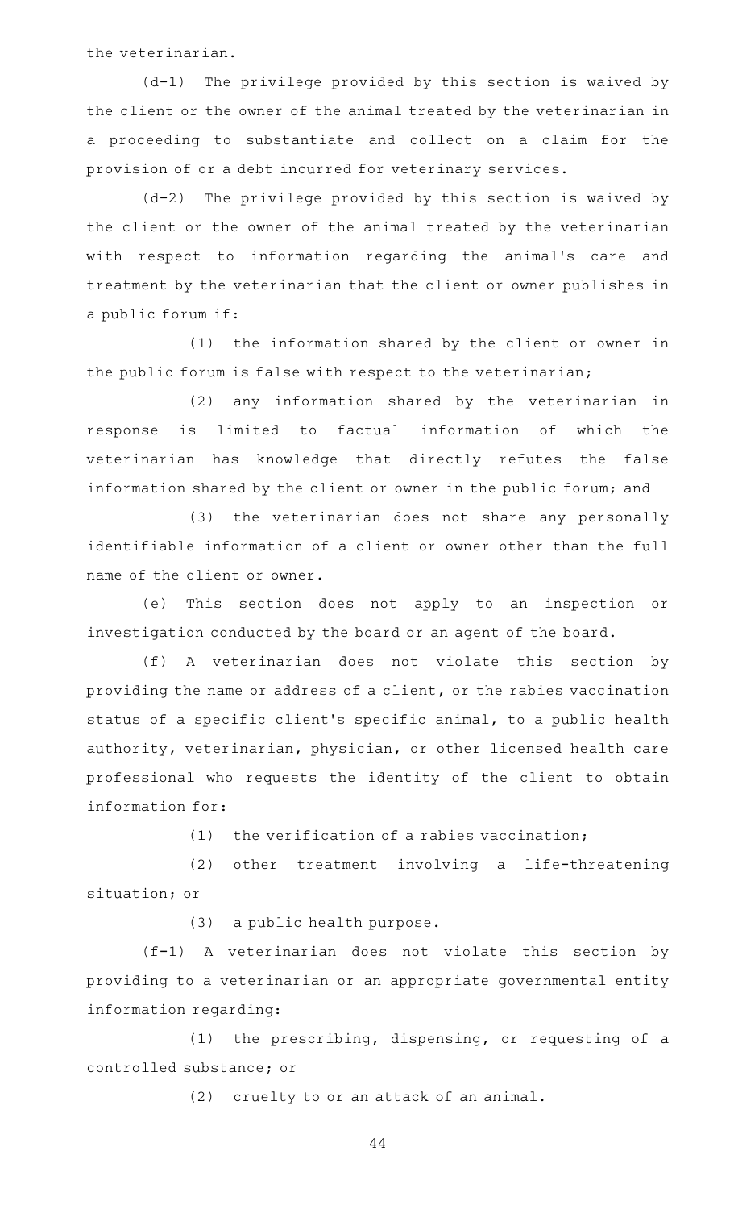the veterinarian.

(d-1) The privilege provided by this section is waived by the client or the owner of the animal treated by the veterinarian in a proceeding to substantiate and collect on a claim for the provision of or a debt incurred for veterinary services.

(d-2) The privilege provided by this section is waived by the client or the owner of the animal treated by the veterinarian with respect to information regarding the animal's care and treatment by the veterinarian that the client or owner publishes in a public forum if:

(1) the information shared by the client or owner in the public forum is false with respect to the veterinarian;

(2) any information shared by the veterinarian in response is limited to factual information of which the veterinarian has knowledge that directly refutes the false information shared by the client or owner in the public forum; and

(3) the veterinarian does not share any personally identifiable information of a client or owner other than the full name of the client or owner.

(e) This section does not apply to an inspection or investigation conducted by the board or an agent of the board.

(f) A veterinarian does not violate this section by providing the name or address of a client, or the rabies vaccination status of a specific client's specific animal, to a public health authority, veterinarian, physician, or other licensed health care professional who requests the identity of the client to obtain information for:

(1) the verification of a rabies vaccination;

(2) other treatment involving a life-threatening situation; or

(3) a public health purpose.

(f-1) A veterinarian does not violate this section by providing to a veterinarian or an appropriate governmental entity information regarding:

(1) the prescribing, dispensing, or requesting of a controlled substance; or

(2) cruelty to or an attack of an animal.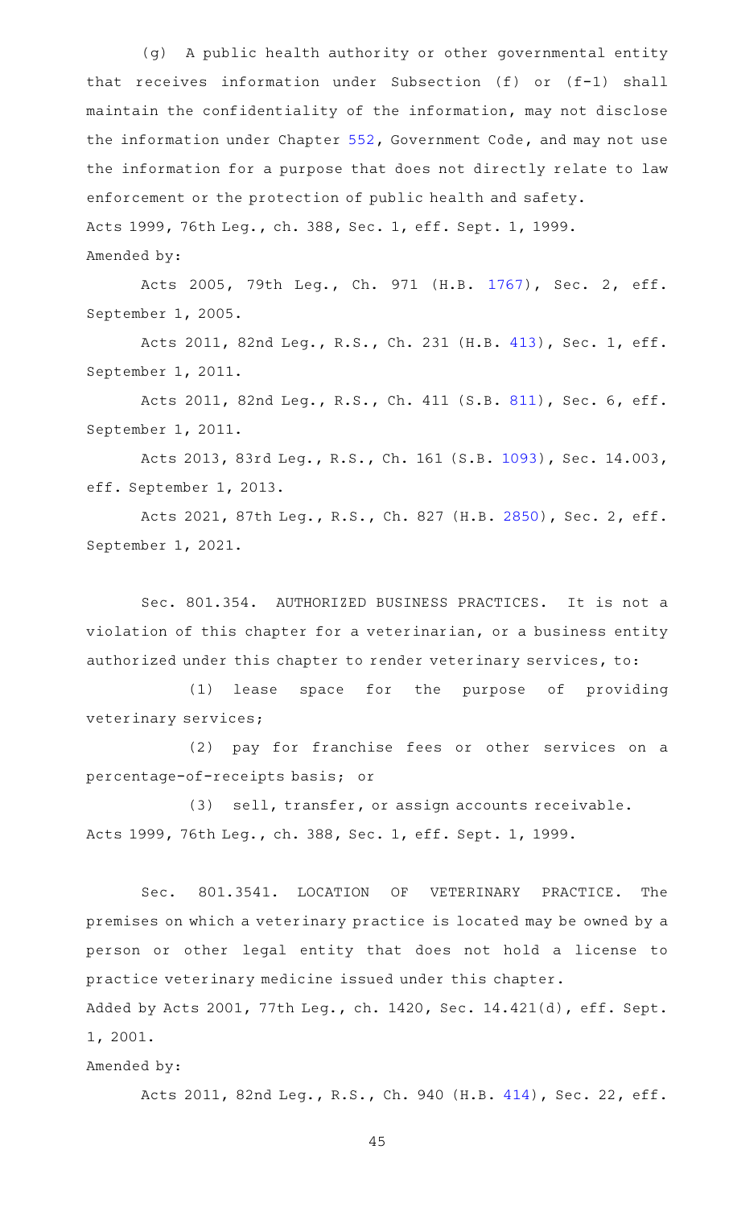(g) A public health authority or other governmental entity that receives information under Subsection (f) or (f-1) shall maintain the confidentiality of the information, may not disclose the information under Chapter 552, Government Code, and may not use the information for a purpose that does not directly relate to law enforcement or the protection of public health and safety.

Acts 1999, 76th Leg., ch. 388, Sec. 1, eff. Sept. 1, 1999.

Amended by:

Acts 2005, 79th Leg., Ch. 971 (H.B. 1767), Sec. 2, eff. September 1, 2005.

Acts 2011, 82nd Leg., R.S., Ch. 231 (H.B. 413), Sec. 1, eff. September 1, 2011.

Acts 2011, 82nd Leg., R.S., Ch. 411 (S.B. 811), Sec. 6, eff. September 1, 2011.

Acts 2013, 83rd Leg., R.S., Ch. 161 (S.B. 1093), Sec. 14.003, eff. September 1, 2013.

Acts 2021, 87th Leg., R.S., Ch. 827 (H.B. 2850), Sec. 2, eff. September 1, 2021.

Sec. 801.354. AUTHORIZED BUSINESS PRACTICES. It is not a violation of this chapter for a veterinarian, or a business entity authorized under this chapter to render veterinary services, to:

(1) lease space for the purpose of providing veterinary services;

(2) pay for franchise fees or other services on a percentage-of-receipts basis; or

(3) sell, transfer, or assign accounts receivable.

Acts 1999, 76th Leg., ch. 388, Sec. 1, eff. Sept. 1, 1999.

Sec. 801.3541. LOCATION OF VETERINARY PRACTICE. The premises on which a veterinary practice is located may be owned by a person or other legal entity that does not hold a license to practice veterinary medicine issued under this chapter.

Added by Acts 2001, 77th Leg., ch. 1420, Sec. 14.421(d), eff. Sept. 1, 2001.

Amended by:

Acts 2011, 82nd Leg., R.S., Ch. 940 (H.B. 414), Sec. 22, eff.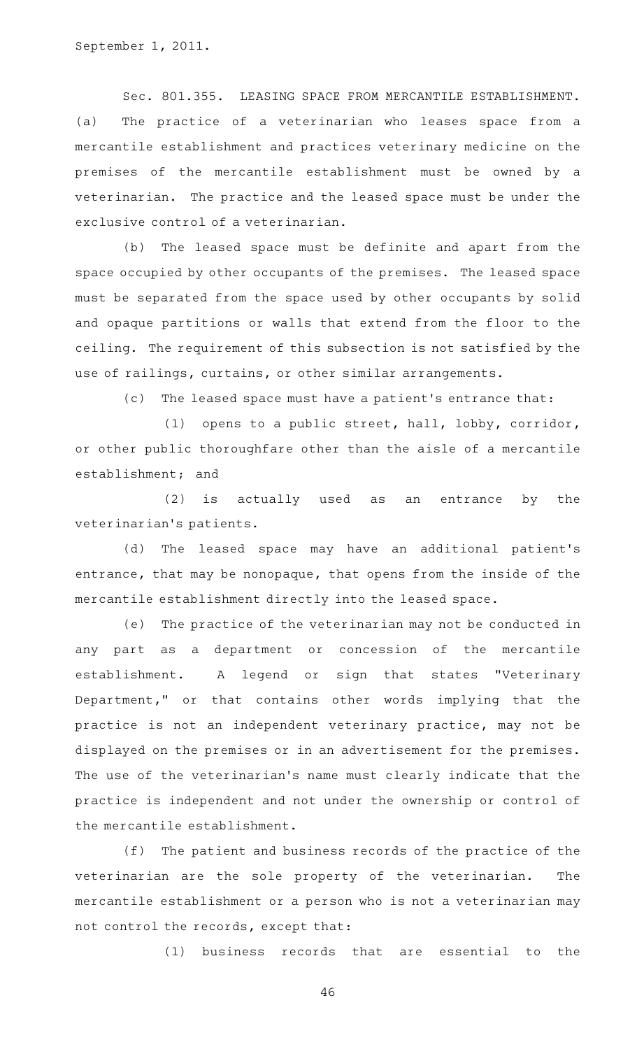September 1, 2011.

Sec. 801.355. LEASING SPACE FROM MERCANTILE ESTABLISHMENT. (a) The practice of a veterinarian who leases space from a mercantile establishment and practices veterinary medicine on the premises of the mercantile establishment must be owned by a veterinarian. The practice and the leased space must be under the exclusive control of a veterinarian.

(b) The leased space must be definite and apart from the space occupied by other occupants of the premises. The leased space must be separated from the space used by other occupants by solid and opaque partitions or walls that extend from the floor to the ceiling. The requirement of this subsection is not satisfied by the use of railings, curtains, or other similar arrangements.

(c) The leased space must have a patient's entrance that:

(1) opens to a public street, hall, lobby, corridor, or other public thoroughfare other than the aisle of a mercantile establishment; and

(2) is actually used as an entrance by the veterinarian's patients.

(d) The leased space may have an additional patient's entrance, that may be nonopaque, that opens from the inside of the mercantile establishment directly into the leased space.

(e) The practice of the veterinarian may not be conducted in any part as a department or concession of the mercantile establishment. A legend or sign that states "Veterinary Department," or that contains other words implying that the practice is not an independent veterinary practice, may not be displayed on the premises or in an advertisement for the premises. The use of the veterinarian's name must clearly indicate that the practice is independent and not under the ownership or control of the mercantile establishment.

(f) The patient and business records of the practice of the veterinarian are the sole property of the veterinarian. The mercantile establishment or a person who is not a veterinarian may not control the records, except that:

(1) business records that are essential to the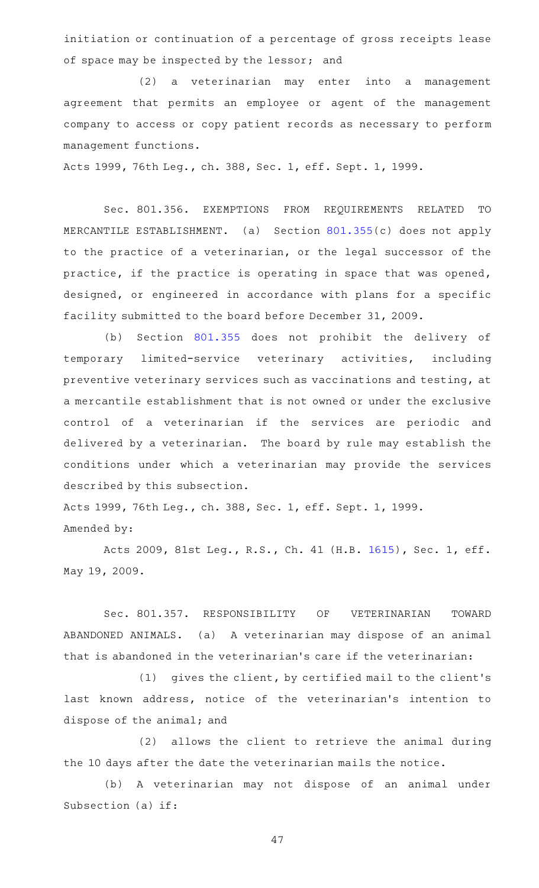initiation or continuation of a percentage of gross receipts lease of space may be inspected by the lessor; and

(2) a veterinarian may enter into a management agreement that permits an employee or agent of the management company to access or copy patient records as necessary to perform management functions.

Acts 1999, 76th Leg., ch. 388, Sec. 1, eff. Sept. 1, 1999.

Sec. 801.356. EXEMPTIONS FROM REQUIREMENTS RELATED TO MERCANTILE ESTABLISHMENT. (a) Section 801.355(c) does not apply to the practice of a veterinarian, or the legal successor of the practice, if the practice is operating in space that was opened, designed, or engineered in accordance with plans for a specific facility submitted to the board before December 31, 2009.

(b) Section 801.355 does not prohibit the delivery of temporary limited-service veterinary activities, including preventive veterinary services such as vaccinations and testing, at a mercantile establishment that is not owned or under the exclusive control of a veterinarian if the services are periodic and delivered by a veterinarian. The board by rule may establish the conditions under which a veterinarian may provide the services described by this subsection.

Acts 1999, 76th Leg., ch. 388, Sec. 1, eff. Sept. 1, 1999.
Amended by:

Acts 2009, 81st Leg., R.S., Ch. 41 (H.B. 1615), Sec. 1, eff. May 19, 2009.

Sec. 801.357. RESPONSIBILITY OF VETERINARIAN TOWARD ABANDONED ANIMALS. (a) A veterinarian may dispose of an animal that is abandoned in the veterinarian's care if the veterinarian:

(1) gives the client, by certified mail to the client's last known address, notice of the veterinarian's intention to dispose of the animal; and

(2) allows the client to retrieve the animal during the 10 days after the date the veterinarian mails the notice.

(b) A veterinarian may not dispose of an animal under Subsection (a) if: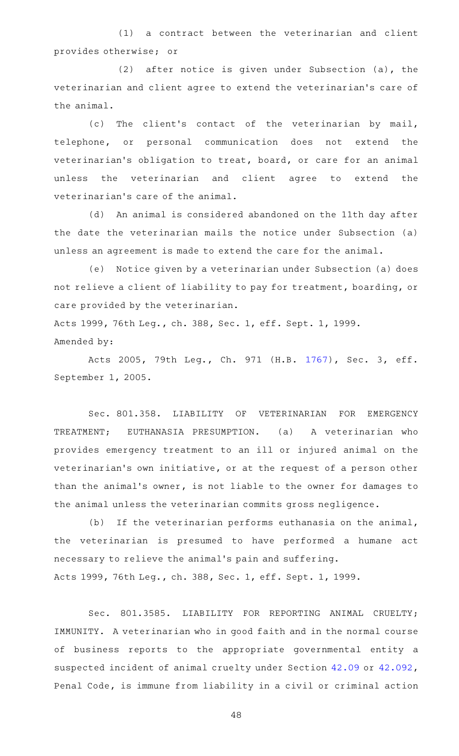(1) a contract between the veterinarian and client provides otherwise; or

(2) after notice is given under Subsection (a), the veterinarian and client agree to extend the veterinarian's care of the animal.

(c) The client's contact of the veterinarian by mail, telephone, or personal communication does not extend the veterinarian's obligation to treat, board, or care for an animal unless the veterinarian and client agree to extend the veterinarian's care of the animal.

(d) An animal is considered abandoned on the 11th day after the date the veterinarian mails the notice under Subsection (a) unless an agreement is made to extend the care for the animal.

(e) Notice given by a veterinarian under Subsection (a) does not relieve a client of liability to pay for treatment, boarding, or care provided by the veterinarian.

Acts 1999, 76th Leg., ch. 388, Sec. 1, eff. Sept. 1, 1999.
Amended by:

Acts 2005, 79th Leg., Ch. 971 (H.B. 1767), Sec. 3, eff. September 1, 2005.

Sec. 801.358. LIABILITY OF VETERINARIAN FOR EMERGENCY TREATMENT; EUTHANASIA PRESUMPTION. (a) A veterinarian who provides emergency treatment to an ill or injured animal on the veterinarian's own initiative, or at the request of a person other than the animal's owner, is not liable to the owner for damages to the animal unless the veterinarian commits gross negligence.

(b) If the veterinarian performs euthanasia on the animal, the veterinarian is presumed to have performed a humane act necessary to relieve the animal's pain and suffering.

Acts 1999, 76th Leg., ch. 388, Sec. 1, eff. Sept. 1, 1999.

Sec. 801.3585. LIABILITY FOR REPORTING ANIMAL CRUELTY; IMMUNITY. A veterinarian who in good faith and in the normal course of business reports to the appropriate governmental entity a suspected incident of animal cruelty under Section 42.09 or 42.092, Penal Code, is immune from liability in a civil or criminal action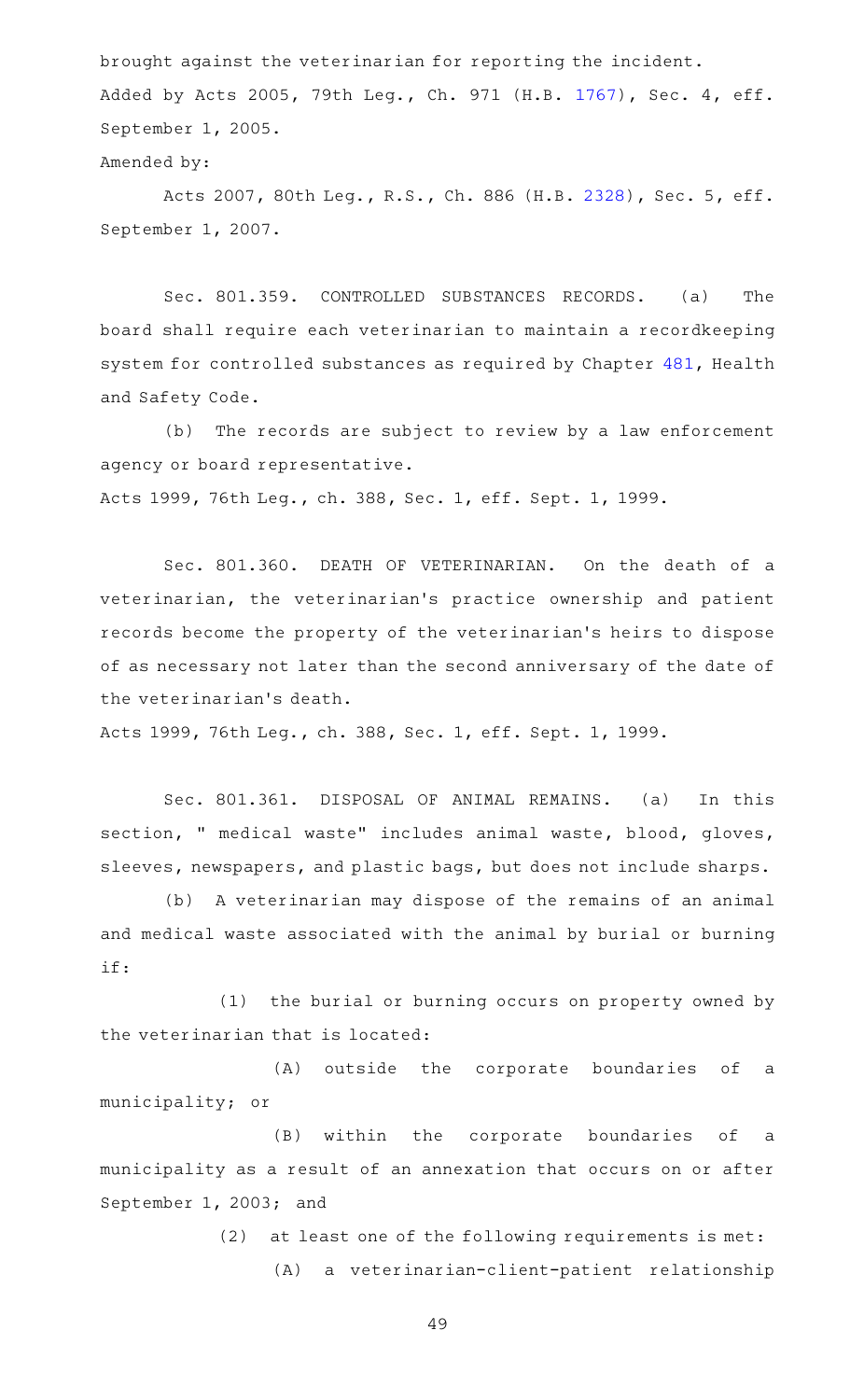brought against the veterinarian for reporting the incident.

Added by Acts 2005, 79th Leg., Ch. 971 (H.B. 1767), Sec. 4, eff. September 1, 2005.

Amended by:

Acts 2007, 80th Leg., R.S., Ch. 886 (H.B. 2328), Sec. 5, eff. September 1, 2007.

Sec. 801.359. CONTROLLED SUBSTANCES RECORDS. (a) The board shall require each veterinarian to maintain a recordkeeping system for controlled substances as required by Chapter 481, Health and Safety Code.

(b) The records are subject to review by a law enforcement agency or board representative.

Acts 1999, 76th Leg., ch. 388, Sec. 1, eff. Sept. 1, 1999.

Sec. 801.360. DEATH OF VETERINARIAN. On the death of a veterinarian, the veterinarian's practice ownership and patient records become the property of the veterinarian's heirs to dispose of as necessary not later than the second anniversary of the date of the veterinarian's death.

Acts 1999, 76th Leg., ch. 388, Sec. 1, eff. Sept. 1, 1999.

Sec. 801.361. DISPOSAL OF ANIMAL REMAINS. (a) In this section, " medical waste" includes animal waste, blood, gloves, sleeves, newspapers, and plastic bags, but does not include sharps.

(b) A veterinarian may dispose of the remains of an animal and medical waste associated with the animal by burial or burning if:

(1) the burial or burning occurs on property owned by the veterinarian that is located:

(A) outside the corporate boundaries of a municipality; or

(B) within the corporate boundaries of a municipality as a result of an annexation that occurs on or after September 1, 2003; and

(2) at least one of the following requirements is met:

(A) a veterinarian-client-patient relationship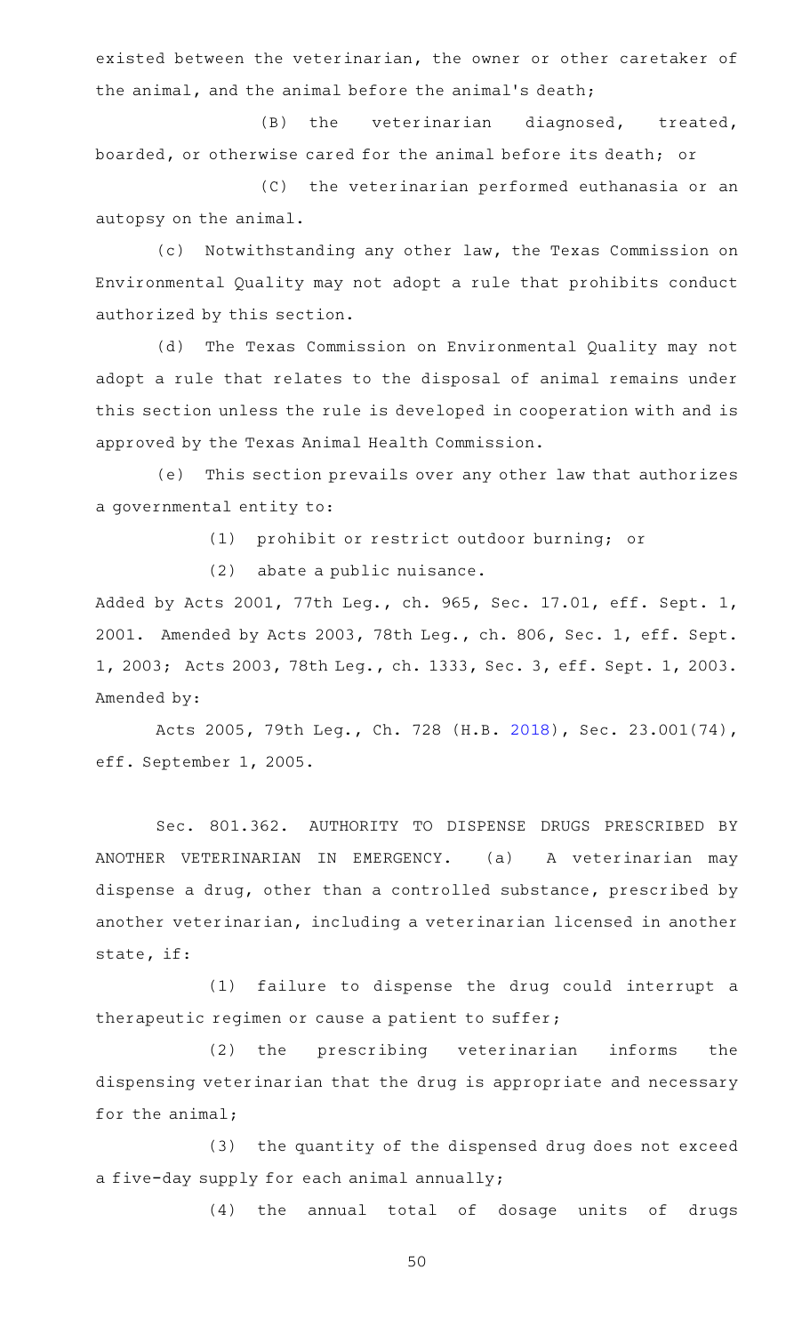existed between the veterinarian, the owner or other caretaker of the animal, and the animal before the animal's death;

(B) the veterinarian diagnosed, treated, boarded, or otherwise cared for the animal before its death; or

(C) the veterinarian performed euthanasia or an autopsy on the animal.

(c) Notwithstanding any other law, the Texas Commission on Environmental Quality may not adopt a rule that prohibits conduct authorized by this section.

(d) The Texas Commission on Environmental Quality may not adopt a rule that relates to the disposal of animal remains under this section unless the rule is developed in cooperation with and is approved by the Texas Animal Health Commission.

(e) This section prevails over any other law that authorizes a governmental entity to:

(1) prohibit or restrict outdoor burning; or

(2) abate a public nuisance.

Added by Acts 2001, 77th Leg., ch. 965, Sec. 17.01, eff. Sept. 1, 2001. Amended by Acts 2003, 78th Leg., ch. 806, Sec. 1, eff. Sept. 1, 2003; Acts 2003, 78th Leg., ch. 1333, Sec. 3, eff. Sept. 1, 2003. Amended by:

Acts 2005, 79th Leg., Ch. 728 (H.B. 2018), Sec. 23.001(74), eff. September 1, 2005.

Sec. 801.362. AUTHORITY TO DISPENSE DRUGS PRESCRIBED BY ANOTHER VETERINARIAN IN EMERGENCY. (a) A veterinarian may dispense a drug, other than a controlled substance, prescribed by another veterinarian, including a veterinarian licensed in another state, if:

(1) failure to dispense the drug could interrupt a therapeutic regimen or cause a patient to suffer;

(2) the prescribing veterinarian informs the dispensing veterinarian that the drug is appropriate and necessary for the animal;

(3) the quantity of the dispensed drug does not exceed a five-day supply for each animal annually;

(4) the annual total of dosage units of drugs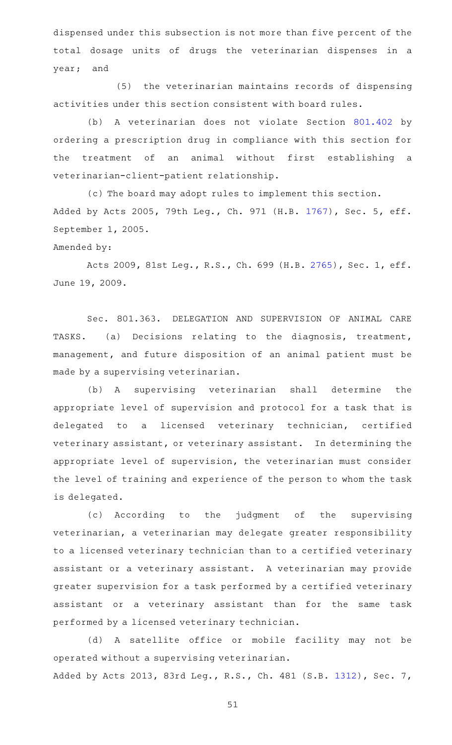dispensed under this subsection is not more than five percent of the total dosage units of drugs the veterinarian dispenses in a year; and

(5) the veterinarian maintains records of dispensing activities under this section consistent with board rules.

(b) A veterinarian does not violate Section 801.402 by ordering a prescription drug in compliance with this section for the treatment of an animal without first establishing a veterinarian-client-patient relationship.

(c) The board may adopt rules to implement this section.

Added by Acts 2005, 79th Leg., Ch. 971 (H.B. 1767), Sec. 5, eff. September 1, 2005.

Amended by:

Acts 2009, 81st Leg., R.S., Ch. 699 (H.B. 2765), Sec. 1, eff. June 19, 2009.

Sec. 801.363. DELEGATION AND SUPERVISION OF ANIMAL CARE TASKS. (a) Decisions relating to the diagnosis, treatment, management, and future disposition of an animal patient must be made by a supervising veterinarian.

(b) A supervising veterinarian shall determine the appropriate level of supervision and protocol for a task that is delegated to a licensed veterinary technician, certified veterinary assistant, or veterinary assistant. In determining the appropriate level of supervision, the veterinarian must consider the level of training and experience of the person to whom the task is delegated.

(c) According to the judgment of the supervising veterinarian, a veterinarian may delegate greater responsibility to a licensed veterinary technician than to a certified veterinary assistant or a veterinary assistant. A veterinarian may provide greater supervision for a task performed by a certified veterinary assistant or a veterinary assistant than for the same task performed by a licensed veterinary technician.

(d) A satellite office or mobile facility may not be operated without a supervising veterinarian.

Added by Acts 2013, 83rd Leg., R.S., Ch. 481 (S.B. 1312), Sec. 7,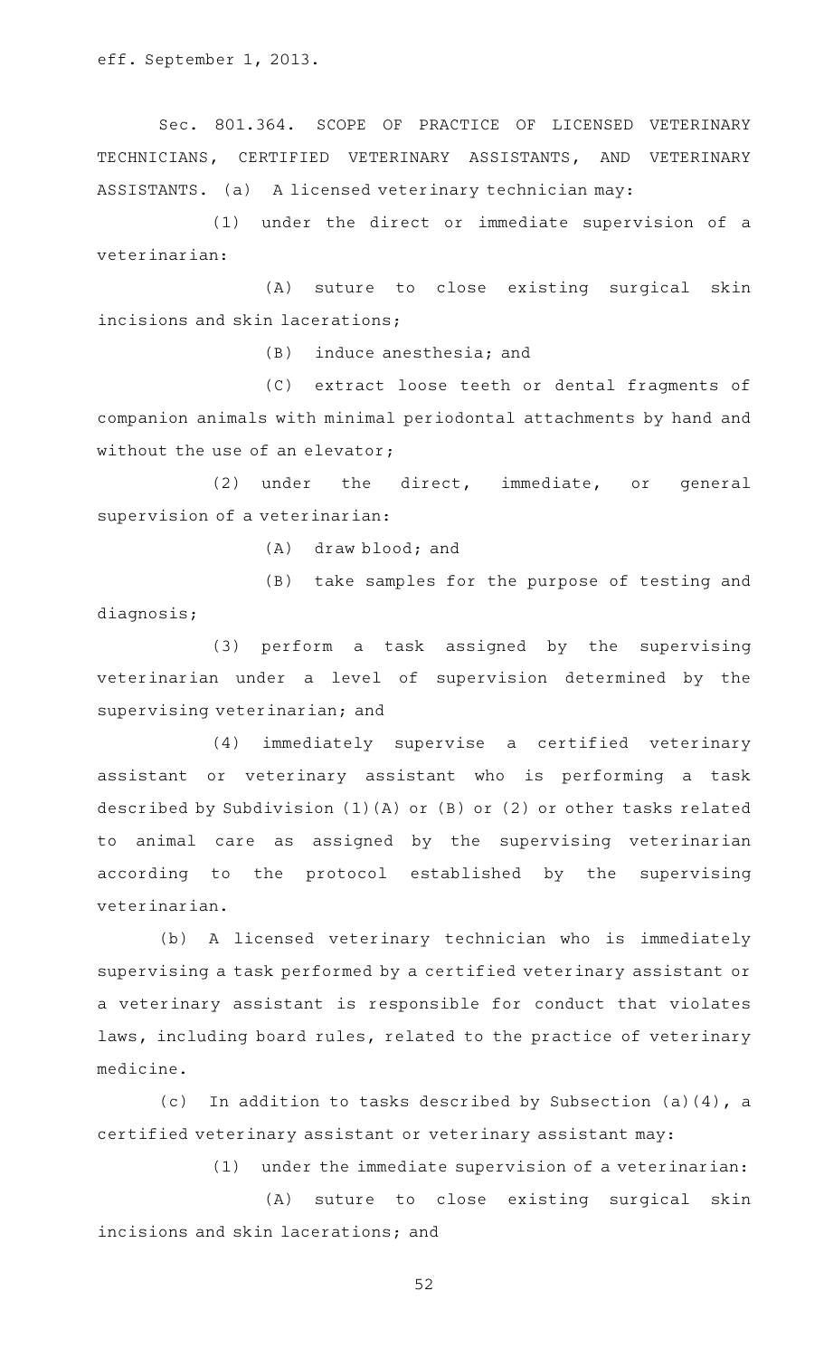eff. September 1, 2013.

Sec. 801.364. SCOPE OF PRACTICE OF LICENSED VETERINARY TECHNICIANS, CERTIFIED VETERINARY ASSISTANTS, AND VETERINARY ASSISTANTS. (a) A licensed veterinary technician may:

(1) under the direct or immediate supervision of a veterinarian:

(A) suture to close existing surgical skin incisions and skin lacerations;

(B) induce anesthesia; and

(C) extract loose teeth or dental fragments of companion animals with minimal periodontal attachments by hand and without the use of an elevator;

(2) under the direct, immediate, or general supervision of a veterinarian:

(A) draw blood; and

(B) take samples for the purpose of testing and diagnosis;

(3) perform a task assigned by the supervising veterinarian under a level of supervision determined by the supervising veterinarian; and

(4) immediately supervise a certified veterinary assistant or veterinary assistant who is performing a task described by Subdivision (1)(A) or (B) or (2) or other tasks related to animal care as assigned by the supervising veterinarian according to the protocol established by the supervising veterinarian.

(b) A licensed veterinary technician who is immediately supervising a task performed by a certified veterinary assistant or a veterinary assistant is responsible for conduct that violates laws, including board rules, related to the practice of veterinary medicine.

(c) In addition to tasks described by Subsection (a)(4), a certified veterinary assistant or veterinary assistant may:

(1) under the immediate supervision of a veterinarian:

(A) suture to close existing surgical skin incisions and skin lacerations; and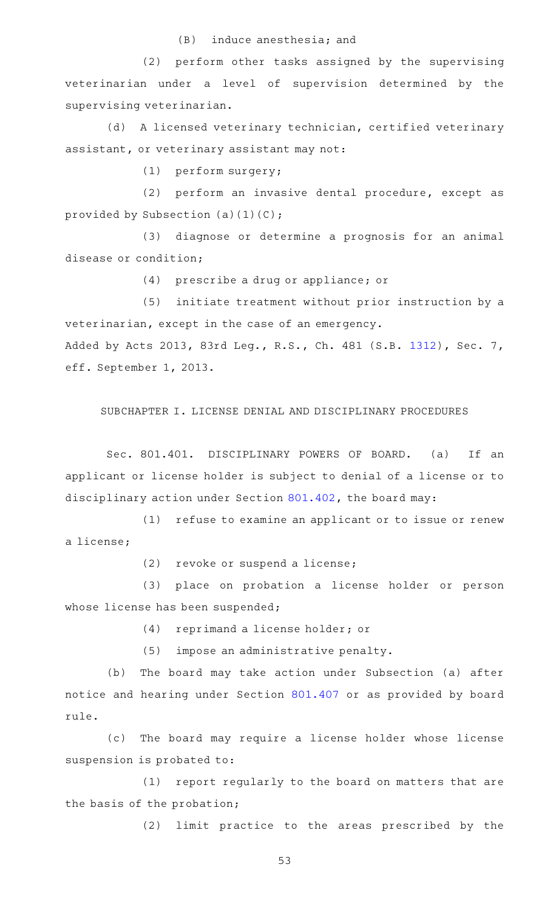(B) induce anesthesia; and

(2) perform other tasks assigned by the supervising veterinarian under a level of supervision determined by the supervising veterinarian.

(d) A licensed veterinary technician, certified veterinary assistant, or veterinary assistant may not:

(1) perform surgery;

(2) perform an invasive dental procedure, except as provided by Subsection (a)(1)(C);

(3) diagnose or determine a prognosis for an animal disease or condition;

(4) prescribe a drug or appliance; or

(5) initiate treatment without prior instruction by a veterinarian, except in the case of an emergency.

Added by Acts 2013, 83rd Leg., R.S., Ch. 481 (S.B. 1312), Sec. 7, eff. September 1, 2013.

## SUBCHAPTER I. LICENSE DENIAL AND DISCIPLINARY PROCEDURES

Sec. 801.401. DISCIPLINARY POWERS OF BOARD. (a) If an applicant or license holder is subject to denial of a license or to disciplinary action under Section 801.402, the board may:

(1) refuse to examine an applicant or to issue or renew a license;

(2) revoke or suspend a license;

(3) place on probation a license holder or person whose license has been suspended;

(4) reprimand a license holder; or

(5) impose an administrative penalty.

(b) The board may take action under Subsection (a) after notice and hearing under Section 801.407 or as provided by board rule.

(c) The board may require a license holder whose license suspension is probated to:

(1) report regularly to the board on matters that are the basis of the probation;

(2) limit practice to the areas prescribed by the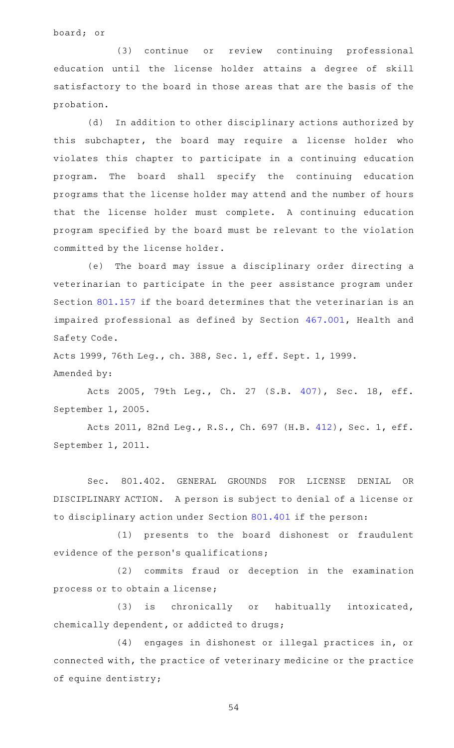board; or

(3) continue or review continuing professional education until the license holder attains a degree of skill satisfactory to the board in those areas that are the basis of the probation.

(d) In addition to other disciplinary actions authorized by this subchapter, the board may require a license holder who violates this chapter to participate in a continuing education program. The board shall specify the continuing education programs that the license holder may attend and the number of hours that the license holder must complete. A continuing education program specified by the board must be relevant to the violation committed by the license holder.

(e) The board may issue a disciplinary order directing a veterinarian to participate in the peer assistance program under Section 801.157 if the board determines that the veterinarian is an impaired professional as defined by Section 467.001, Health and Safety Code.

Acts 1999, 76th Leg., ch. 388, Sec. 1, eff. Sept. 1, 1999.
Amended by:

Acts 2005, 79th Leg., Ch. 27 (S.B. 407), Sec. 18, eff. September 1, 2005.

Acts 2011, 82nd Leg., R.S., Ch. 697 (H.B. 412), Sec. 1, eff. September 1, 2011.

Sec. 801.402. GENERAL GROUNDS FOR LICENSE DENIAL OR DISCIPLINARY ACTION. A person is subject to denial of a license or to disciplinary action under Section 801.401 if the person:

(1) presents to the board dishonest or fraudulent evidence of the person's qualifications;

(2) commits fraud or deception in the examination process or to obtain a license;

(3) is chronically or habitually intoxicated, chemically dependent, or addicted to drugs;

(4) engages in dishonest or illegal practices in, or connected with, the practice of veterinary medicine or the practice of equine dentistry;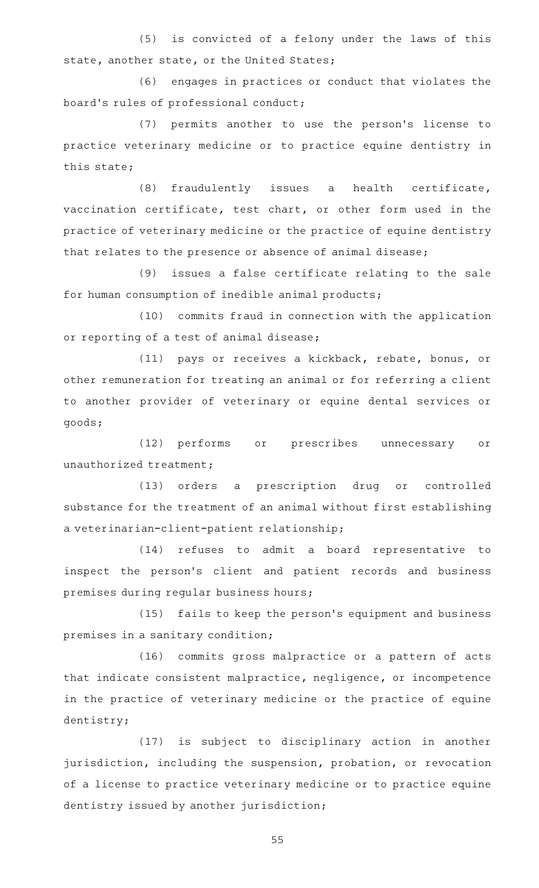(5) is convicted of a felony under the laws of this state, another state, or the United States;

(6) engages in practices or conduct that violates the board's rules of professional conduct;

(7) permits another to use the person's license to practice veterinary medicine or to practice equine dentistry in this state;

(8) fraudulently issues a health certificate, vaccination certificate, test chart, or other form used in the practice of veterinary medicine or the practice of equine dentistry that relates to the presence or absence of animal disease;

(9) issues a false certificate relating to the sale for human consumption of inedible animal products;

(10) commits fraud in connection with the application or reporting of a test of animal disease;

(11) pays or receives a kickback, rebate, bonus, or other remuneration for treating an animal or for referring a client to another provider of veterinary or equine dental services or goods;

(12) performs or prescribes unnecessary or unauthorized treatment;

(13) orders a prescription drug or controlled substance for the treatment of an animal without first establishing a veterinarian-client-patient relationship;

(14) refuses to admit a board representative to inspect the person's client and patient records and business premises during regular business hours;

(15) fails to keep the person's equipment and business premises in a sanitary condition;

(16) commits gross malpractice or a pattern of acts that indicate consistent malpractice, negligence, or incompetence in the practice of veterinary medicine or the practice of equine dentistry;

(17) is subject to disciplinary action in another jurisdiction, including the suspension, probation, or revocation of a license to practice veterinary medicine or to practice equine dentistry issued by another jurisdiction;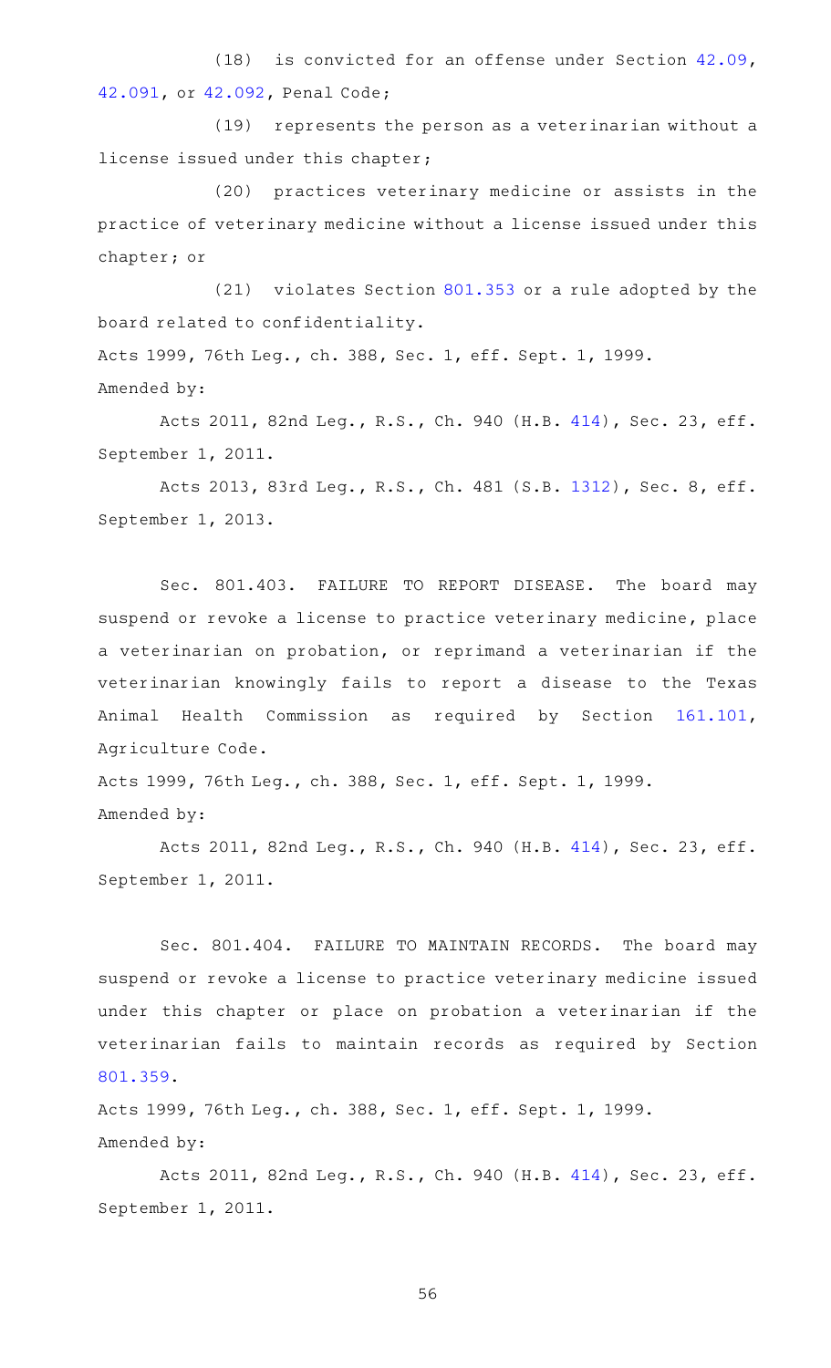(18) is convicted for an offense under Section 42.09, 42.091, or 42.092, Penal Code;

(19) represents the person as a veterinarian without a license issued under this chapter;

(20) practices veterinary medicine or assists in the practice of veterinary medicine without a license issued under this chapter; or

(21) violates Section 801.353 or a rule adopted by the board related to confidentiality.

Acts 1999, 76th Leg., ch. 388, Sec. 1, eff. Sept. 1, 1999.
Amended by:

Acts 2011, 82nd Leg., R.S., Ch. 940 (H.B. 414), Sec. 23, eff. September 1, 2011.

Acts 2013, 83rd Leg., R.S., Ch. 481 (S.B. 1312), Sec. 8, eff. September 1, 2013.

Sec. 801.403. FAILURE TO REPORT DISEASE. The board may suspend or revoke a license to practice veterinary medicine, place a veterinarian on probation, or reprimand a veterinarian if the veterinarian knowingly fails to report a disease to the Texas Animal Health Commission as required by Section 161.101, Agriculture Code.

Acts 1999, 76th Leg., ch. 388, Sec. 1, eff. Sept. 1, 1999.
Amended by:

Acts 2011, 82nd Leg., R.S., Ch. 940 (H.B. 414), Sec. 23, eff. September 1, 2011.

Sec. 801.404. FAILURE TO MAINTAIN RECORDS. The board may suspend or revoke a license to practice veterinary medicine issued under this chapter or place on probation a veterinarian if the veterinarian fails to maintain records as required by Section 801.359.

Acts 1999, 76th Leg., ch. 388, Sec. 1, eff. Sept. 1, 1999.
Amended by:

Acts 2011, 82nd Leg., R.S., Ch. 940 (H.B. 414), Sec. 23, eff. September 1, 2011.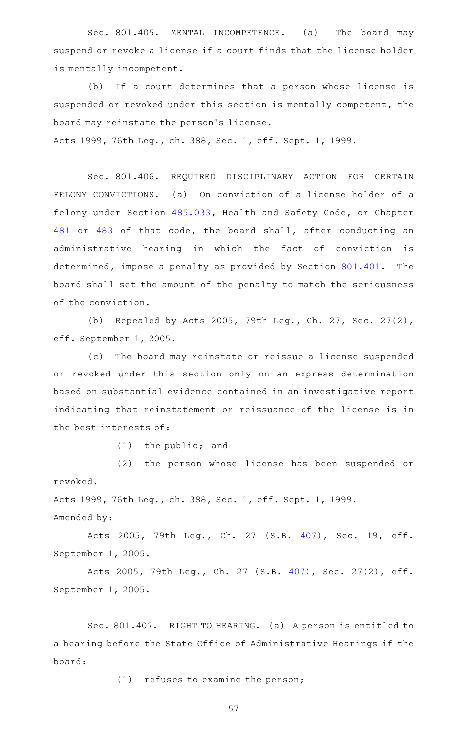Sec. 801.405. MENTAL INCOMPETENCE. (a) The board may suspend or revoke a license if a court finds that the license holder is mentally incompetent.

(b) If a court determines that a person whose license is suspended or revoked under this section is mentally competent, the board may reinstate the person's license.

Acts 1999, 76th Leg., ch. 388, Sec. 1, eff. Sept. 1, 1999.

Sec. 801.406. REQUIRED DISCIPLINARY ACTION FOR CERTAIN FELONY CONVICTIONS. (a) On conviction of a license holder of a felony under Section 485.033, Health and Safety Code, or Chapter 481 or 483 of that code, the board shall, after conducting an administrative hearing in which the fact of conviction is determined, impose a penalty as provided by Section 801.401. The board shall set the amount of the penalty to match the seriousness of the conviction.

(b) Repealed by Acts 2005, 79th Leg., Ch. 27, Sec. 27(2), eff. September 1, 2005.

(c) The board may reinstate or reissue a license suspended or revoked under this section only on an express determination based on substantial evidence contained in an investigative report indicating that reinstatement or reissuance of the license is in the best interests of:

(1) the public; and

(2) the person whose license has been suspended or revoked.

Acts 1999, 76th Leg., ch. 388, Sec. 1, eff. Sept. 1, 1999.
Amended by:

Acts 2005, 79th Leg., Ch. 27 (S.B. 407), Sec. 19, eff. September 1, 2005.

Acts 2005, 79th Leg., Ch. 27 (S.B. 407), Sec. 27(2), eff. September 1, 2005.

Sec. 801.407. RIGHT TO HEARING. (a) A person is entitled to a hearing before the State Office of Administrative Hearings if the board:

(1) refuses to examine the person;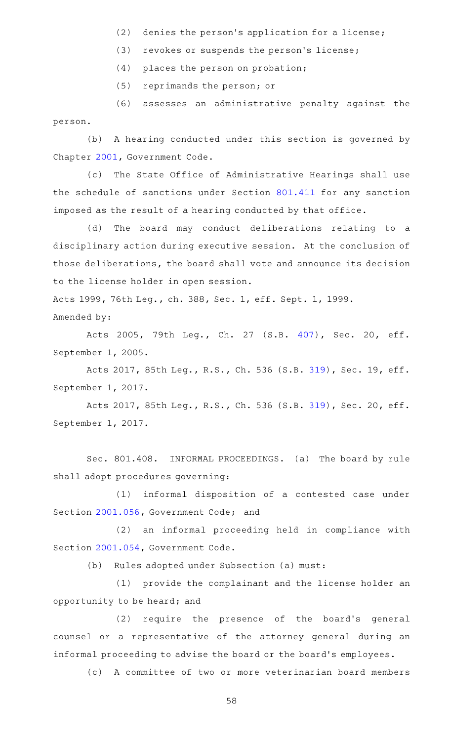(2) denies the person's application for a license;

(3) revokes or suspends the person's license;

(4) places the person on probation;

(5) reprimands the person; or

(6) assesses an administrative penalty against the person.

(b) A hearing conducted under this section is governed by Chapter 2001, Government Code.

(c) The State Office of Administrative Hearings shall use the schedule of sanctions under Section 801.411 for any sanction imposed as the result of a hearing conducted by that office.

(d) The board may conduct deliberations relating to a disciplinary action during executive session. At the conclusion of those deliberations, the board shall vote and announce its decision to the license holder in open session.

Acts 1999, 76th Leg., ch. 388, Sec. 1, eff. Sept. 1, 1999.

Amended by:

Acts 2005, 79th Leg., Ch. 27 (S.B. 407), Sec. 20, eff. September 1, 2005.

Acts 2017, 85th Leg., R.S., Ch. 536 (S.B. 319), Sec. 19, eff. September 1, 2017.

Acts 2017, 85th Leg., R.S., Ch. 536 (S.B. 319), Sec. 20, eff. September 1, 2017.

Sec. 801.408. INFORMAL PROCEEDINGS. (a) The board by rule shall adopt procedures governing:

(1) informal disposition of a contested case under Section 2001.056, Government Code; and

(2) an informal proceeding held in compliance with Section 2001.054, Government Code.

(b) Rules adopted under Subsection (a) must:

(1) provide the complainant and the license holder an opportunity to be heard; and

(2) require the presence of the board's general counsel or a representative of the attorney general during an informal proceeding to advise the board or the board's employees.

(c) A committee of two or more veterinarian board members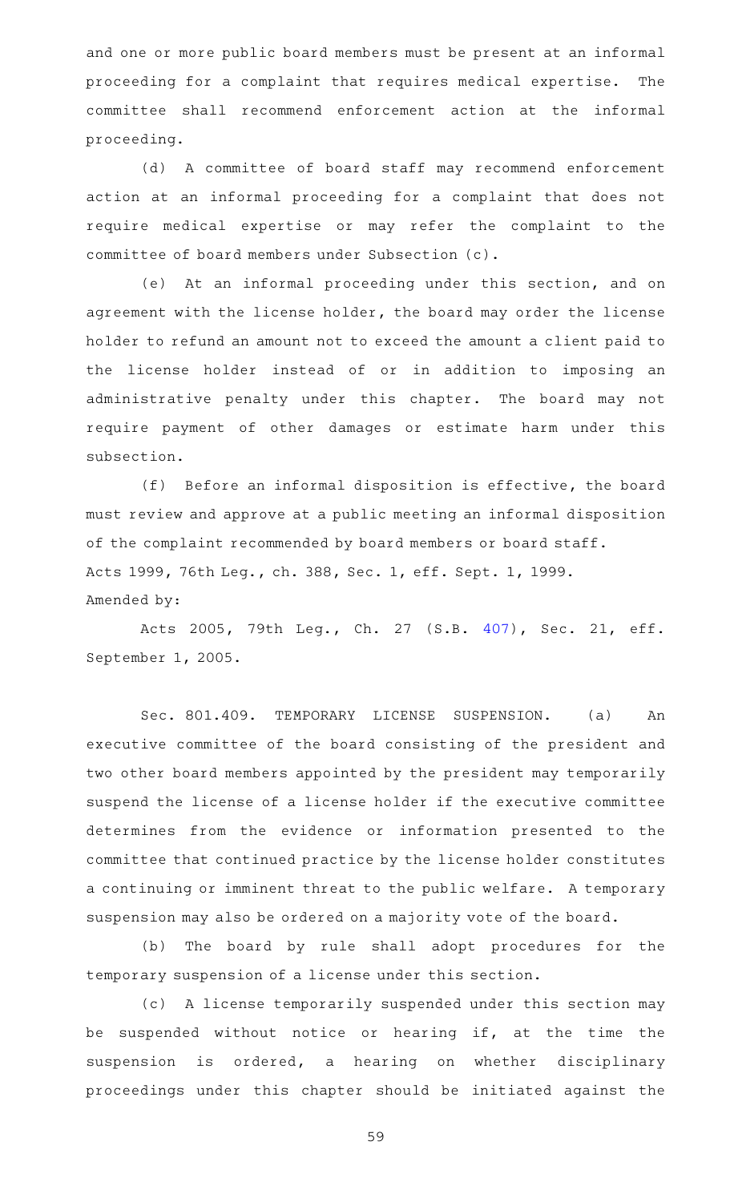and one or more public board members must be present at an informal proceeding for a complaint that requires medical expertise. The committee shall recommend enforcement action at the informal proceeding.

(d) A committee of board staff may recommend enforcement action at an informal proceeding for a complaint that does not require medical expertise or may refer the complaint to the committee of board members under Subsection (c).

(e) At an informal proceeding under this section, and on agreement with the license holder, the board may order the license holder to refund an amount not to exceed the amount a client paid to the license holder instead of or in addition to imposing an administrative penalty under this chapter. The board may not require payment of other damages or estimate harm under this subsection.

(f) Before an informal disposition is effective, the board must review and approve at a public meeting an informal disposition of the complaint recommended by board members or board staff.

Acts 1999, 76th Leg., ch. 388, Sec. 1, eff. Sept. 1, 1999.

Amended by:

Acts 2005, 79th Leg., Ch. 27 (S.B. 407), Sec. 21, eff. September 1, 2005.

Sec. 801.409. TEMPORARY LICENSE SUSPENSION. (a) An executive committee of the board consisting of the president and two other board members appointed by the president may temporarily suspend the license of a license holder if the executive committee determines from the evidence or information presented to the committee that continued practice by the license holder constitutes a continuing or imminent threat to the public welfare. A temporary suspension may also be ordered on a majority vote of the board.

(b) The board by rule shall adopt procedures for the temporary suspension of a license under this section.

(c) A license temporarily suspended under this section may be suspended without notice or hearing if, at the time the suspension is ordered, a hearing on whether disciplinary proceedings under this chapter should be initiated against the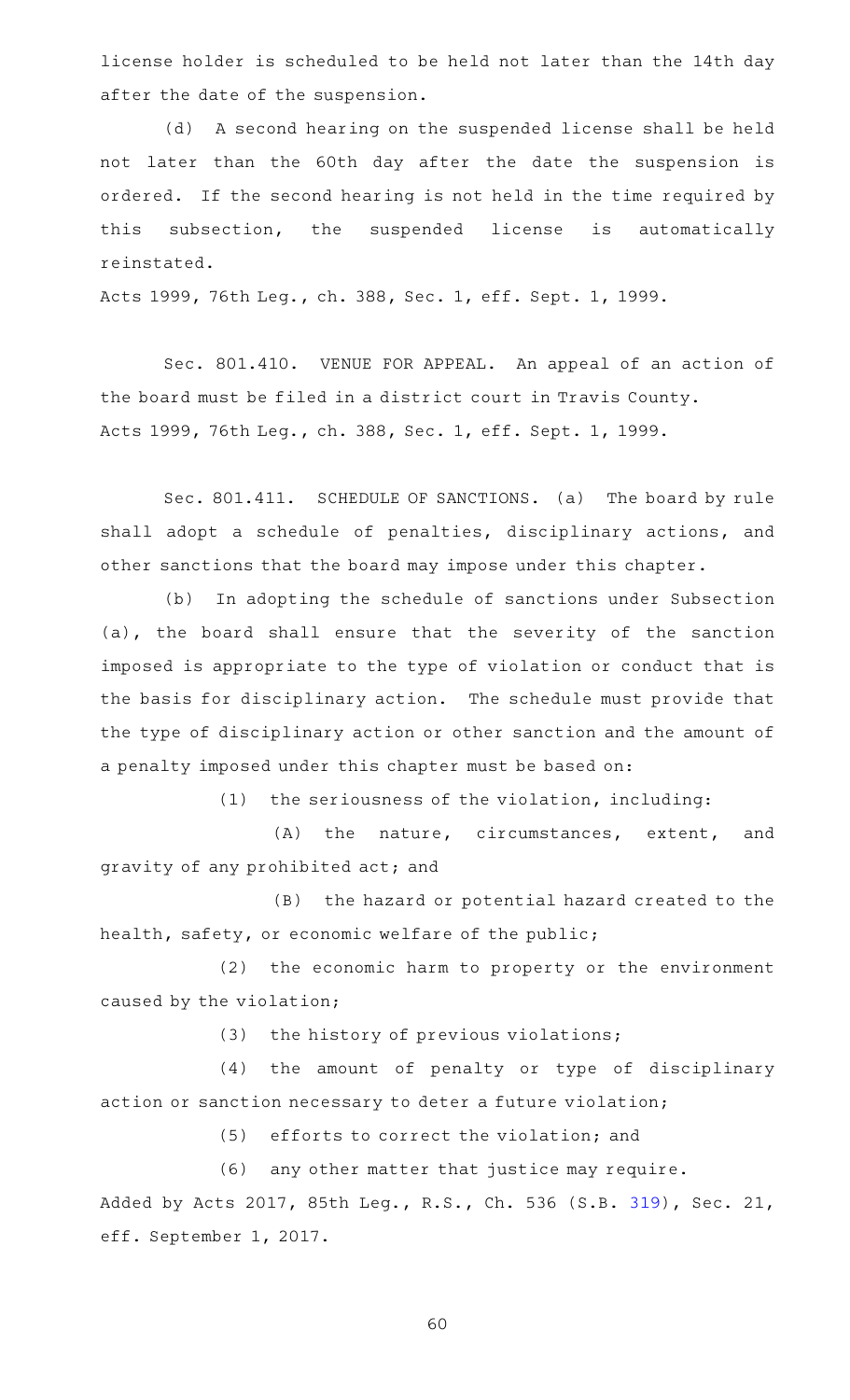license holder is scheduled to be held not later than the 14th day after the date of the suspension.

(d) A second hearing on the suspended license shall be held not later than the 60th day after the date the suspension is ordered. If the second hearing is not held in the time required by this subsection, the suspended license is automatically reinstated.

Acts 1999, 76th Leg., ch. 388, Sec. 1, eff. Sept. 1, 1999.

Sec. 801.410. VENUE FOR APPEAL. An appeal of an action of the board must be filed in a district court in Travis County.

Acts 1999, 76th Leg., ch. 388, Sec. 1, eff. Sept. 1, 1999.

Sec. 801.411. SCHEDULE OF SANCTIONS. (a) The board by rule shall adopt a schedule of penalties, disciplinary actions, and other sanctions that the board may impose under this chapter.

(b) In adopting the schedule of sanctions under Subsection (a), the board shall ensure that the severity of the sanction imposed is appropriate to the type of violation or conduct that is the basis for disciplinary action. The schedule must provide that the type of disciplinary action or other sanction and the amount of a penalty imposed under this chapter must be based on:

(1) the seriousness of the violation, including:

(A) the nature, circumstances, extent, and gravity of any prohibited act; and

(B) the hazard or potential hazard created to the health, safety, or economic welfare of the public;

(2) the economic harm to property or the environment caused by the violation;

(3) the history of previous violations;

(4) the amount of penalty or type of disciplinary action or sanction necessary to deter a future violation;

(5) efforts to correct the violation; and

(6) any other matter that justice may require.

Added by Acts 2017, 85th Leg., R.S., Ch. 536 (S.B. 319), Sec. 21, eff. September 1, 2017.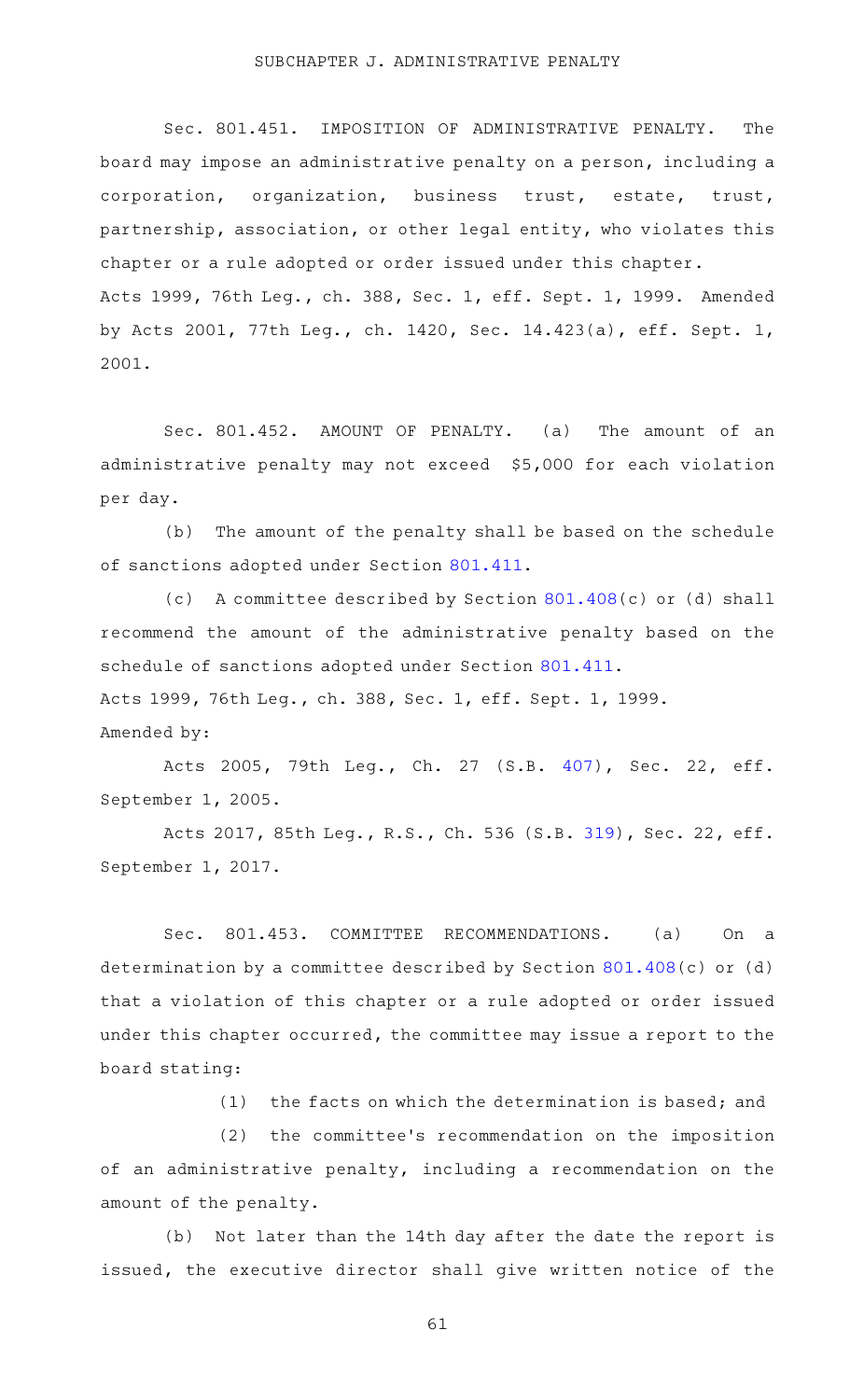## SUBCHAPTER J. ADMINISTRATIVE PENALTY

Sec. 801.451. IMPOSITION OF ADMINISTRATIVE PENALTY. The board may impose an administrative penalty on a person, including a corporation, organization, business trust, estate, trust, partnership, association, or other legal entity, who violates this chapter or a rule adopted or order issued under this chapter.

Acts 1999, 76th Leg., ch. 388, Sec. 1, eff. Sept. 1, 1999. Amended by Acts 2001, 77th Leg., ch. 1420, Sec. 14.423(a), eff. Sept. 1, 2001.

Sec. 801.452. AMOUNT OF PENALTY. (a) The amount of an administrative penalty may not exceed $5,000 for each violation per day.

(b) The amount of the penalty shall be based on the schedule of sanctions adopted under Section 801.411.

(c) A committee described by Section 801.408(c) or (d) shall recommend the amount of the administrative penalty based on the schedule of sanctions adopted under Section 801.411.

Acts 1999, 76th Leg., ch. 388, Sec. 1, eff. Sept. 1, 1999.

Amended by:

Acts 2005, 79th Leg., Ch. 27 (S.B. 407), Sec. 22, eff. September 1, 2005.

Acts 2017, 85th Leg., R.S., Ch. 536 (S.B. 319), Sec. 22, eff. September 1, 2017.

Sec. 801.453. COMMITTEE RECOMMENDATIONS. (a) On a determination by a committee described by Section 801.408(c) or (d) that a violation of this chapter or a rule adopted or order issued under this chapter occurred, the committee may issue a report to the board stating:

(1) the facts on which the determination is based; and

(2) the committee's recommendation on the imposition of an administrative penalty, including a recommendation on the amount of the penalty.

(b) Not later than the 14th day after the date the report is issued, the executive director shall give written notice of the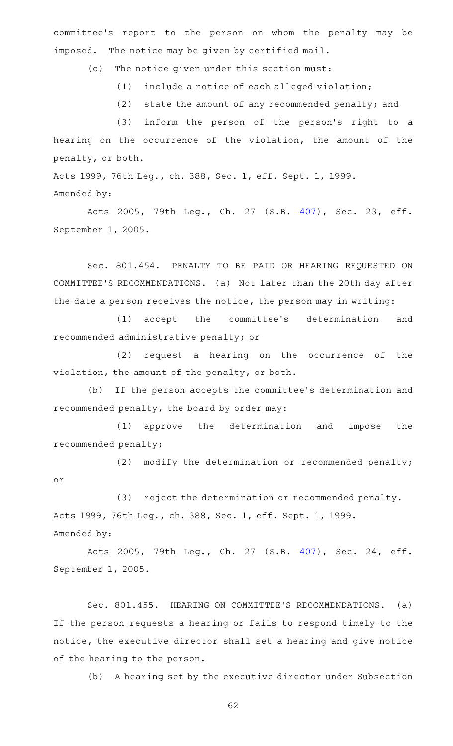committee's report to the person on whom the penalty may be imposed. The notice may be given by certified mail.

(c) The notice given under this section must:

(1) include a notice of each alleged violation;

(2) state the amount of any recommended penalty; and

(3) inform the person of the person's right to a hearing on the occurrence of the violation, the amount of the penalty, or both.

Acts 1999, 76th Leg., ch. 388, Sec. 1, eff. Sept. 1, 1999.

Amended by:

Acts 2005, 79th Leg., Ch. 27 (S.B. 407), Sec. 23, eff. September 1, 2005.

Sec. 801.454. PENALTY TO BE PAID OR HEARING REQUESTED ON COMMITTEE'S RECOMMENDATIONS. (a) Not later than the 20th day after the date a person receives the notice, the person may in writing:

(1) accept the committee's determination and recommended administrative penalty; or

(2) request a hearing on the occurrence of the violation, the amount of the penalty, or both.

(b) If the person accepts the committee's determination and recommended penalty, the board by order may:

(1) approve the determination and impose the recommended penalty;

(2) modify the determination or recommended penalty; or

(3) reject the determination or recommended penalty.

Acts 1999, 76th Leg., ch. 388, Sec. 1, eff. Sept. 1, 1999.

Amended by:

Acts 2005, 79th Leg., Ch. 27 (S.B. 407), Sec. 24, eff. September 1, 2005.

Sec. 801.455. HEARING ON COMMITTEE'S RECOMMENDATIONS. (a) If the person requests a hearing or fails to respond timely to the notice, the executive director shall set a hearing and give notice of the hearing to the person.

(b) A hearing set by the executive director under Subsection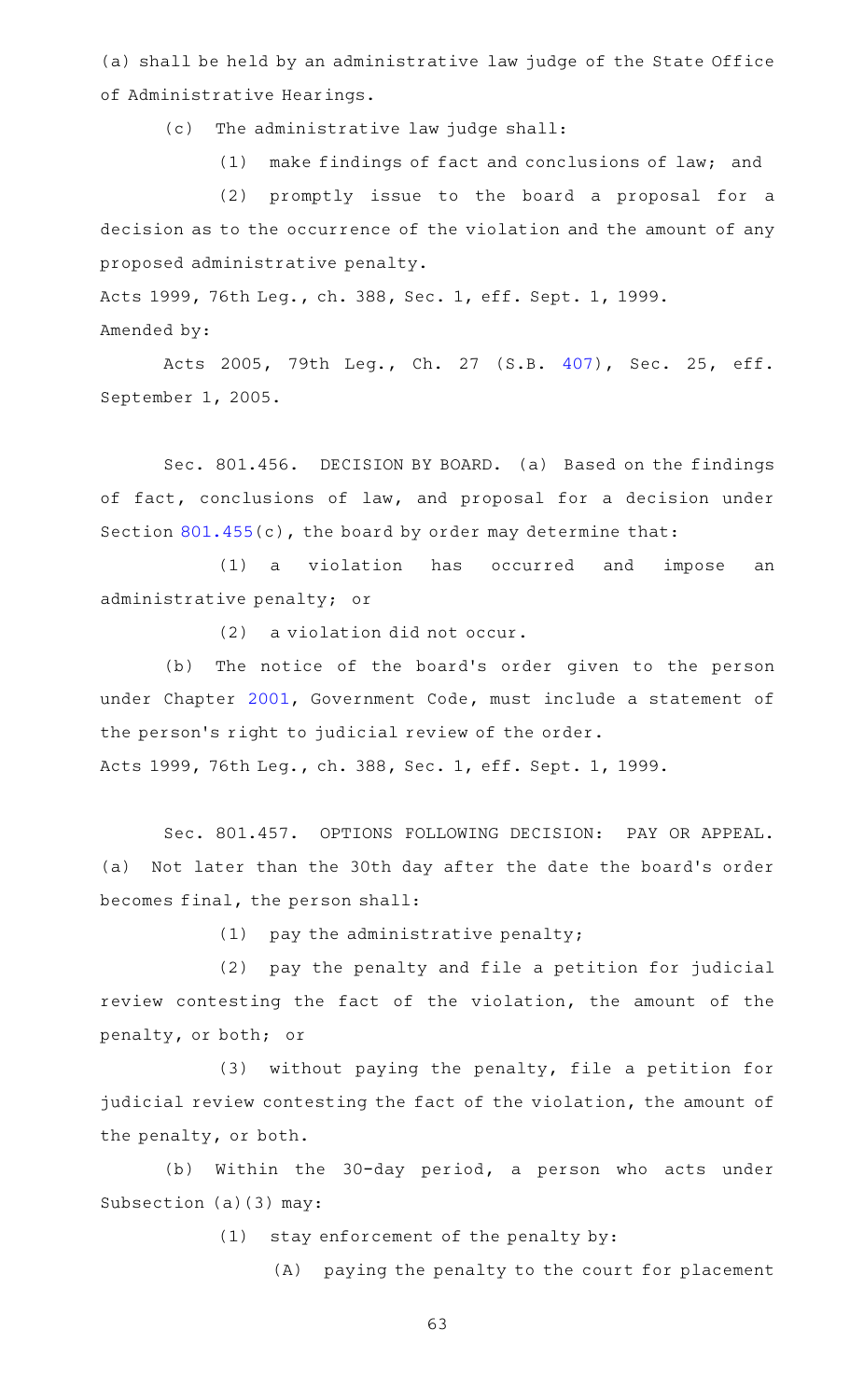(a) shall be held by an administrative law judge of the State Office of Administrative Hearings.

(c) The administrative law judge shall:

(1) make findings of fact and conclusions of law; and

(2) promptly issue to the board a proposal for a decision as to the occurrence of the violation and the amount of any proposed administrative penalty.

Acts 1999, 76th Leg., ch. 388, Sec. 1, eff. Sept. 1, 1999.

Amended by:

Acts 2005, 79th Leg., Ch. 27 (S.B. 407), Sec. 25, eff. September 1, 2005.

Sec. 801.456. DECISION BY BOARD. (a) Based on the findings of fact, conclusions of law, and proposal for a decision under Section 801.455(c), the board by order may determine that:

(1) a violation has occurred and impose an administrative penalty; or

(2) a violation did not occur.

(b) The notice of the board's order given to the person under Chapter 2001, Government Code, must include a statement of the person's right to judicial review of the order.

Acts 1999, 76th Leg., ch. 388, Sec. 1, eff. Sept. 1, 1999.

Sec. 801.457. OPTIONS FOLLOWING DECISION: PAY OR APPEAL. (a) Not later than the 30th day after the date the board's order becomes final, the person shall:

(1) pay the administrative penalty;

(2) pay the penalty and file a petition for judicial review contesting the fact of the violation, the amount of the penalty, or both; or

(3) without paying the penalty, file a petition for judicial review contesting the fact of the violation, the amount of the penalty, or both.

(b) Within the 30-day period, a person who acts under Subsection (a)(3) may:

(1) stay enforcement of the penalty by:

(A) paying the penalty to the court for placement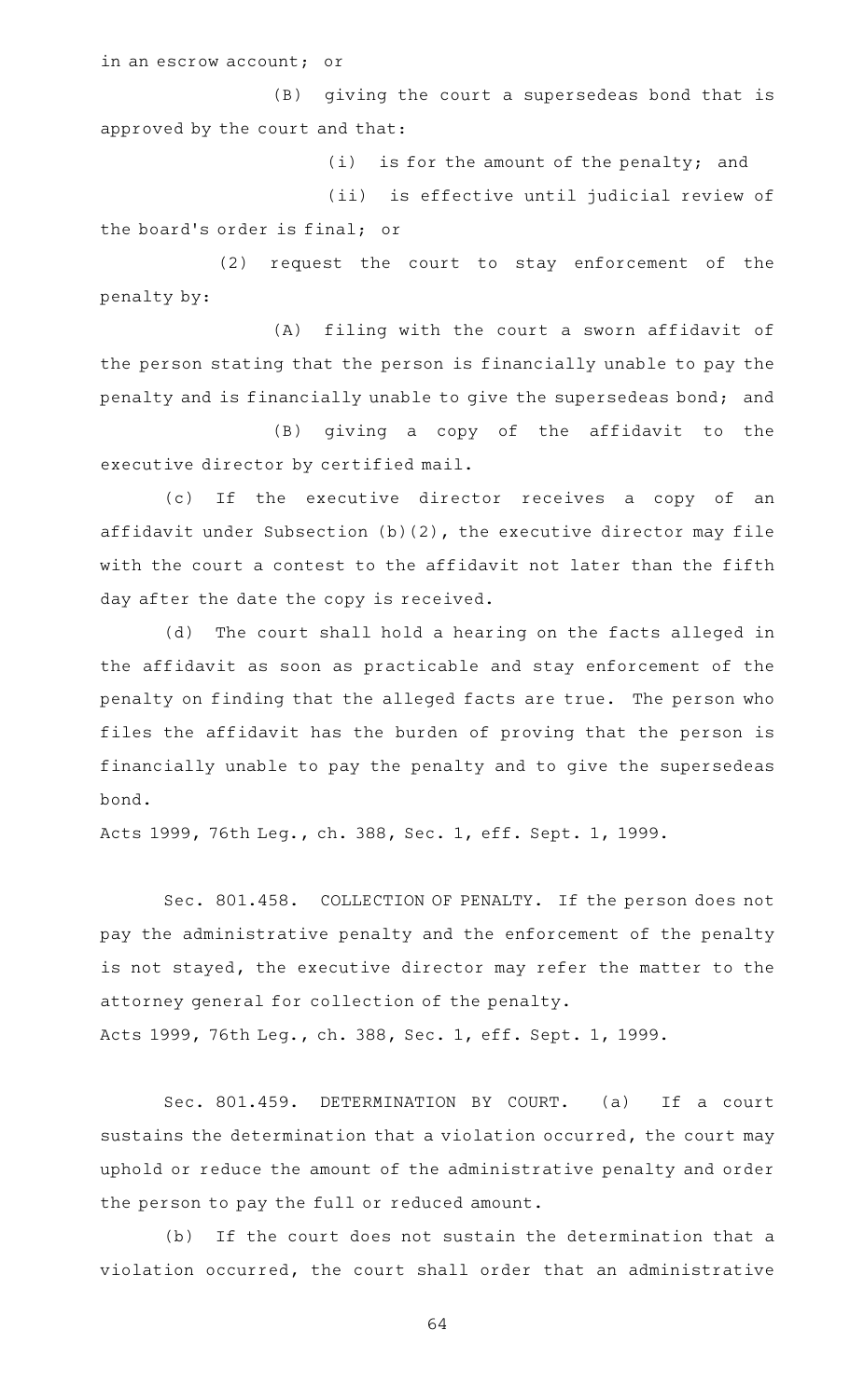in an escrow account; or

(B) giving the court a supersedeas bond that is approved by the court and that:

(i) is for the amount of the penalty; and

(ii) is effective until judicial review of the board's order is final; or

(2) request the court to stay enforcement of the penalty by:

(A) filing with the court a sworn affidavit of the person stating that the person is financially unable to pay the penalty and is financially unable to give the supersedeas bond; and

(B) giving a copy of the affidavit to the executive director by certified mail.

(c) If the executive director receives a copy of an affidavit under Subsection (b)(2), the executive director may file with the court a contest to the affidavit not later than the fifth day after the date the copy is received.

(d) The court shall hold a hearing on the facts alleged in the affidavit as soon as practicable and stay enforcement of the penalty on finding that the alleged facts are true. The person who files the affidavit has the burden of proving that the person is financially unable to pay the penalty and to give the supersedeas bond.

Acts 1999, 76th Leg., ch. 388, Sec. 1, eff. Sept. 1, 1999.

Sec. 801.458. COLLECTION OF PENALTY. If the person does not pay the administrative penalty and the enforcement of the penalty is not stayed, the executive director may refer the matter to the attorney general for collection of the penalty.

Acts 1999, 76th Leg., ch. 388, Sec. 1, eff. Sept. 1, 1999.

Sec. 801.459. DETERMINATION BY COURT. (a) If a court sustains the determination that a violation occurred, the court may uphold or reduce the amount of the administrative penalty and order the person to pay the full or reduced amount.

(b) If the court does not sustain the determination that a violation occurred, the court shall order that an administrative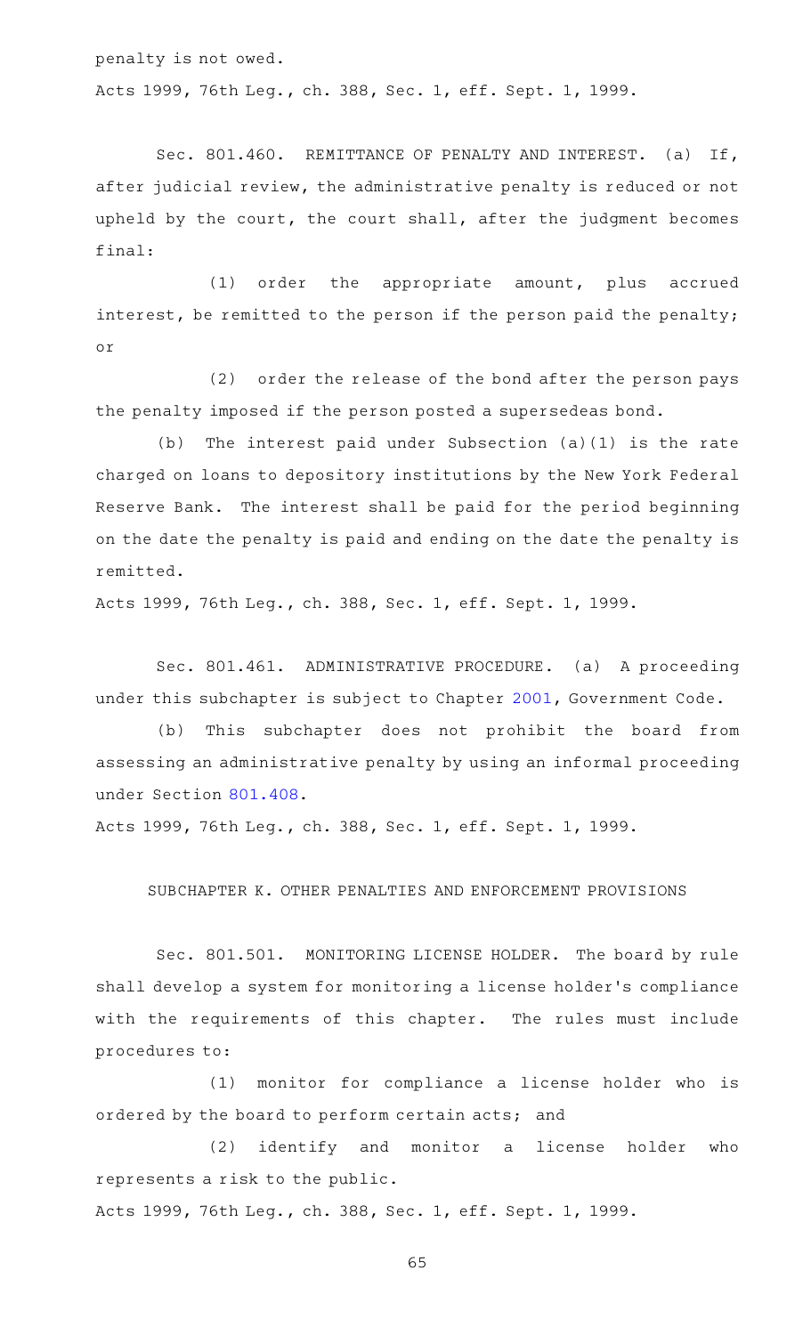penalty is not owed.

Acts 1999, 76th Leg., ch. 388, Sec. 1, eff. Sept. 1, 1999.

Sec. 801.460. REMITTANCE OF PENALTY AND INTEREST. (a) If, after judicial review, the administrative penalty is reduced or not upheld by the court, the court shall, after the judgment becomes final:

(1) order the appropriate amount, plus accrued interest, be remitted to the person if the person paid the penalty; or

(2) order the release of the bond after the person pays the penalty imposed if the person posted a supersedeas bond.

(b) The interest paid under Subsection (a)(1) is the rate charged on loans to depository institutions by the New York Federal Reserve Bank. The interest shall be paid for the period beginning on the date the penalty is paid and ending on the date the penalty is remitted.

Acts 1999, 76th Leg., ch. 388, Sec. 1, eff. Sept. 1, 1999.

Sec. 801.461. ADMINISTRATIVE PROCEDURE. (a) A proceeding under this subchapter is subject to Chapter 2001, Government Code.

(b) This subchapter does not prohibit the board from assessing an administrative penalty by using an informal proceeding under Section 801.408.

Acts 1999, 76th Leg., ch. 388, Sec. 1, eff. Sept. 1, 1999.

## SUBCHAPTER K. OTHER PENALTIES AND ENFORCEMENT PROVISIONS

Sec. 801.501. MONITORING LICENSE HOLDER. The board by rule shall develop a system for monitoring a license holder's compliance with the requirements of this chapter. The rules must include procedures to:

(1) monitor for compliance a license holder who is ordered by the board to perform certain acts; and

(2) identify and monitor a license holder who represents a risk to the public.

Acts 1999, 76th Leg., ch. 388, Sec. 1, eff. Sept. 1, 1999.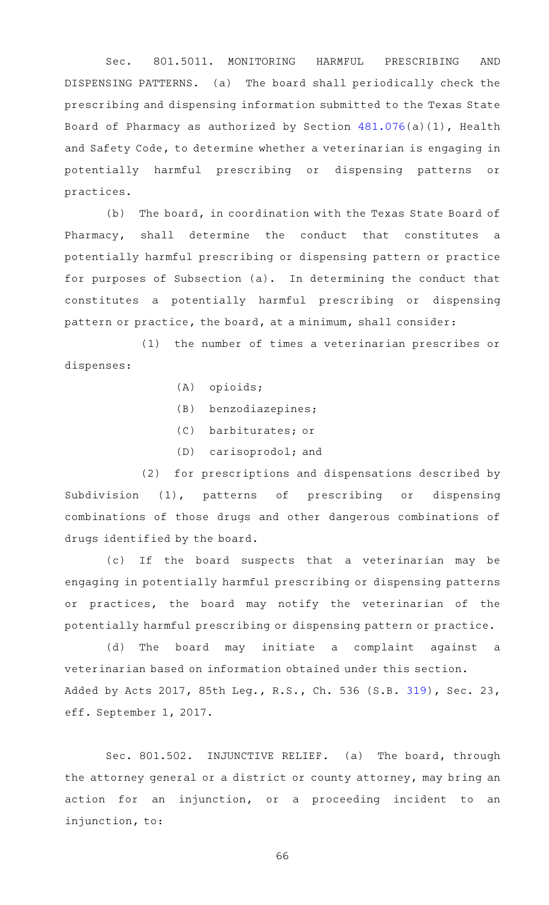Sec. 801.5011. MONITORING HARMFUL PRESCRIBING AND DISPENSING PATTERNS. (a) The board shall periodically check the prescribing and dispensing information submitted to the Texas State Board of Pharmacy as authorized by Section 481.076(a)(1), Health and Safety Code, to determine whether a veterinarian is engaging in potentially harmful prescribing or dispensing patterns or practices.

(b) The board, in coordination with the Texas State Board of Pharmacy, shall determine the conduct that constitutes a potentially harmful prescribing or dispensing pattern or practice for purposes of Subsection (a). In determining the conduct that constitutes a potentially harmful prescribing or dispensing pattern or practice, the board, at a minimum, shall consider:

(1) the number of times a veterinarian prescribes or dispenses:

(A) opioids;

(B) benzodiazepines;

(C) barbiturates; or

(D) carisoprodol; and

(2) for prescriptions and dispensations described by Subdivision (1), patterns of prescribing or dispensing combinations of those drugs and other dangerous combinations of drugs identified by the board.

(c) If the board suspects that a veterinarian may be engaging in potentially harmful prescribing or dispensing patterns or practices, the board may notify the veterinarian of the potentially harmful prescribing or dispensing pattern or practice.

(d) The board may initiate a complaint against a veterinarian based on information obtained under this section.

Added by Acts 2017, 85th Leg., R.S., Ch. 536 (S.B. 319), Sec. 23, eff. September 1, 2017.

Sec. 801.502. INJUNCTIVE RELIEF. (a) The board, through the attorney general or a district or county attorney, may bring an action for an injunction, or a proceeding incident to an injunction, to: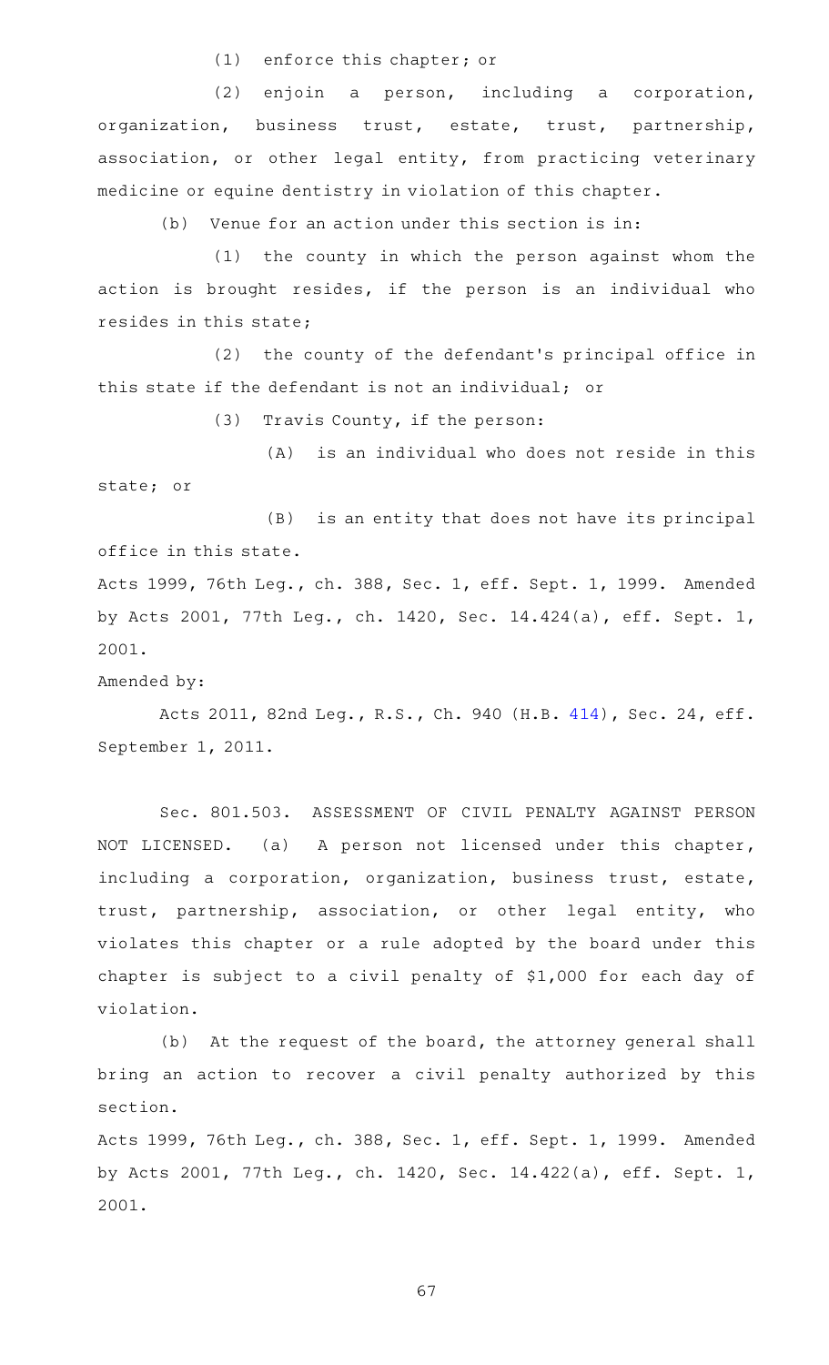(1) enforce this chapter; or

(2) enjoin a person, including a corporation, organization, business trust, estate, trust, partnership, association, or other legal entity, from practicing veterinary medicine or equine dentistry in violation of this chapter.

(b) Venue for an action under this section is in:

(1) the county in which the person against whom the action is brought resides, if the person is an individual who resides in this state;

(2) the county of the defendant's principal office in this state if the defendant is not an individual; or

(3) Travis County, if the person:

(A) is an individual who does not reside in this state; or

(B) is an entity that does not have its principal office in this state.

Acts 1999, 76th Leg., ch. 388, Sec. 1, eff. Sept. 1, 1999. Amended by Acts 2001, 77th Leg., ch. 1420, Sec. 14.424(a), eff. Sept. 1, 2001.

Amended by:

Acts 2011, 82nd Leg., R.S., Ch. 940 (H.B. 414), Sec. 24, eff. September 1, 2011.

Sec. 801.503. ASSESSMENT OF CIVIL PENALTY AGAINST PERSON NOT LICENSED. (a) A person not licensed under this chapter, including a corporation, organization, business trust, estate, trust, partnership, association, or other legal entity, who violates this chapter or a rule adopted by the board under this chapter is subject to a civil penalty of $1,000 for each day of violation.

(b) At the request of the board, the attorney general shall bring an action to recover a civil penalty authorized by this section.

Acts 1999, 76th Leg., ch. 388, Sec. 1, eff. Sept. 1, 1999. Amended by Acts 2001, 77th Leg., ch. 1420, Sec. 14.422(a), eff. Sept. 1, 2001.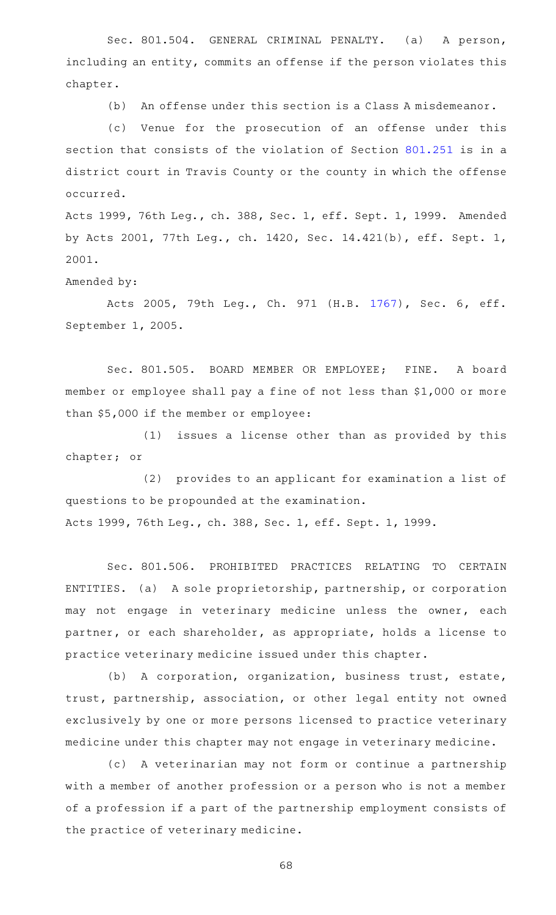Sec. 801.504. GENERAL CRIMINAL PENALTY. (a) A person, including an entity, commits an offense if the person violates this chapter.

(b) An offense under this section is a Class A misdemeanor.

(c) Venue for the prosecution of an offense under this section that consists of the violation of Section 801.251 is in a district court in Travis County or the county in which the offense occurred.

Acts 1999, 76th Leg., ch. 388, Sec. 1, eff. Sept. 1, 1999. Amended by Acts 2001, 77th Leg., ch. 1420, Sec. 14.421(b), eff. Sept. 1, 2001.

Amended by:

Acts 2005, 79th Leg., Ch. 971 (H.B. 1767), Sec. 6, eff. September 1, 2005.

Sec. 801.505. BOARD MEMBER OR EMPLOYEE; FINE. A board member or employee shall pay a fine of not less than $1,000 or more than $5,000 if the member or employee:

(1) issues a license other than as provided by this chapter; or

(2) provides to an applicant for examination a list of questions to be propounded at the examination.

Acts 1999, 76th Leg., ch. 388, Sec. 1, eff. Sept. 1, 1999.

Sec. 801.506. PROHIBITED PRACTICES RELATING TO CERTAIN ENTITIES. (a) A sole proprietorship, partnership, or corporation may not engage in veterinary medicine unless the owner, each partner, or each shareholder, as appropriate, holds a license to practice veterinary medicine issued under this chapter.

(b) A corporation, organization, business trust, estate, trust, partnership, association, or other legal entity not owned exclusively by one or more persons licensed to practice veterinary medicine under this chapter may not engage in veterinary medicine.

(c) A veterinarian may not form or continue a partnership with a member of another profession or a person who is not a member of a profession if a part of the partnership employment consists of the practice of veterinary medicine.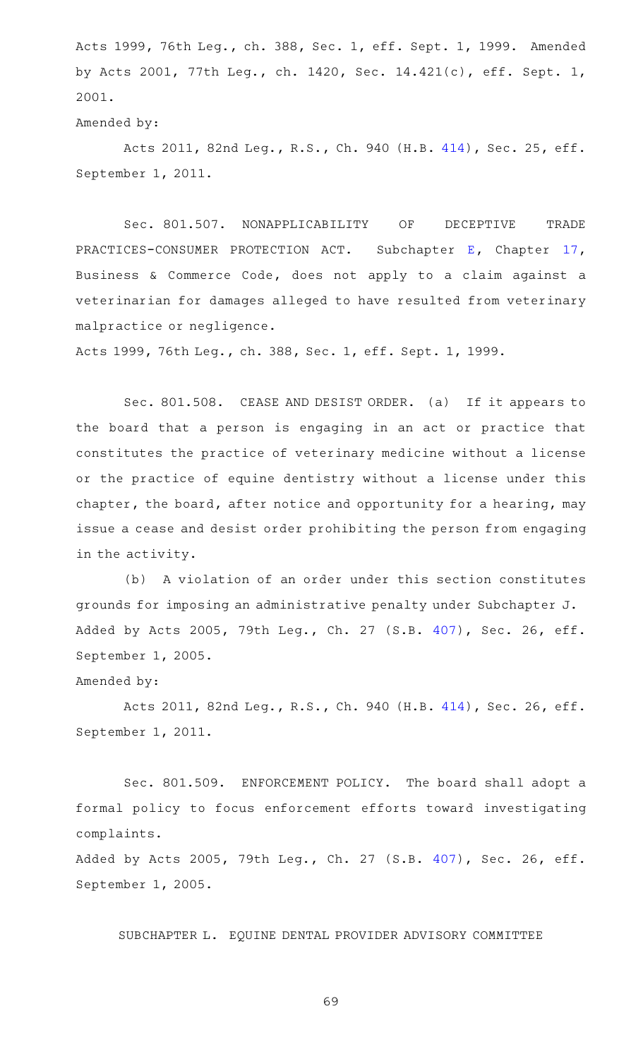Acts 1999, 76th Leg., ch. 388, Sec. 1, eff. Sept. 1, 1999. Amended by Acts 2001, 77th Leg., ch. 1420, Sec. 14.421(c), eff. Sept. 1, 2001.

Amended by:

Acts 2011, 82nd Leg., R.S., Ch. 940 (H.B. 414), Sec. 25, eff. September 1, 2011.

Sec. 801.507. NONAPPLICABILITY OF DECEPTIVE TRADE PRACTICES-CONSUMER PROTECTION ACT. Subchapter E, Chapter 17, Business & Commerce Code, does not apply to a claim against a veterinarian for damages alleged to have resulted from veterinary malpractice or negligence.

Acts 1999, 76th Leg., ch. 388, Sec. 1, eff. Sept. 1, 1999.

Sec. 801.508. CEASE AND DESIST ORDER. (a) If it appears to the board that a person is engaging in an act or practice that constitutes the practice of veterinary medicine without a license or the practice of equine dentistry without a license under this chapter, the board, after notice and opportunity for a hearing, may issue a cease and desist order prohibiting the person from engaging in the activity.

(b) A violation of an order under this section constitutes grounds for imposing an administrative penalty under Subchapter J.

Added by Acts 2005, 79th Leg., Ch. 27 (S.B. 407), Sec. 26, eff. September 1, 2005.

Amended by:

Acts 2011, 82nd Leg., R.S., Ch. 940 (H.B. 414), Sec. 26, eff. September 1, 2011.

Sec. 801.509. ENFORCEMENT POLICY. The board shall adopt a formal policy to focus enforcement efforts toward investigating complaints.

Added by Acts 2005, 79th Leg., Ch. 27 (S.B. 407), Sec. 26, eff. September 1, 2005.

SUBCHAPTER L. EQUINE DENTAL PROVIDER ADVISORY COMMITTEE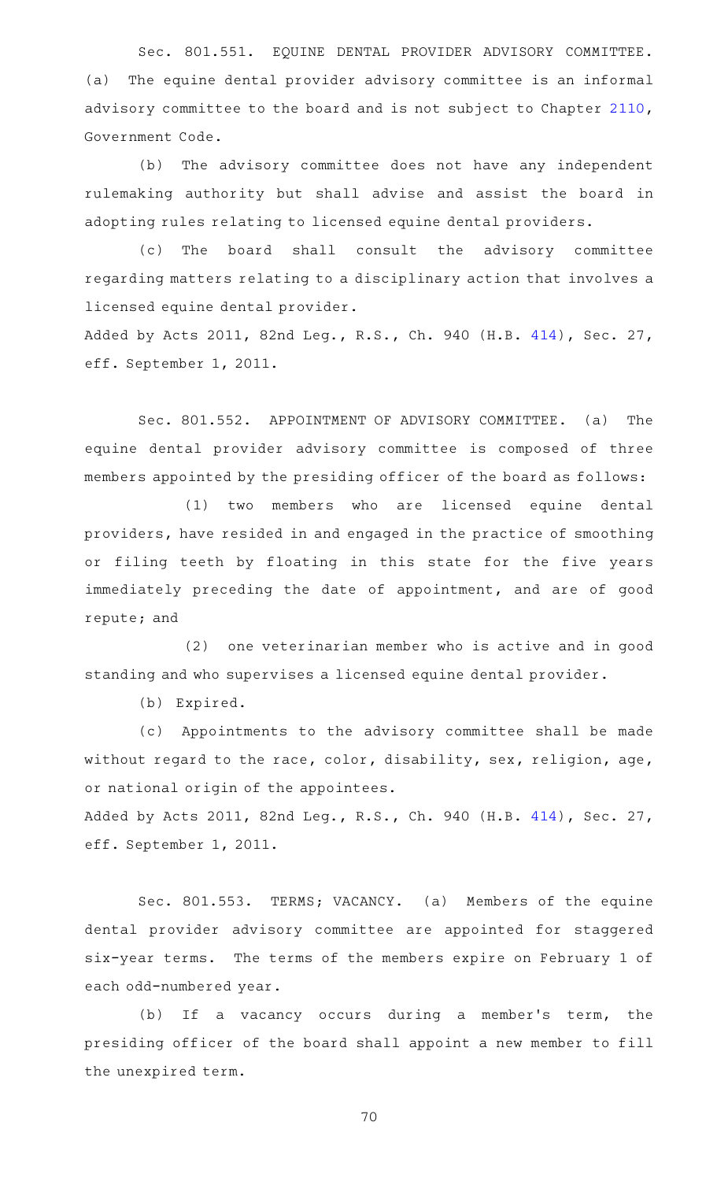Sec. 801.551. EQUINE DENTAL PROVIDER ADVISORY COMMITTEE. (a) The equine dental provider advisory committee is an informal advisory committee to the board and is not subject to Chapter 2110, Government Code.

(b) The advisory committee does not have any independent rulemaking authority but shall advise and assist the board in adopting rules relating to licensed equine dental providers.

(c) The board shall consult the advisory committee regarding matters relating to a disciplinary action that involves a licensed equine dental provider.

Added by Acts 2011, 82nd Leg., R.S., Ch. 940 (H.B. 414), Sec. 27, eff. September 1, 2011.

Sec. 801.552. APPOINTMENT OF ADVISORY COMMITTEE. (a) The equine dental provider advisory committee is composed of three members appointed by the presiding officer of the board as follows:

(1) two members who are licensed equine dental providers, have resided in and engaged in the practice of smoothing or filing teeth by floating in this state for the five years immediately preceding the date of appointment, and are of good repute; and

(2) one veterinarian member who is active and in good standing and who supervises a licensed equine dental provider.

(b) Expired.

(c) Appointments to the advisory committee shall be made without regard to the race, color, disability, sex, religion, age, or national origin of the appointees.

Added by Acts 2011, 82nd Leg., R.S., Ch. 940 (H.B. 414), Sec. 27, eff. September 1, 2011.

Sec. 801.553. TERMS; VACANCY. (a) Members of the equine dental provider advisory committee are appointed for staggered six-year terms. The terms of the members expire on February 1 of each odd-numbered year.

(b) If a vacancy occurs during a member's term, the presiding officer of the board shall appoint a new member to fill the unexpired term.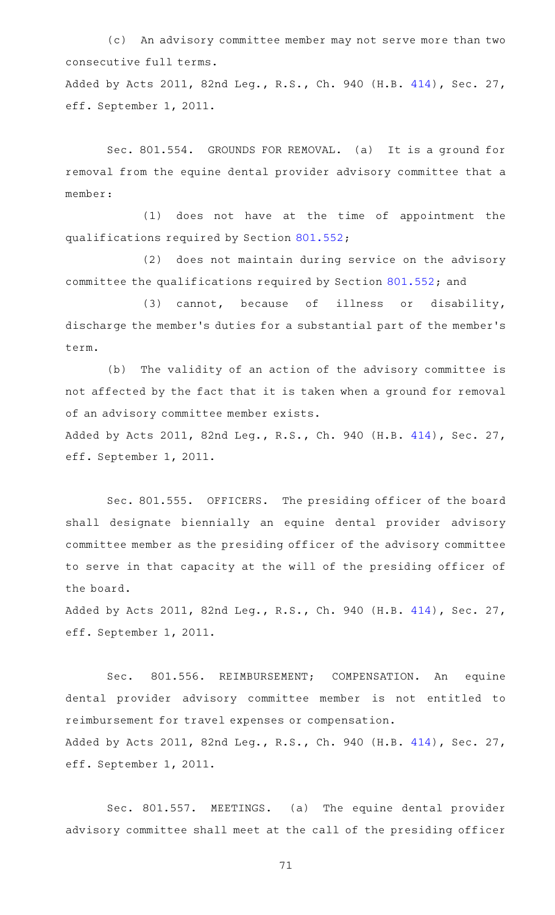(c) An advisory committee member may not serve more than two consecutive full terms.

Added by Acts 2011, 82nd Leg., R.S., Ch. 940 (H.B. 414), Sec. 27, eff. September 1, 2011.

Sec. 801.554. GROUNDS FOR REMOVAL. (a) It is a ground for removal from the equine dental provider advisory committee that a member:

(1) does not have at the time of appointment the qualifications required by Section 801.552;

(2) does not maintain during service on the advisory committee the qualifications required by Section 801.552; and

(3) cannot, because of illness or disability, discharge the member's duties for a substantial part of the member's term.

(b) The validity of an action of the advisory committee is not affected by the fact that it is taken when a ground for removal of an advisory committee member exists.

Added by Acts 2011, 82nd Leg., R.S., Ch. 940 (H.B. 414), Sec. 27, eff. September 1, 2011.

Sec. 801.555. OFFICERS. The presiding officer of the board shall designate biennially an equine dental provider advisory committee member as the presiding officer of the advisory committee to serve in that capacity at the will of the presiding officer of the board.

Added by Acts 2011, 82nd Leg., R.S., Ch. 940 (H.B. 414), Sec. 27, eff. September 1, 2011.

Sec. 801.556. REIMBURSEMENT; COMPENSATION. An equine dental provider advisory committee member is not entitled to reimbursement for travel expenses or compensation.

Added by Acts 2011, 82nd Leg., R.S., Ch. 940 (H.B. 414), Sec. 27, eff. September 1, 2011.

Sec. 801.557. MEETINGS. (a) The equine dental provider advisory committee shall meet at the call of the presiding officer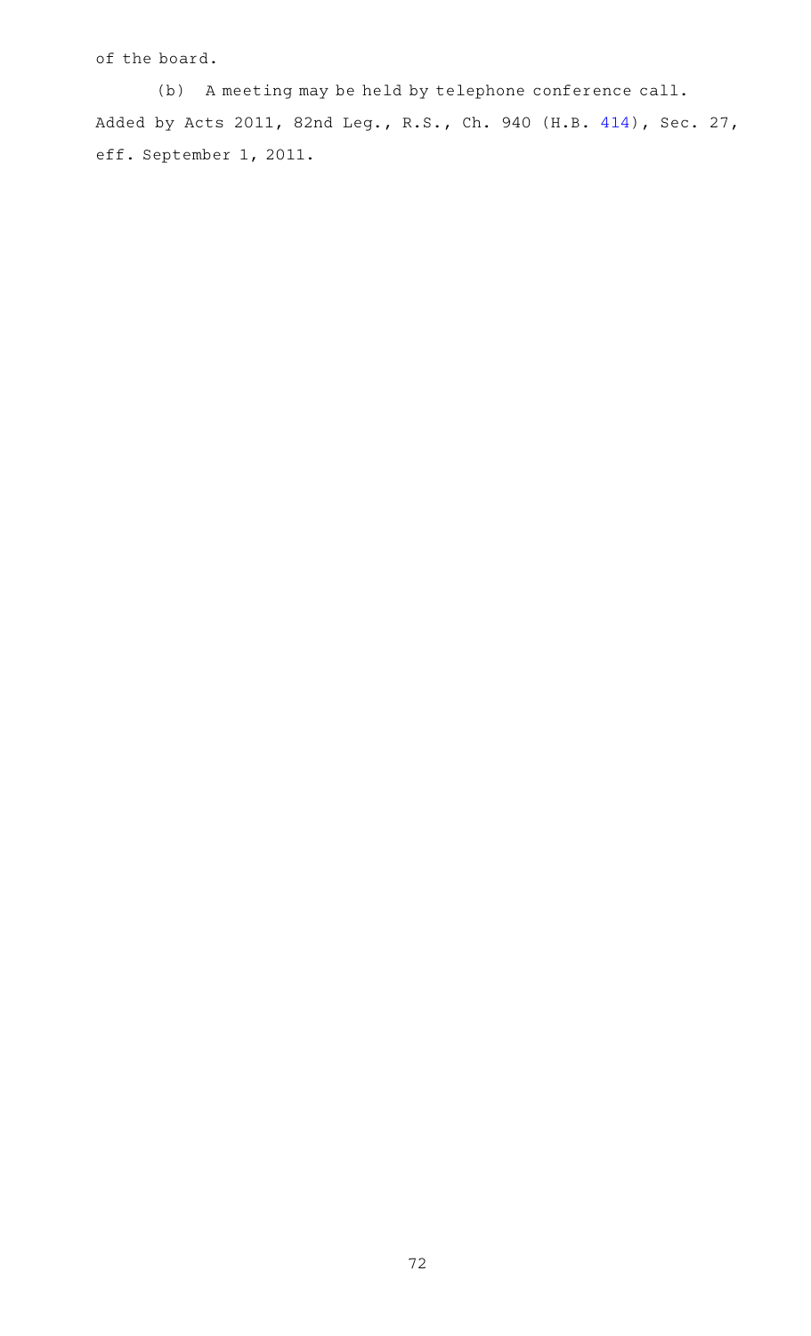of the board.

(b) A meeting may be held by telephone conference call.

Added by Acts 2011, 82nd Leg., R.S., Ch. 940 (H.B. 414), Sec. 27, eff. September 1, 2011.